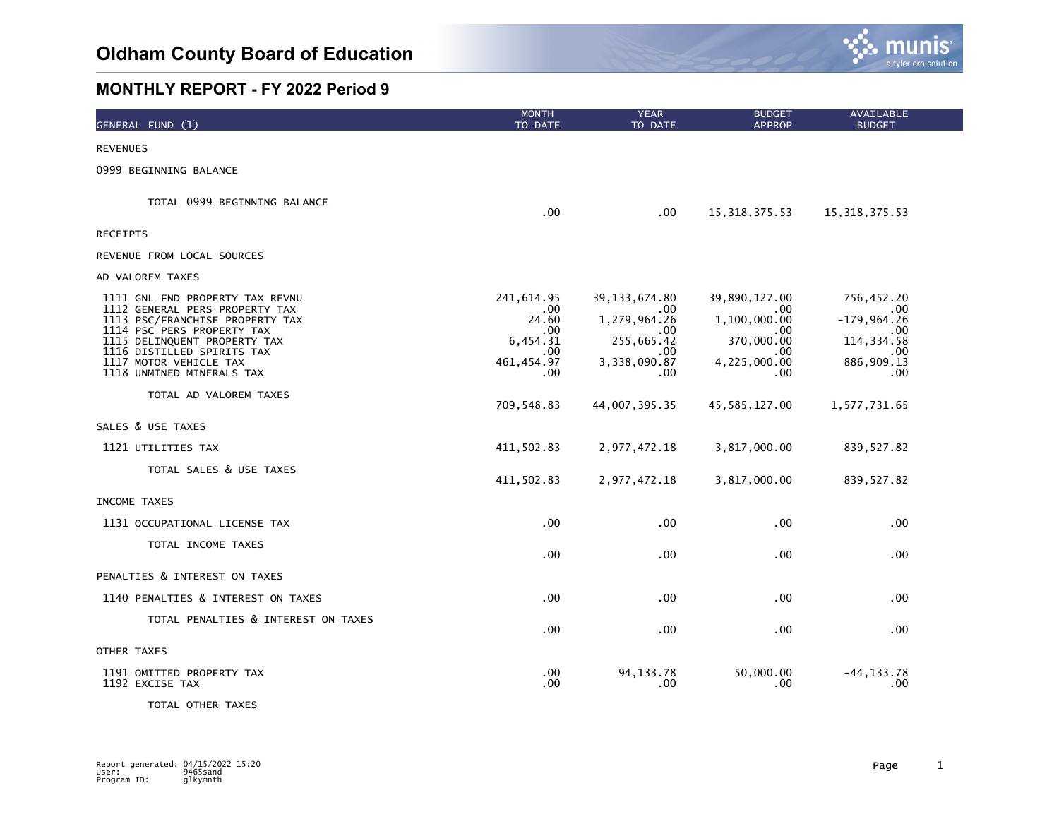# Oldham County Board of Education

## MONTHLY REPORT - FY 2022 Period 9

| GENERAL FUND (1) | MONTH TO DATE | YEAR TO DATE | BUDGET APPROP | AVAILABLE BUDGET |
|---|---|---|---|---|
| REVENUES | | | | |
| 0999 BEGINNING BALANCE | | | | |
| TOTAL 0999 BEGINNING BALANCE | .00 | .00 | 15,318,375.53 | 15,318,375.53 |
| RECEIPTS | | | | |
| REVENUE FROM LOCAL SOURCES | | | | |
| AD VALOREM TAXES | | | | |
| 1111 GNL FND PROPERTY TAX REVNU | 241,614.95 | 39,133,674.80 | 39,890,127.00 | 756,452.20 |
| 1112 GENERAL PERS PROPERTY TAX | .00 | .00 | .00 | .00 |
| 1113 PSC/FRANCHISE PROPERTY TAX | 24.60 | 1,279,964.26 | 1,100,000.00 | -179,964.26 |
| 1114 PSC PERS PROPERTY TAX | .00 | .00 | .00 | .00 |
| 1115 DELINQUENT PROPERTY TAX | 6,454.31 | 255,665.42 | 370,000.00 | 114,334.58 |
| 1116 DISTILLED SPIRITS TAX | .00 | .00 | .00 | .00 |
| 1117 MOTOR VEHICLE TAX | 461,454.97 | 3,338,090.87 | 4,225,000.00 | 886,909.13 |
| 1118 UNMINED MINERALS TAX | .00 | .00 | .00 | .00 |
| TOTAL AD VALOREM TAXES | 709,548.83 | 44,007,395.35 | 45,585,127.00 | 1,577,731.65 |
| SALES & USE TAXES | | | | |
| 1121 UTILITIES TAX | 411,502.83 | 2,977,472.18 | 3,817,000.00 | 839,527.82 |
| TOTAL SALES & USE TAXES | 411,502.83 | 2,977,472.18 | 3,817,000.00 | 839,527.82 |
| INCOME TAXES | | | | |
| 1131 OCCUPATIONAL LICENSE TAX | .00 | .00 | .00 | .00 |
| TOTAL INCOME TAXES | .00 | .00 | .00 | .00 |
| PENALTIES & INTEREST ON TAXES | | | | |
| 1140 PENALTIES & INTEREST ON TAXES | .00 | .00 | .00 | .00 |
| TOTAL PENALTIES & INTEREST ON TAXES | .00 | .00 | .00 | .00 |
| OTHER TAXES | | | | |
| 1191 OMITTED PROPERTY TAX | .00 | 94,133.78 | 50,000.00 | -44,133.78 |
| 1192 EXCISE TAX | .00 | .00 | .00 | .00 |
| TOTAL OTHER TAXES | | | | |

Report generated: 04/15/2022 15:20
User: 9465sand
Program ID: glkymnth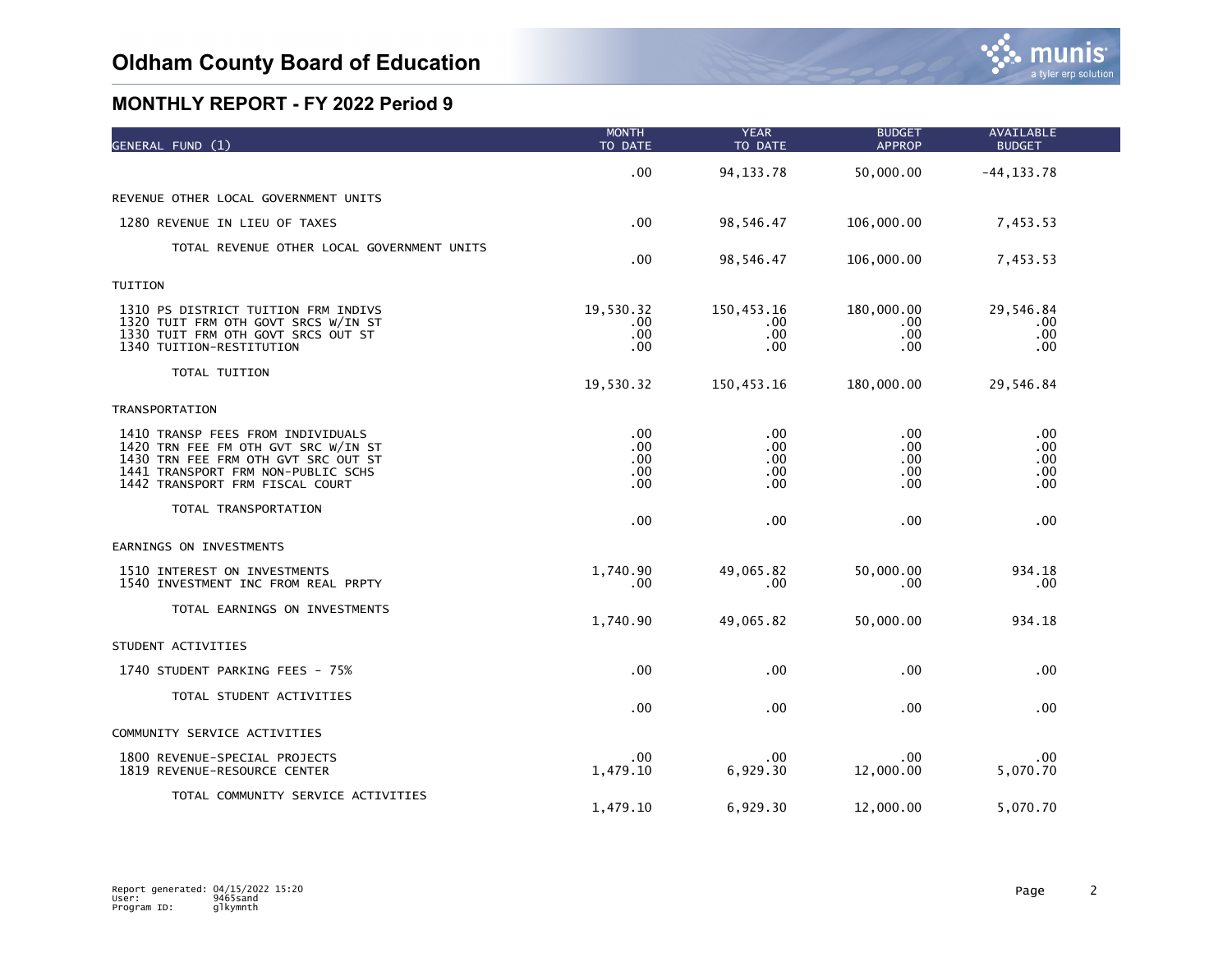# Oldham County Board of Education

## MONTHLY REPORT - FY 2022 Period 9

| GENERAL FUND (1) | MONTH TO DATE | YEAR TO DATE | BUDGET APPROP | AVAILABLE BUDGET |
|---|---|---|---|---|
| | .00 | 94,133.78 | 50,000.00 | -44,133.78 |
| REVENUE OTHER LOCAL GOVERNMENT UNITS | | | | |
| 1280 REVENUE IN LIEU OF TAXES | .00 | 98,546.47 | 106,000.00 | 7,453.53 |
| TOTAL REVENUE OTHER LOCAL GOVERNMENT UNITS | .00 | 98,546.47 | 106,000.00 | 7,453.53 |
| TUITION | | | | |
| 1310 PS DISTRICT TUITION FRM INDIVS | 19,530.32 | 150,453.16 | 180,000.00 | 29,546.84 |
| 1320 TUIT FRM OTH GOVT SRCS W/IN ST | .00 | .00 | .00 | .00 |
| 1330 TUIT FRM OTH GOVT SRCS OUT ST | .00 | .00 | .00 | .00 |
| 1340 TUITION-RESTITUTION | .00 | .00 | .00 | .00 |
| TOTAL TUITION | 19,530.32 | 150,453.16 | 180,000.00 | 29,546.84 |
| TRANSPORTATION | | | | |
| 1410 TRANSP FEES FROM INDIVIDUALS | .00 | .00 | .00 | .00 |
| 1420 TRN FEE FM OTH GVT SRC W/IN ST | .00 | .00 | .00 | .00 |
| 1430 TRN FEE FRM OTH GVT SRC OUT ST | .00 | .00 | .00 | .00 |
| 1441 TRANSPORT FRM NON-PUBLIC SCHS | .00 | .00 | .00 | .00 |
| 1442 TRANSPORT FRM FISCAL COURT | .00 | .00 | .00 | .00 |
| TOTAL TRANSPORTATION | .00 | .00 | .00 | .00 |
| EARNINGS ON INVESTMENTS | | | | |
| 1510 INTEREST ON INVESTMENTS | 1,740.90 | 49,065.82 | 50,000.00 | 934.18 |
| 1540 INVESTMENT INC FROM REAL PRPTY | .00 | .00 | .00 | .00 |
| TOTAL EARNINGS ON INVESTMENTS | 1,740.90 | 49,065.82 | 50,000.00 | 934.18 |
| STUDENT ACTIVITIES | | | | |
| 1740 STUDENT PARKING FEES - 75% | .00 | .00 | .00 | .00 |
| TOTAL STUDENT ACTIVITIES | .00 | .00 | .00 | .00 |
| COMMUNITY SERVICE ACTIVITIES | | | | |
| 1800 REVENUE-SPECIAL PROJECTS | .00 | .00 | .00 | .00 |
| 1819 REVENUE-RESOURCE CENTER | 1,479.10 | 6,929.30 | 12,000.00 | 5,070.70 |
| TOTAL COMMUNITY SERVICE ACTIVITIES | 1,479.10 | 6,929.30 | 12,000.00 | 5,070.70 |

Report generated: 04/15/2022 15:20
User: 9465sand
Program ID: glkymnth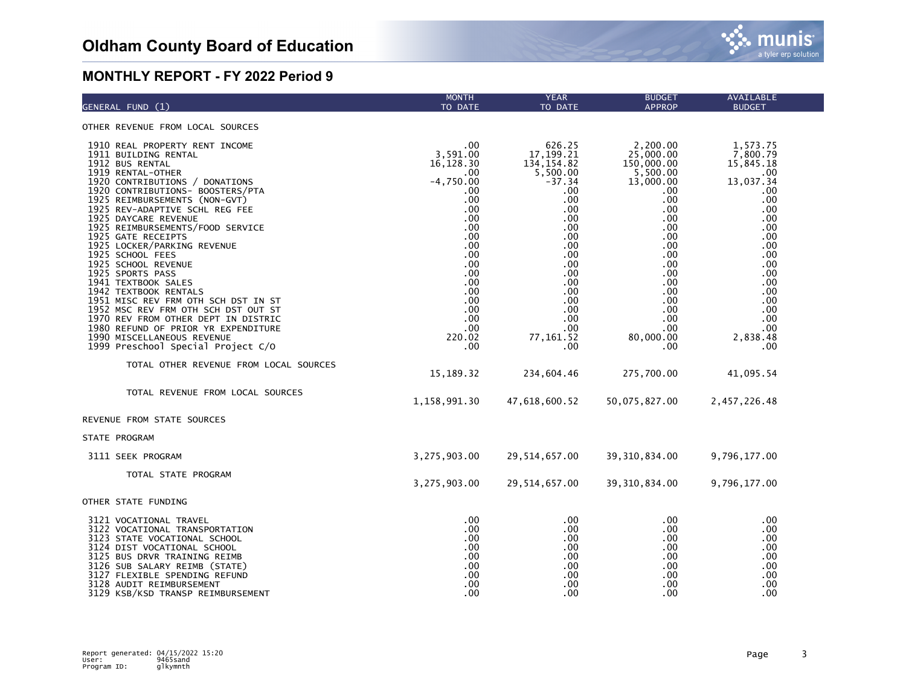# Oldham County Board of Education

## MONTHLY REPORT - FY 2022 Period 9

| GENERAL FUND (1) | MONTH TO DATE | YEAR TO DATE | BUDGET APPROP | AVAILABLE BUDGET |
|---|---|---|---|---|
| OTHER REVENUE FROM LOCAL SOURCES | | | | |
| 1910 REAL PROPERTY RENT INCOME | .00 | 626.25 | 2,200.00 | 1,573.75 |
| 1911 BUILDING RENTAL | 3,591.00 | 17,199.21 | 25,000.00 | 7,800.79 |
| 1912 BUS RENTAL | 16,128.30 | 134,154.82 | 150,000.00 | 15,845.18 |
| 1919 RENTAL-OTHER | .00 | 5,500.00 | 5,500.00 | .00 |
| 1920 CONTRIBUTIONS / DONATIONS | -4,750.00 | -37.34 | 13,000.00 | 13,037.34 |
| 1920 CONTRIBUTIONS- BOOSTERS/PTA | .00 | .00 | .00 | .00 |
| 1925 REIMBURSEMENTS (NON-GVT) | .00 | .00 | .00 | .00 |
| 1925 REV-ADAPTIVE SCHL REG FEE | .00 | .00 | .00 | .00 |
| 1925 DAYCARE REVENUE | .00 | .00 | .00 | .00 |
| 1925 REIMBURSEMENTS/FOOD SERVICE | .00 | .00 | .00 | .00 |
| 1925 GATE RECEIPTS | .00 | .00 | .00 | .00 |
| 1925 LOCKER/PARKING REVENUE | .00 | .00 | .00 | .00 |
| 1925 SCHOOL FEES | .00 | .00 | .00 | .00 |
| 1925 SCHOOL REVENUE | .00 | .00 | .00 | .00 |
| 1925 SPORTS PASS | .00 | .00 | .00 | .00 |
| 1941 TEXTBOOK SALES | .00 | .00 | .00 | .00 |
| 1942 TEXTBOOK RENTALS | .00 | .00 | .00 | .00 |
| 1951 MISC REV FRM OTH SCH DST IN ST | .00 | .00 | .00 | .00 |
| 1952 MSC REV FRM OTH SCH DST OUT ST | .00 | .00 | .00 | .00 |
| 1970 REV FROM OTHER DEPT IN DISTRIC | .00 | .00 | .00 | .00 |
| 1980 REFUND OF PRIOR YR EXPENDITURE | .00 | .00 | .00 | .00 |
| 1990 MISCELLANEOUS REVENUE | 220.02 | 77,161.52 | 80,000.00 | 2,838.48 |
| 1999 Preschool Special Project C/O | .00 | .00 | .00 | .00 |
| TOTAL OTHER REVENUE FROM LOCAL SOURCES | 15,189.32 | 234,604.46 | 275,700.00 | 41,095.54 |
| TOTAL REVENUE FROM LOCAL SOURCES | 1,158,991.30 | 47,618,600.52 | 50,075,827.00 | 2,457,226.48 |
| REVENUE FROM STATE SOURCES | | | | |
| STATE PROGRAM | | | | |
| 3111 SEEK PROGRAM | 3,275,903.00 | 29,514,657.00 | 39,310,834.00 | 9,796,177.00 |
| TOTAL STATE PROGRAM | 3,275,903.00 | 29,514,657.00 | 39,310,834.00 | 9,796,177.00 |
| OTHER STATE FUNDING | | | | |
| 3121 VOCATIONAL TRAVEL | .00 | .00 | .00 | .00 |
| 3122 VOCATIONAL TRANSPORTATION | .00 | .00 | .00 | .00 |
| 3123 STATE VOCATIONAL SCHOOL | .00 | .00 | .00 | .00 |
| 3124 DIST VOCATIONAL SCHOOL | .00 | .00 | .00 | .00 |
| 3125 BUS DRVR TRAINING REIMB | .00 | .00 | .00 | .00 |
| 3126 SUB SALARY REIMB (STATE) | .00 | .00 | .00 | .00 |
| 3127 FLEXIBLE SPENDING REFUND | .00 | .00 | .00 | .00 |
| 3128 AUDIT REIMBURSEMENT | .00 | .00 | .00 | .00 |
| 3129 KSB/KSD TRANSP REIMBURSEMENT | .00 | .00 | .00 | .00 |

Report generated: 04/15/2022 15:20
User: 9465sand
Program ID: glkymnth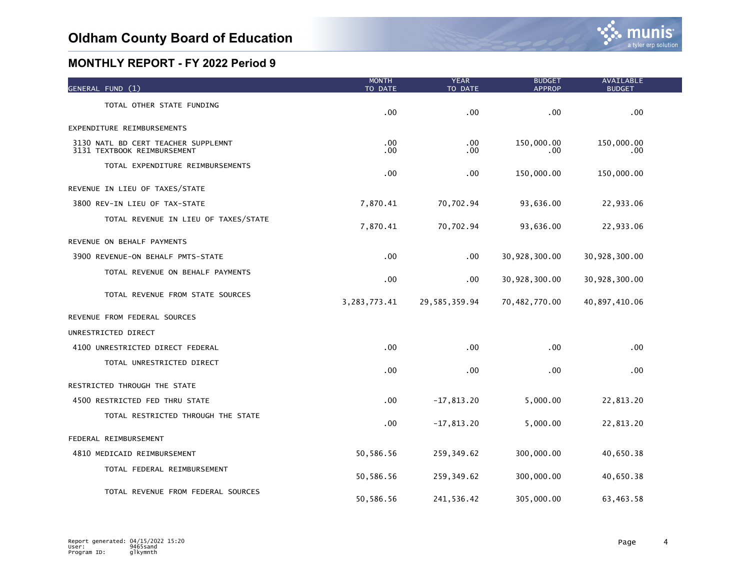# Oldham County Board of Education

## MONTHLY REPORT - FY 2022 Period 9

| GENERAL FUND (1) | MONTH TO DATE | YEAR TO DATE | BUDGET APPROP | AVAILABLE BUDGET |
|---|---|---|---|---|
| TOTAL OTHER STATE FUNDING | .00 | .00 | .00 | .00 |
| EXPENDITURE REIMBURSEMENTS | | | | |
| 3130 NATL BD CERT TEACHER SUPPLEMNT | .00 | .00 | 150,000.00 | 150,000.00 |
| 3131 TEXTBOOK REIMBURSEMENT | .00 | .00 | .00 | .00 |
| TOTAL EXPENDITURE REIMBURSEMENTS | .00 | .00 | 150,000.00 | 150,000.00 |
| REVENUE IN LIEU OF TAXES/STATE | | | | |
| 3800 REV-IN LIEU OF TAX-STATE | 7,870.41 | 70,702.94 | 93,636.00 | 22,933.06 |
| TOTAL REVENUE IN LIEU OF TAXES/STATE | 7,870.41 | 70,702.94 | 93,636.00 | 22,933.06 |
| REVENUE ON BEHALF PAYMENTS | | | | |
| 3900 REVENUE-ON BEHALF PMTS-STATE | .00 | .00 | 30,928,300.00 | 30,928,300.00 |
| TOTAL REVENUE ON BEHALF PAYMENTS | .00 | .00 | 30,928,300.00 | 30,928,300.00 |
| TOTAL REVENUE FROM STATE SOURCES | 3,283,773.41 | 29,585,359.94 | 70,482,770.00 | 40,897,410.06 |
| REVENUE FROM FEDERAL SOURCES | | | | |
| UNRESTRICTED DIRECT | | | | |
| 4100 UNRESTRICTED DIRECT FEDERAL | .00 | .00 | .00 | .00 |
| TOTAL UNRESTRICTED DIRECT | .00 | .00 | .00 | .00 |
| RESTRICTED THROUGH THE STATE | | | | |
| 4500 RESTRICTED FED THRU STATE | .00 | -17,813.20 | 5,000.00 | 22,813.20 |
| TOTAL RESTRICTED THROUGH THE STATE | .00 | -17,813.20 | 5,000.00 | 22,813.20 |
| FEDERAL REIMBURSEMENT | | | | |
| 4810 MEDICAID REIMBURSEMENT | 50,586.56 | 259,349.62 | 300,000.00 | 40,650.38 |
| TOTAL FEDERAL REIMBURSEMENT | 50,586.56 | 259,349.62 | 300,000.00 | 40,650.38 |
| TOTAL REVENUE FROM FEDERAL SOURCES | 50,586.56 | 241,536.42 | 305,000.00 | 63,463.58 |

Report generated: 04/15/2022 15:20
User: 9465sand
Program ID: glkymnth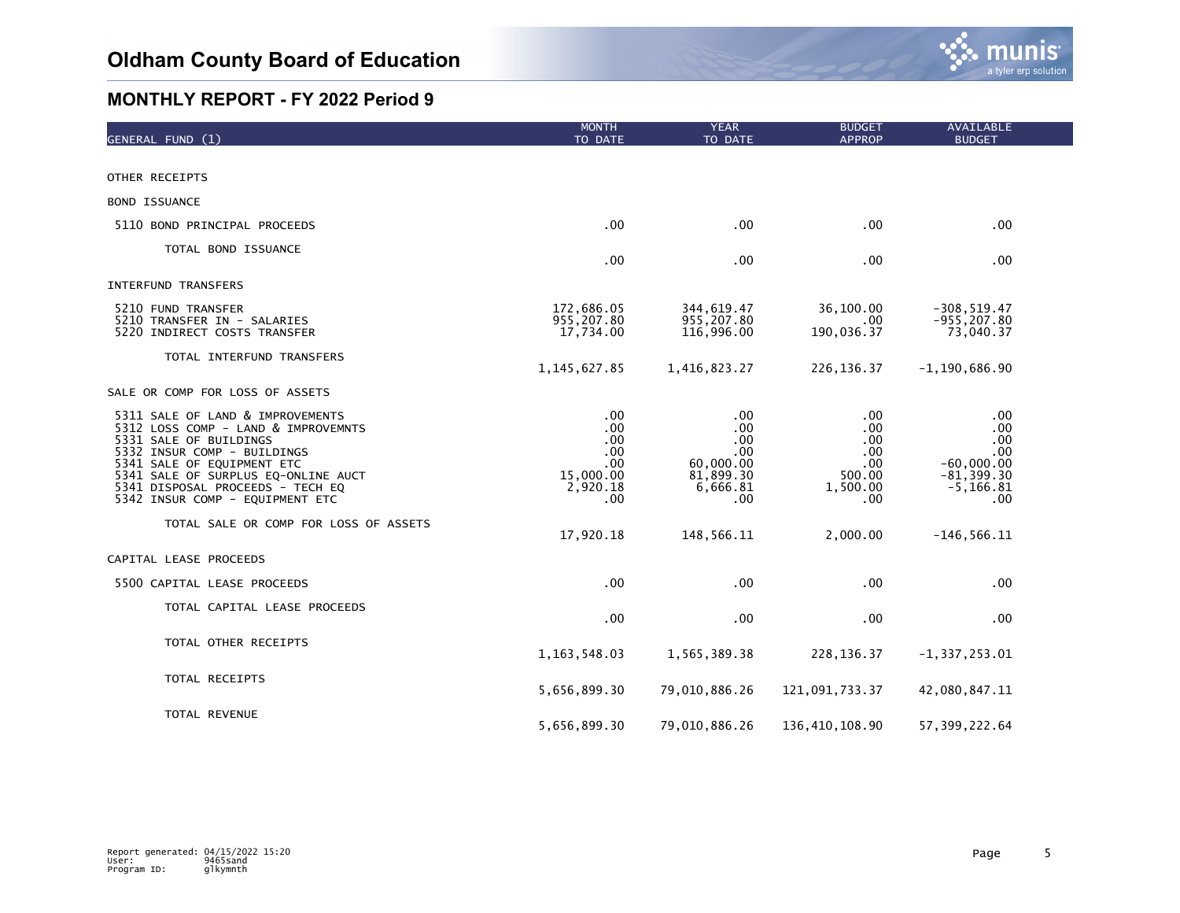# Oldham County Board of Education

## MONTHLY REPORT - FY 2022 Period 9

| GENERAL FUND (1) | MONTH TO DATE | YEAR TO DATE | BUDGET APPROP | AVAILABLE BUDGET |
|---|---|---|---|---|
| OTHER RECEIPTS | | | | |
| BOND ISSUANCE | | | | |
| 5110 BOND PRINCIPAL PROCEEDS | .00 | .00 | .00 | .00 |
| TOTAL BOND ISSUANCE | .00 | .00 | .00 | .00 |
| INTERFUND TRANSFERS | | | | |
| 5210 FUND TRANSFER | 172,686.05 | 344,619.47 | 36,100.00 | -308,519.47 |
| 5210 TRANSFER IN - SALARIES | 955,207.80 | 955,207.80 | .00 | -955,207.80 |
| 5220 INDIRECT COSTS TRANSFER | 17,734.00 | 116,996.00 | 190,036.37 | 73,040.37 |
| TOTAL INTERFUND TRANSFERS | 1,145,627.85 | 1,416,823.27 | 226,136.37 | -1,190,686.90 |
| SALE OR COMP FOR LOSS OF ASSETS | | | | |
| 5311 SALE OF LAND & IMPROVEMENTS | .00 | .00 | .00 | .00 |
| 5312 LOSS COMP - LAND & IMPROVEMNTS | .00 | .00 | .00 | .00 |
| 5331 SALE OF BUILDINGS | .00 | .00 | .00 | .00 |
| 5332 INSUR COMP - BUILDINGS | .00 | .00 | .00 | .00 |
| 5341 SALE OF EQUIPMENT ETC | .00 | 60,000.00 | .00 | -60,000.00 |
| 5341 SALE OF SURPLUS EQ-ONLINE AUCT | 15,000.00 | 81,899.30 | 500.00 | -81,399.30 |
| 5341 DISPOSAL PROCEEDS - TECH EQ | 2,920.18 | 6,666.81 | 1,500.00 | -5,166.81 |
| 5342 INSUR COMP - EQUIPMENT ETC | .00 | .00 | .00 | .00 |
| TOTAL SALE OR COMP FOR LOSS OF ASSETS | 17,920.18 | 148,566.11 | 2,000.00 | -146,566.11 |
| CAPITAL LEASE PROCEEDS | | | | |
| 5500 CAPITAL LEASE PROCEEDS | .00 | .00 | .00 | .00 |
| TOTAL CAPITAL LEASE PROCEEDS | .00 | .00 | .00 | .00 |
| TOTAL OTHER RECEIPTS | 1,163,548.03 | 1,565,389.38 | 228,136.37 | -1,337,253.01 |
| TOTAL RECEIPTS | 5,656,899.30 | 79,010,886.26 | 121,091,733.37 | 42,080,847.11 |
| TOTAL REVENUE | 5,656,899.30 | 79,010,886.26 | 136,410,108.90 | 57,399,222.64 |

Report generated: 04/15/2022 15:20
User: 9465sand
Program ID: glkymnth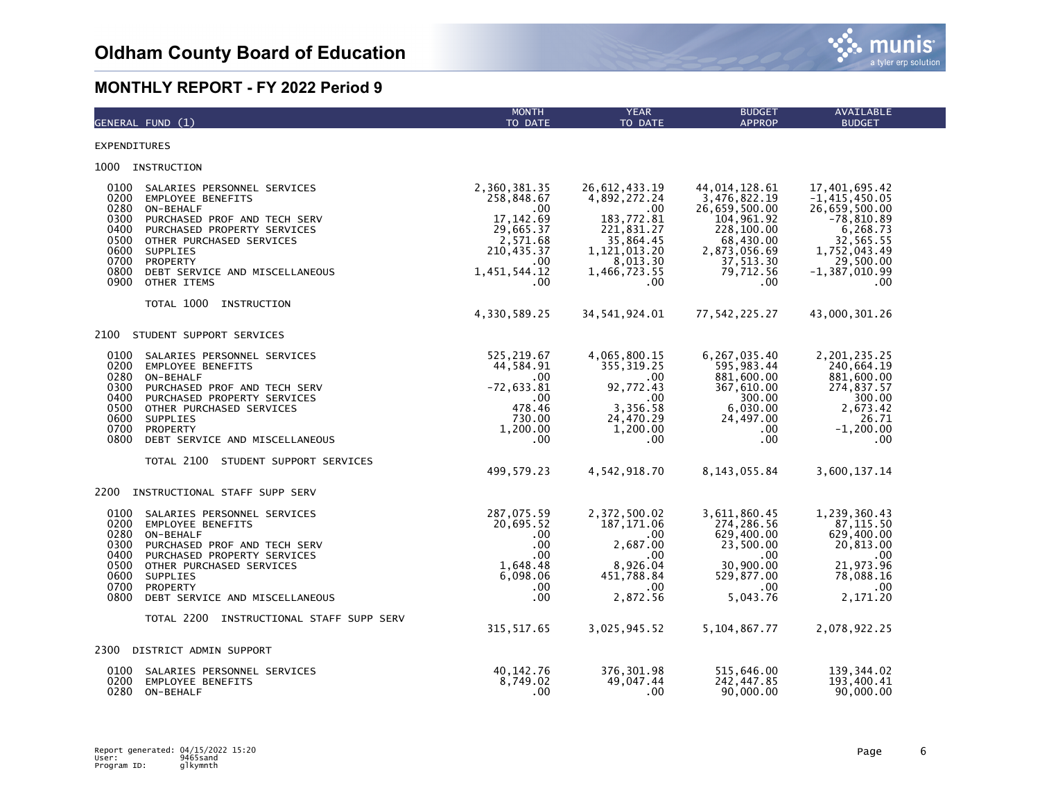# Oldham County Board of Education

## MONTHLY REPORT - FY 2022 Period 9

| GENERAL FUND (1) | MONTH TO DATE | YEAR TO DATE | BUDGET APPROP | AVAILABLE BUDGET |
|---|---|---|---|---|
| EXPENDITURES | | | | |
| 1000 INSTRUCTION | | | | |
| 0100 SALARIES PERSONNEL SERVICES | 2,360,381.35 | 26,612,433.19 | 44,014,128.61 | 17,401,695.42 |
| 0200 EMPLOYEE BENEFITS | 258,848.67 | 4,892,272.24 | 3,476,822.19 | -1,415,450.05 |
| 0280 ON-BEHALF | .00 | .00 | 26,659,500.00 | 26,659,500.00 |
| 0300 PURCHASED PROF AND TECH SERV | 17,142.69 | 183,772.81 | 104,961.92 | -78,810.89 |
| 0400 PURCHASED PROPERTY SERVICES | 29,665.37 | 221,831.27 | 228,100.00 | 6,268.73 |
| 0500 OTHER PURCHASED SERVICES | 2,571.68 | 35,864.45 | 68,430.00 | 32,565.55 |
| 0600 SUPPLIES | 210,435.37 | 1,121,013.20 | 2,873,056.69 | 1,752,043.49 |
| 0700 PROPERTY | .00 | 8,013.30 | 37,513.30 | 29,500.00 |
| 0800 DEBT SERVICE AND MISCELLANEOUS | 1,451,544.12 | 1,466,723.55 | 79,712.56 | -1,387,010.99 |
| 0900 OTHER ITEMS | .00 | .00 | .00 | .00 |
| TOTAL 1000 INSTRUCTION | 4,330,589.25 | 34,541,924.01 | 77,542,225.27 | 43,000,301.26 |
| 2100 STUDENT SUPPORT SERVICES | | | | |
| 0100 SALARIES PERSONNEL SERVICES | 525,219.67 | 4,065,800.15 | 6,267,035.40 | 2,201,235.25 |
| 0200 EMPLOYEE BENEFITS | 44,584.91 | 355,319.25 | 595,983.44 | 240,664.19 |
| 0280 ON-BEHALF | .00 | .00 | 881,600.00 | 881,600.00 |
| 0300 PURCHASED PROF AND TECH SERV | -72,633.81 | 92,772.43 | 367,610.00 | 274,837.57 |
| 0400 PURCHASED PROPERTY SERVICES | .00 | .00 | 300.00 | 300.00 |
| 0500 OTHER PURCHASED SERVICES | 478.46 | 3,356.58 | 6,030.00 | 2,673.42 |
| 0600 SUPPLIES | 730.00 | 24,470.29 | 24,497.00 | 26.71 |
| 0700 PROPERTY | 1,200.00 | 1,200.00 | .00 | -1,200.00 |
| 0800 DEBT SERVICE AND MISCELLANEOUS | .00 | .00 | .00 | .00 |
| TOTAL 2100 STUDENT SUPPORT SERVICES | 499,579.23 | 4,542,918.70 | 8,143,055.84 | 3,600,137.14 |
| 2200 INSTRUCTIONAL STAFF SUPP SERV | | | | |
| 0100 SALARIES PERSONNEL SERVICES | 287,075.59 | 2,372,500.02 | 3,611,860.45 | 1,239,360.43 |
| 0200 EMPLOYEE BENEFITS | 20,695.52 | 187,171.06 | 274,286.56 | 87,115.50 |
| 0280 ON-BEHALF | .00 | .00 | 629,400.00 | 629,400.00 |
| 0300 PURCHASED PROF AND TECH SERV | .00 | 2,687.00 | 23,500.00 | 20,813.00 |
| 0400 PURCHASED PROPERTY SERVICES | .00 | .00 | .00 | .00 |
| 0500 OTHER PURCHASED SERVICES | 1,648.48 | 8,926.04 | 30,900.00 | 21,973.96 |
| 0600 SUPPLIES | 6,098.06 | 451,788.84 | 529,877.00 | 78,088.16 |
| 0700 PROPERTY | .00 | .00 | .00 | .00 |
| 0800 DEBT SERVICE AND MISCELLANEOUS | .00 | 2,872.56 | 5,043.76 | 2,171.20 |
| TOTAL 2200 INSTRUCTIONAL STAFF SUPP SERV | 315,517.65 | 3,025,945.52 | 5,104,867.77 | 2,078,922.25 |
| 2300 DISTRICT ADMIN SUPPORT | | | | |
| 0100 SALARIES PERSONNEL SERVICES | 40,142.76 | 376,301.98 | 515,646.00 | 139,344.02 |
| 0200 EMPLOYEE BENEFITS | 8,749.02 | 49,047.44 | 242,447.85 | 193,400.41 |
| 0280 ON-BEHALF | .00 | .00 | 90,000.00 | 90,000.00 |

Report generated: 04/15/2022 15:20
User: 9465sand
Program ID: glkymnth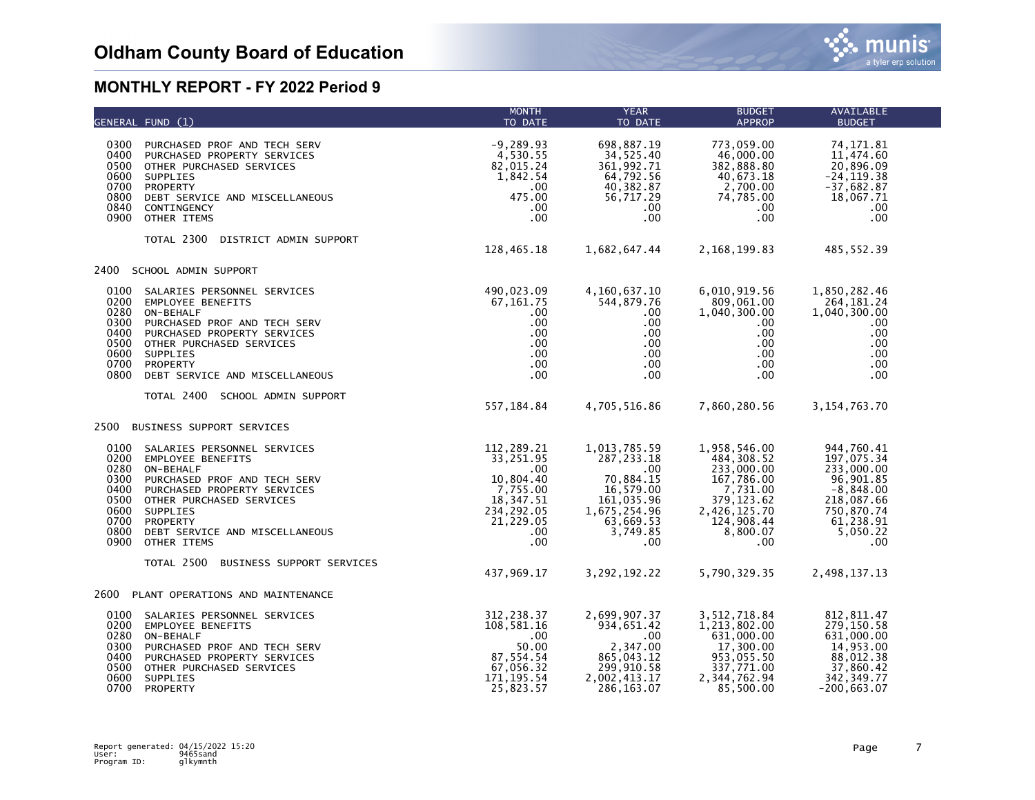# Oldham County Board of Education

## MONTHLY REPORT - FY 2022 Period 9

| GENERAL FUND (1) | MONTH TO DATE | YEAR TO DATE | BUDGET APPROP | AVAILABLE BUDGET |
|---|---|---|---|---|
| 0300 PURCHASED PROF AND TECH SERV | -9,289.93 | 698,887.19 | 773,059.00 | 74,171.81 |
| 0400 PURCHASED PROPERTY SERVICES | 4,530.55 | 34,525.40 | 46,000.00 | 11,474.60 |
| 0500 OTHER PURCHASED SERVICES | 82,015.24 | 361,992.71 | 382,888.80 | 20,896.09 |
| 0600 SUPPLIES | 1,842.54 | 64,792.56 | 40,673.18 | -24,119.38 |
| 0700 PROPERTY | .00 | 40,382.87 | 2,700.00 | -37,682.87 |
| 0800 DEBT SERVICE AND MISCELLANEOUS | 475.00 | 56,717.29 | 74,785.00 | 18,067.71 |
| 0840 CONTINGENCY | .00 | .00 | .00 | .00 |
| 0900 OTHER ITEMS | .00 | .00 | .00 | .00 |
| TOTAL 2300 DISTRICT ADMIN SUPPORT | 128,465.18 | 1,682,647.44 | 2,168,199.83 | 485,552.39 |
| **2400 SCHOOL ADMIN SUPPORT** | | | | |
| 0100 SALARIES PERSONNEL SERVICES | 490,023.09 | 4,160,637.10 | 6,010,919.56 | 1,850,282.46 |
| 0200 EMPLOYEE BENEFITS | 67,161.75 | 544,879.76 | 809,061.00 | 264,181.24 |
| 0280 ON-BEHALF | .00 | .00 | 1,040,300.00 | 1,040,300.00 |
| 0300 PURCHASED PROF AND TECH SERV | .00 | .00 | .00 | .00 |
| 0400 PURCHASED PROPERTY SERVICES | .00 | .00 | .00 | .00 |
| 0500 OTHER PURCHASED SERVICES | .00 | .00 | .00 | .00 |
| 0600 SUPPLIES | .00 | .00 | .00 | .00 |
| 0700 PROPERTY | .00 | .00 | .00 | .00 |
| 0800 DEBT SERVICE AND MISCELLANEOUS | .00 | .00 | .00 | .00 |
| TOTAL 2400 SCHOOL ADMIN SUPPORT | 557,184.84 | 4,705,516.86 | 7,860,280.56 | 3,154,763.70 |
| **2500 BUSINESS SUPPORT SERVICES** | | | | |
| 0100 SALARIES PERSONNEL SERVICES | 112,289.21 | 1,013,785.59 | 1,958,546.00 | 944,760.41 |
| 0200 EMPLOYEE BENEFITS | 33,251.95 | 287,233.18 | 484,308.52 | 197,075.34 |
| 0280 ON-BEHALF | .00 | .00 | 233,000.00 | 233,000.00 |
| 0300 PURCHASED PROF AND TECH SERV | 10,804.40 | 70,884.15 | 167,786.00 | 96,901.85 |
| 0400 PURCHASED PROPERTY SERVICES | 7,755.00 | 16,579.00 | 7,731.00 | -8,848.00 |
| 0500 OTHER PURCHASED SERVICES | 18,347.51 | 161,035.96 | 379,123.62 | 218,087.66 |
| 0600 SUPPLIES | 234,292.05 | 1,675,254.96 | 2,426,125.70 | 750,870.74 |
| 0700 PROPERTY | 21,229.05 | 63,669.53 | 124,908.44 | 61,238.91 |
| 0800 DEBT SERVICE AND MISCELLANEOUS | .00 | 3,749.85 | 8,800.07 | 5,050.22 |
| 0900 OTHER ITEMS | .00 | .00 | .00 | .00 |
| TOTAL 2500 BUSINESS SUPPORT SERVICES | 437,969.17 | 3,292,192.22 | 5,790,329.35 | 2,498,137.13 |
| **2600 PLANT OPERATIONS AND MAINTENANCE** | | | | |
| 0100 SALARIES PERSONNEL SERVICES | 312,238.37 | 2,699,907.37 | 3,512,718.84 | 812,811.47 |
| 0200 EMPLOYEE BENEFITS | 108,581.16 | 934,651.42 | 1,213,802.00 | 279,150.58 |
| 0280 ON-BEHALF | .00 | .00 | 631,000.00 | 631,000.00 |
| 0300 PURCHASED PROF AND TECH SERV | 50.00 | 2,347.00 | 17,300.00 | 14,953.00 |
| 0400 PURCHASED PROPERTY SERVICES | 87,554.54 | 865,043.12 | 953,055.50 | 88,012.38 |
| 0500 OTHER PURCHASED SERVICES | 67,056.32 | 299,910.58 | 337,771.00 | 37,860.42 |
| 0600 SUPPLIES | 171,195.54 | 2,002,413.17 | 2,344,762.94 | 342,349.77 |
| 0700 PROPERTY | 25,823.57 | 286,163.07 | 85,500.00 | -200,663.07 |

Report generated: 04/15/2022 15:20
User: 9465sand
Program ID: glkymnth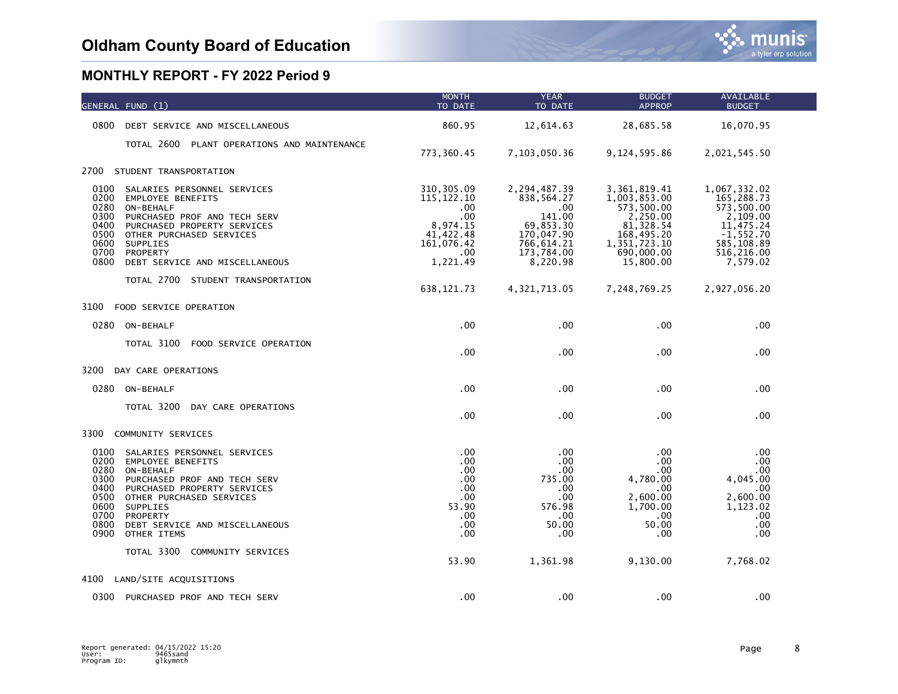# Oldham County Board of Education

## MONTHLY REPORT - FY 2022 Period 9

| GENERAL FUND (1) | MONTH TO DATE | YEAR TO DATE | BUDGET APPROP | AVAILABLE BUDGET |
|---|---|---|---|---|
| 0800 DEBT SERVICE AND MISCELLANEOUS | 860.95 | 12,614.63 | 28,685.58 | 16,070.95 |
| TOTAL 2600 PLANT OPERATIONS AND MAINTENANCE | 773,360.45 | 7,103,050.36 | 9,124,595.86 | 2,021,545.50 |
| **2700 STUDENT TRANSPORTATION** | | | | |
| 0100 SALARIES PERSONNEL SERVICES | 310,305.09 | 2,294,487.39 | 3,361,819.41 | 1,067,332.02 |
| 0200 EMPLOYEE BENEFITS | 115,122.10 | 838,564.27 | 1,003,853.00 | 165,288.73 |
| 0280 ON-BEHALF | .00 | .00 | 573,500.00 | 573,500.00 |
| 0300 PURCHASED PROF AND TECH SERV | .00 | 141.00 | 2,250.00 | 2,109.00 |
| 0400 PURCHASED PROPERTY SERVICES | 8,974.15 | 69,853.30 | 81,328.54 | 11,475.24 |
| 0500 OTHER PURCHASED SERVICES | 41,422.48 | 170,047.90 | 168,495.20 | -1,552.70 |
| 0600 SUPPLIES | 161,076.42 | 766,614.21 | 1,351,723.10 | 585,108.89 |
| 0700 PROPERTY | .00 | 173,784.00 | 690,000.00 | 516,216.00 |
| 0800 DEBT SERVICE AND MISCELLANEOUS | 1,221.49 | 8,220.98 | 15,800.00 | 7,579.02 |
| TOTAL 2700 STUDENT TRANSPORTATION | 638,121.73 | 4,321,713.05 | 7,248,769.25 | 2,927,056.20 |
| **3100 FOOD SERVICE OPERATION** | | | | |
| 0280 ON-BEHALF | .00 | .00 | .00 | .00 |
| TOTAL 3100 FOOD SERVICE OPERATION | .00 | .00 | .00 | .00 |
| **3200 DAY CARE OPERATIONS** | | | | |
| 0280 ON-BEHALF | .00 | .00 | .00 | .00 |
| TOTAL 3200 DAY CARE OPERATIONS | .00 | .00 | .00 | .00 |
| **3300 COMMUNITY SERVICES** | | | | |
| 0100 SALARIES PERSONNEL SERVICES | .00 | .00 | .00 | .00 |
| 0200 EMPLOYEE BENEFITS | .00 | .00 | .00 | .00 |
| 0280 ON-BEHALF | .00 | .00 | .00 | .00 |
| 0300 PURCHASED PROF AND TECH SERV | .00 | 735.00 | 4,780.00 | 4,045.00 |
| 0400 PURCHASED PROPERTY SERVICES | .00 | .00 | .00 | .00 |
| 0500 OTHER PURCHASED SERVICES | .00 | .00 | 2,600.00 | 2,600.00 |
| 0600 SUPPLIES | 53.90 | 576.98 | 1,700.00 | 1,123.02 |
| 0700 PROPERTY | .00 | .00 | .00 | .00 |
| 0800 DEBT SERVICE AND MISCELLANEOUS | .00 | 50.00 | 50.00 | .00 |
| 0900 OTHER ITEMS | .00 | .00 | .00 | .00 |
| TOTAL 3300 COMMUNITY SERVICES | 53.90 | 1,361.98 | 9,130.00 | 7,768.02 |
| **4100 LAND/SITE ACQUISITIONS** | | | | |
| 0300 PURCHASED PROF AND TECH SERV | .00 | .00 | .00 | .00 |

Report generated: 04/15/2022 15:20
User: 9465sand
Program ID: glkymnth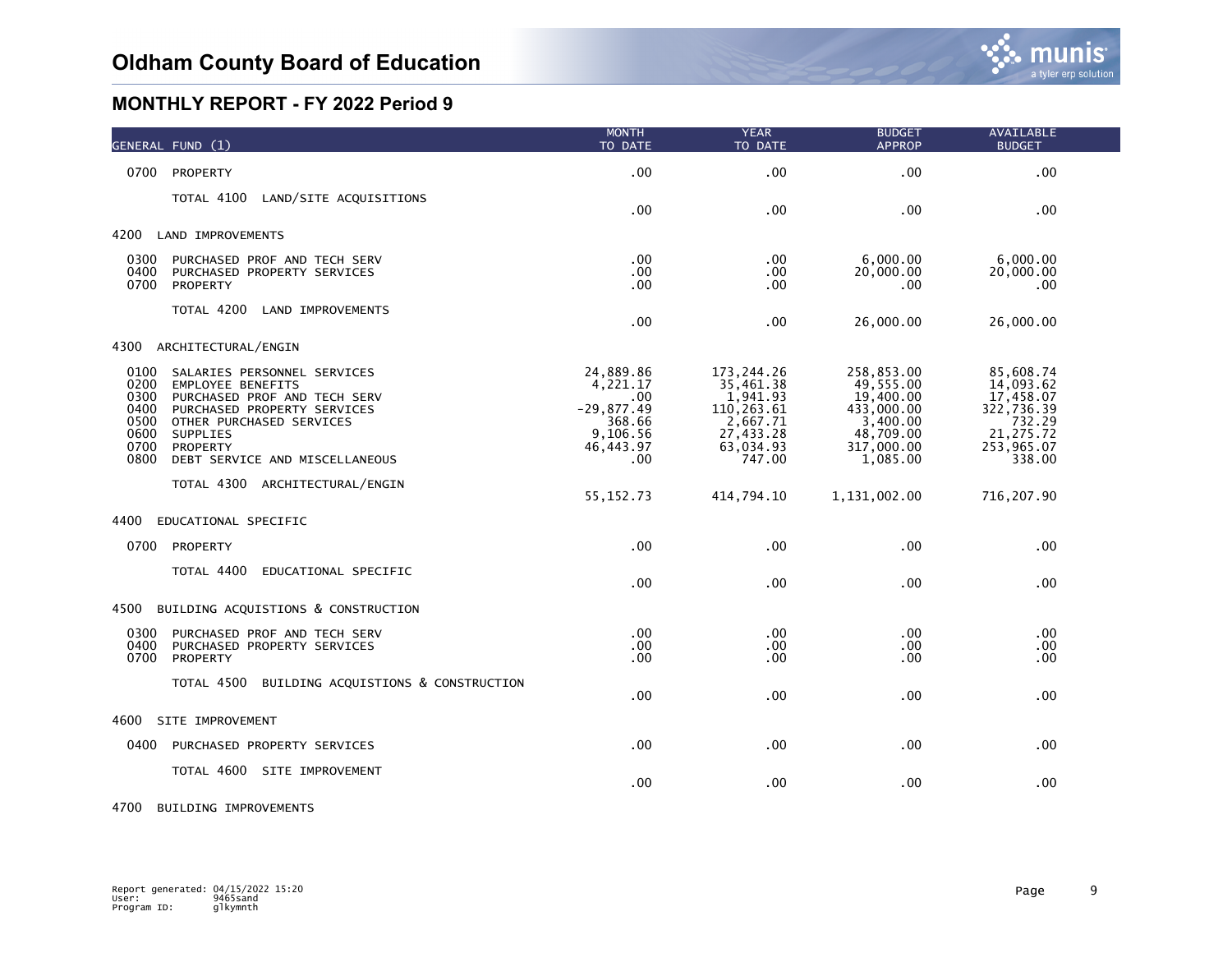# Oldham County Board of Education

## MONTHLY REPORT - FY 2022 Period 9

| GENERAL FUND (1) | MONTH TO DATE | YEAR TO DATE | BUDGET APPROP | AVAILABLE BUDGET |
|---|---|---|---|---|
| 0700 PROPERTY | .00 | .00 | .00 | .00 |
| TOTAL 4100 LAND/SITE ACQUISITIONS | .00 | .00 | .00 | .00 |
| **4200 LAND IMPROVEMENTS** | | | | |
| 0300 PURCHASED PROF AND TECH SERV | .00 | .00 | 6,000.00 | 6,000.00 |
| 0400 PURCHASED PROPERTY SERVICES | .00 | .00 | 20,000.00 | 20,000.00 |
| 0700 PROPERTY | .00 | .00 | .00 | .00 |
| TOTAL 4200 LAND IMPROVEMENTS | .00 | .00 | 26,000.00 | 26,000.00 |
| **4300 ARCHITECTURAL/ENGIN** | | | | |
| 0100 SALARIES PERSONNEL SERVICES | 24,889.86 | 173,244.26 | 258,853.00 | 85,608.74 |
| 0200 EMPLOYEE BENEFITS | 4,221.17 | 35,461.38 | 49,555.00 | 14,093.62 |
| 0300 PURCHASED PROF AND TECH SERV | .00 | 1,941.93 | 19,400.00 | 17,458.07 |
| 0400 PURCHASED PROPERTY SERVICES | -29,877.49 | 110,263.61 | 433,000.00 | 322,736.39 |
| 0500 OTHER PURCHASED SERVICES | 368.66 | 2,667.71 | 3,400.00 | 732.29 |
| 0600 SUPPLIES | 9,106.56 | 27,433.28 | 48,709.00 | 21,275.72 |
| 0700 PROPERTY | 46,443.97 | 63,034.93 | 317,000.00 | 253,965.07 |
| 0800 DEBT SERVICE AND MISCELLANEOUS | .00 | 747.00 | 1,085.00 | 338.00 |
| TOTAL 4300 ARCHITECTURAL/ENGIN | 55,152.73 | 414,794.10 | 1,131,002.00 | 716,207.90 |
| **4400 EDUCATIONAL SPECIFIC** | | | | |
| 0700 PROPERTY | .00 | .00 | .00 | .00 |
| TOTAL 4400 EDUCATIONAL SPECIFIC | .00 | .00 | .00 | .00 |
| **4500 BUILDING ACQUISTIONS & CONSTRUCTION** | | | | |
| 0300 PURCHASED PROF AND TECH SERV | .00 | .00 | .00 | .00 |
| 0400 PURCHASED PROPERTY SERVICES | .00 | .00 | .00 | .00 |
| 0700 PROPERTY | .00 | .00 | .00 | .00 |
| TOTAL 4500 BUILDING ACQUISTIONS & CONSTRUCTION | .00 | .00 | .00 | .00 |
| **4600 SITE IMPROVEMENT** | | | | |
| 0400 PURCHASED PROPERTY SERVICES | .00 | .00 | .00 | .00 |
| TOTAL 4600 SITE IMPROVEMENT | .00 | .00 | .00 | .00 |
| **4700 BUILDING IMPROVEMENTS** | | | | |

Report generated: 04/15/2022 15:20
User: 9465sand
Program ID: glkymnth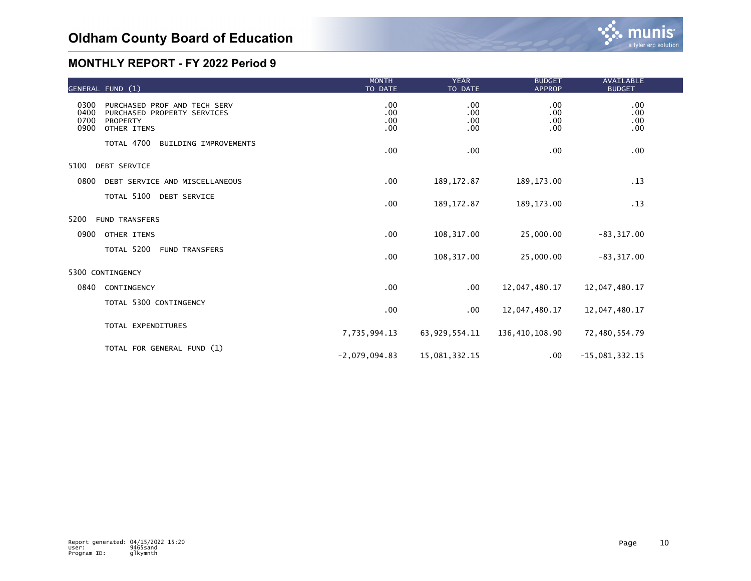# Oldham County Board of Education

## MONTHLY REPORT - FY 2022 Period 9

| GENERAL FUND (1) | MONTH TO DATE | YEAR TO DATE | BUDGET APPROP | AVAILABLE BUDGET |
|---|---|---|---|---|
| 0300 PURCHASED PROF AND TECH SERV | .00 | .00 | .00 | .00 |
| 0400 PURCHASED PROPERTY SERVICES | .00 | .00 | .00 | .00 |
| 0700 PROPERTY | .00 | .00 | .00 | .00 |
| 0900 OTHER ITEMS | .00 | .00 | .00 | .00 |
| TOTAL 4700 BUILDING IMPROVEMENTS | .00 | .00 | .00 | .00 |
| **5100 DEBT SERVICE** | | | | |
| 0800 DEBT SERVICE AND MISCELLANEOUS | .00 | 189,172.87 | 189,173.00 | .13 |
| TOTAL 5100 DEBT SERVICE | .00 | 189,172.87 | 189,173.00 | .13 |
| **5200 FUND TRANSFERS** | | | | |
| 0900 OTHER ITEMS | .00 | 108,317.00 | 25,000.00 | -83,317.00 |
| TOTAL 5200 FUND TRANSFERS | .00 | 108,317.00 | 25,000.00 | -83,317.00 |
| **5300 CONTINGENCY** | | | | |
| 0840 CONTINGENCY | .00 | .00 | 12,047,480.17 | 12,047,480.17 |
| TOTAL 5300 CONTINGENCY | .00 | .00 | 12,047,480.17 | 12,047,480.17 |
| TOTAL EXPENDITURES | 7,735,994.13 | 63,929,554.11 | 136,410,108.90 | 72,480,554.79 |
| TOTAL FOR GENERAL FUND (1) | -2,079,094.83 | 15,081,332.15 | .00 | -15,081,332.15 |

Report generated: 04/15/2022 15:20
User: 9465sand
Program ID: glkymnth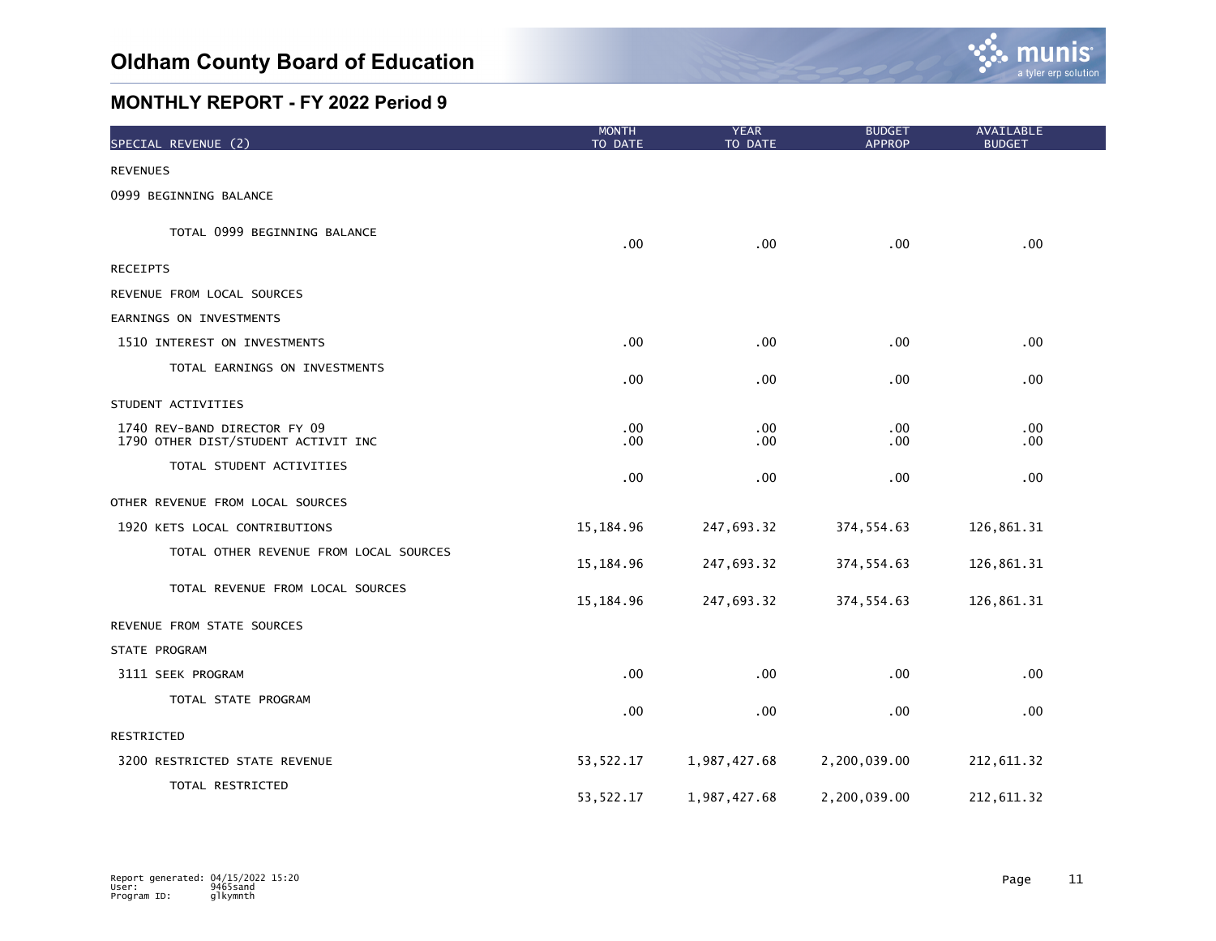# Oldham County Board of Education

## MONTHLY REPORT - FY 2022 Period 9

| SPECIAL REVENUE (2) | MONTH TO DATE | YEAR TO DATE | BUDGET APPROP | AVAILABLE BUDGET |
|---|---|---|---|---|
| REVENUES | | | | |
| 0999 BEGINNING BALANCE | | | | |
| TOTAL 0999 BEGINNING BALANCE | .00 | .00 | .00 | .00 |
| RECEIPTS | | | | |
| REVENUE FROM LOCAL SOURCES | | | | |
| EARNINGS ON INVESTMENTS | | | | |
| 1510 INTEREST ON INVESTMENTS | .00 | .00 | .00 | .00 |
| TOTAL EARNINGS ON INVESTMENTS | .00 | .00 | .00 | .00 |
| STUDENT ACTIVITIES | | | | |
| 1740 REV-BAND DIRECTOR FY 09 | .00 | .00 | .00 | .00 |
| 1790 OTHER DIST/STUDENT ACTIVIT INC | .00 | .00 | .00 | .00 |
| TOTAL STUDENT ACTIVITIES | .00 | .00 | .00 | .00 |
| OTHER REVENUE FROM LOCAL SOURCES | | | | |
| 1920 KETS LOCAL CONTRIBUTIONS | 15,184.96 | 247,693.32 | 374,554.63 | 126,861.31 |
| TOTAL OTHER REVENUE FROM LOCAL SOURCES | 15,184.96 | 247,693.32 | 374,554.63 | 126,861.31 |
| TOTAL REVENUE FROM LOCAL SOURCES | 15,184.96 | 247,693.32 | 374,554.63 | 126,861.31 |
| REVENUE FROM STATE SOURCES | | | | |
| STATE PROGRAM | | | | |
| 3111 SEEK PROGRAM | .00 | .00 | .00 | .00 |
| TOTAL STATE PROGRAM | .00 | .00 | .00 | .00 |
| RESTRICTED | | | | |
| 3200 RESTRICTED STATE REVENUE | 53,522.17 | 1,987,427.68 | 2,200,039.00 | 212,611.32 |
| TOTAL RESTRICTED | 53,522.17 | 1,987,427.68 | 2,200,039.00 | 212,611.32 |

Report generated: 04/15/2022 15:20
User: 9465sand
Program ID: glkymnth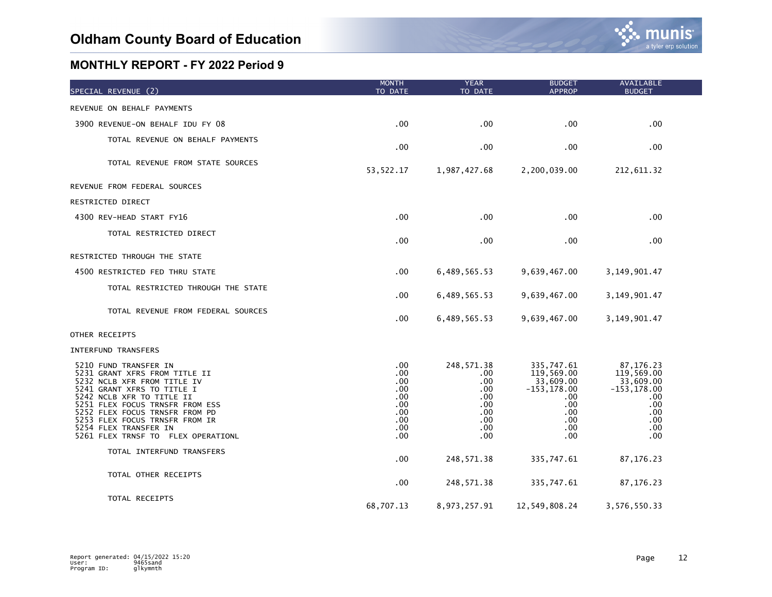# Oldham County Board of Education

## MONTHLY REPORT - FY 2022 Period 9

| SPECIAL REVENUE (2) | MONTH TO DATE | YEAR TO DATE | BUDGET APPROP | AVAILABLE BUDGET |
|---|---|---|---|---|
| REVENUE ON BEHALF PAYMENTS | | | | |
| 3900 REVENUE-ON BEHALF IDU FY 08 | .00 | .00 | .00 | .00 |
| TOTAL REVENUE ON BEHALF PAYMENTS | .00 | .00 | .00 | .00 |
| TOTAL REVENUE FROM STATE SOURCES | 53,522.17 | 1,987,427.68 | 2,200,039.00 | 212,611.32 |
| REVENUE FROM FEDERAL SOURCES | | | | |
| RESTRICTED DIRECT | | | | |
| 4300 REV-HEAD START FY16 | .00 | .00 | .00 | .00 |
| TOTAL RESTRICTED DIRECT | .00 | .00 | .00 | .00 |
| RESTRICTED THROUGH THE STATE | | | | |
| 4500 RESTRICTED FED THRU STATE | .00 | 6,489,565.53 | 9,639,467.00 | 3,149,901.47 |
| TOTAL RESTRICTED THROUGH THE STATE | .00 | 6,489,565.53 | 9,639,467.00 | 3,149,901.47 |
| TOTAL REVENUE FROM FEDERAL SOURCES | .00 | 6,489,565.53 | 9,639,467.00 | 3,149,901.47 |
| OTHER RECEIPTS | | | | |
| INTERFUND TRANSFERS | | | | |
| 5210 FUND TRANSFER IN | .00 | 248,571.38 | 335,747.61 | 87,176.23 |
| 5231 GRANT XFRS FROM TITLE II | .00 | .00 | 119,569.00 | 119,569.00 |
| 5232 NCLB XFR FROM TITLE IV | .00 | .00 | 33,609.00 | 33,609.00 |
| 5241 GRANT XFRS TO TITLE I | .00 | .00 | -153,178.00 | -153,178.00 |
| 5242 NCLB XFR TO TITLE II | .00 | .00 | .00 | .00 |
| 5251 FLEX FOCUS TRNSFR FROM ESS | .00 | .00 | .00 | .00 |
| 5252 FLEX FOCUS TRNSFR FROM PD | .00 | .00 | .00 | .00 |
| 5253 FLEX FOCUS TRNSFR FROM IR | .00 | .00 | .00 | .00 |
| 5254 FLEX TRANSFER IN | .00 | .00 | .00 | .00 |
| 5261 FLEX TRNSF TO FLEX OPERATIONL | .00 | .00 | .00 | .00 |
| TOTAL INTERFUND TRANSFERS | .00 | 248,571.38 | 335,747.61 | 87,176.23 |
| TOTAL OTHER RECEIPTS | .00 | 248,571.38 | 335,747.61 | 87,176.23 |
| TOTAL RECEIPTS | 68,707.13 | 8,973,257.91 | 12,549,808.24 | 3,576,550.33 |

Report generated: 04/15/2022 15:20
User: 9465sand
Program ID: glkymnth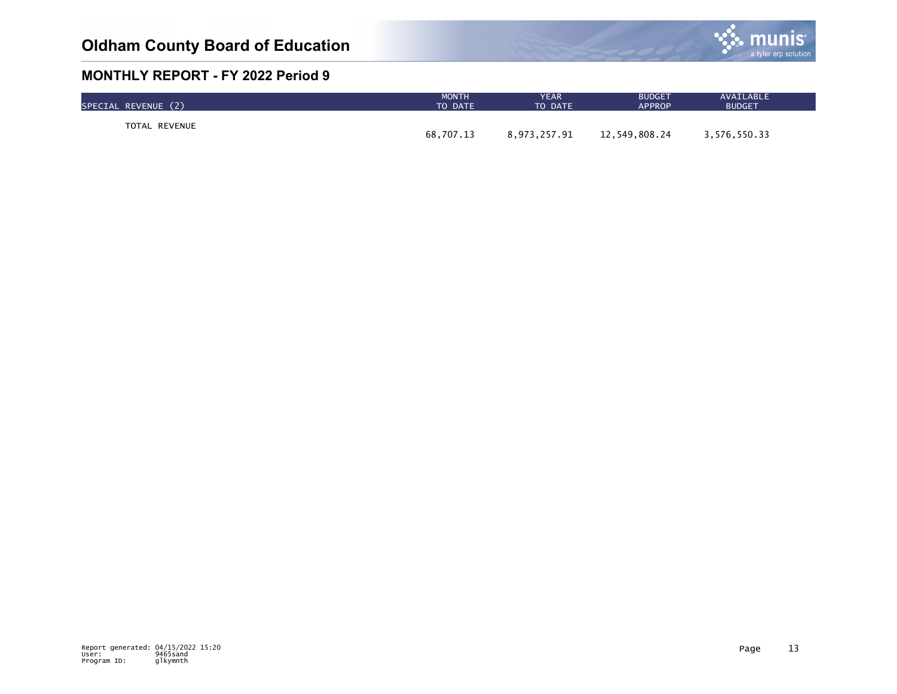# Oldham County Board of Education

## MONTHLY REPORT - FY 2022 Period 9

| SPECIAL REVENUE (2) | MONTH TO DATE | YEAR TO DATE | BUDGET APPROP | AVAILABLE BUDGET |
|---|---|---|---|---|
| TOTAL REVENUE | 68,707.13 | 8,973,257.91 | 12,549,808.24 | 3,576,550.33 |

Report generated: 04/15/2022 15:20
User: 9465sand
Program ID: glkymnth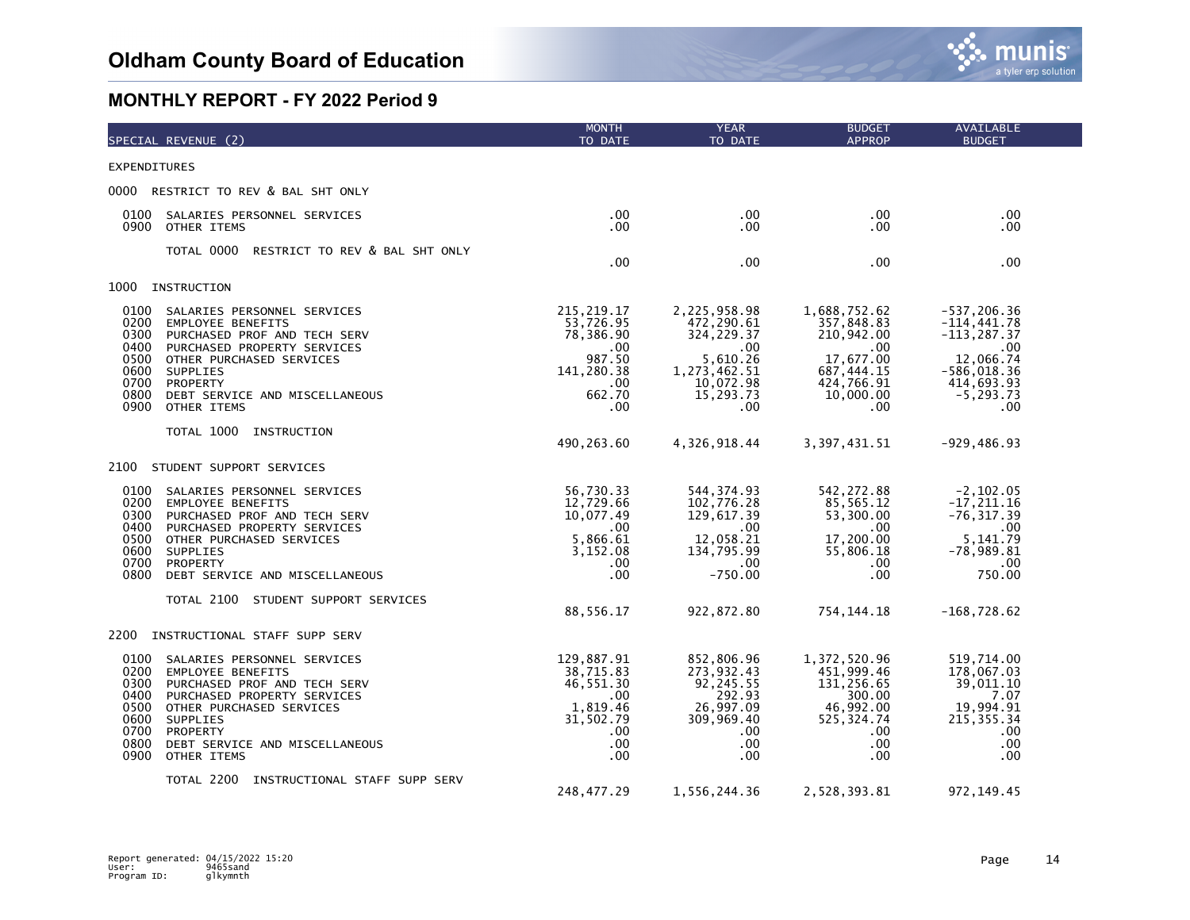# Oldham County Board of Education

## MONTHLY REPORT - FY 2022 Period 9

| SPECIAL REVENUE (2) | MONTH TO DATE | YEAR TO DATE | BUDGET APPROP | AVAILABLE BUDGET |
|---|---|---|---|---|
| **EXPENDITURES** | | | | |
| **0000 RESTRICT TO REV & BAL SHT ONLY** | | | | |
| 0100 SALARIES PERSONNEL SERVICES | .00 | .00 | .00 | .00 |
| 0900 OTHER ITEMS | .00 | .00 | .00 | .00 |
| TOTAL 0000 RESTRICT TO REV & BAL SHT ONLY | .00 | .00 | .00 | .00 |
| **1000 INSTRUCTION** | | | | |
| 0100 SALARIES PERSONNEL SERVICES | 215,219.17 | 2,225,958.98 | 1,688,752.62 | -537,206.36 |
| 0200 EMPLOYEE BENEFITS | 53,726.95 | 472,290.61 | 357,848.83 | -114,441.78 |
| 0300 PURCHASED PROF AND TECH SERV | 78,386.90 | 324,229.37 | 210,942.00 | -113,287.37 |
| 0400 PURCHASED PROPERTY SERVICES | .00 | .00 | .00 | .00 |
| 0500 OTHER PURCHASED SERVICES | 987.50 | 5,610.26 | 17,677.00 | 12,066.74 |
| 0600 SUPPLIES | 141,280.38 | 1,273,462.51 | 687,444.15 | -586,018.36 |
| 0700 PROPERTY | .00 | 10,072.98 | 424,766.91 | 414,693.93 |
| 0800 DEBT SERVICE AND MISCELLANEOUS | 662.70 | 15,293.73 | 10,000.00 | -5,293.73 |
| 0900 OTHER ITEMS | .00 | .00 | .00 | .00 |
| TOTAL 1000 INSTRUCTION | 490,263.60 | 4,326,918.44 | 3,397,431.51 | -929,486.93 |
| **2100 STUDENT SUPPORT SERVICES** | | | | |
| 0100 SALARIES PERSONNEL SERVICES | 56,730.33 | 544,374.93 | 542,272.88 | -2,102.05 |
| 0200 EMPLOYEE BENEFITS | 12,729.66 | 102,776.28 | 85,565.12 | -17,211.16 |
| 0300 PURCHASED PROF AND TECH SERV | 10,077.49 | 129,617.39 | 53,300.00 | -76,317.39 |
| 0400 PURCHASED PROPERTY SERVICES | .00 | .00 | .00 | .00 |
| 0500 OTHER PURCHASED SERVICES | 5,866.61 | 12,058.21 | 17,200.00 | 5,141.79 |
| 0600 SUPPLIES | 3,152.08 | 134,795.99 | 55,806.18 | -78,989.81 |
| 0700 PROPERTY | .00 | .00 | .00 | .00 |
| 0800 DEBT SERVICE AND MISCELLANEOUS | .00 | -750.00 | .00 | 750.00 |
| TOTAL 2100 STUDENT SUPPORT SERVICES | 88,556.17 | 922,872.80 | 754,144.18 | -168,728.62 |
| **2200 INSTRUCTIONAL STAFF SUPP SERV** | | | | |
| 0100 SALARIES PERSONNEL SERVICES | 129,887.91 | 852,806.96 | 1,372,520.96 | 519,714.00 |
| 0200 EMPLOYEE BENEFITS | 38,715.83 | 273,932.43 | 451,999.46 | 178,067.03 |
| 0300 PURCHASED PROF AND TECH SERV | 46,551.30 | 92,245.55 | 131,256.65 | 39,011.10 |
| 0400 PURCHASED PROPERTY SERVICES | .00 | 292.93 | 300.00 | 7.07 |
| 0500 OTHER PURCHASED SERVICES | 1,819.46 | 26,997.09 | 46,992.00 | 19,994.91 |
| 0600 SUPPLIES | 31,502.79 | 309,969.40 | 525,324.74 | 215,355.34 |
| 0700 PROPERTY | .00 | .00 | .00 | .00 |
| 0800 DEBT SERVICE AND MISCELLANEOUS | .00 | .00 | .00 | .00 |
| 0900 OTHER ITEMS | .00 | .00 | .00 | .00 |
| TOTAL 2200 INSTRUCTIONAL STAFF SUPP SERV | 248,477.29 | 1,556,244.36 | 2,528,393.81 | 972,149.45 |

Report generated: 04/15/2022 15:20
User: 9465sand
Program ID: glkymnth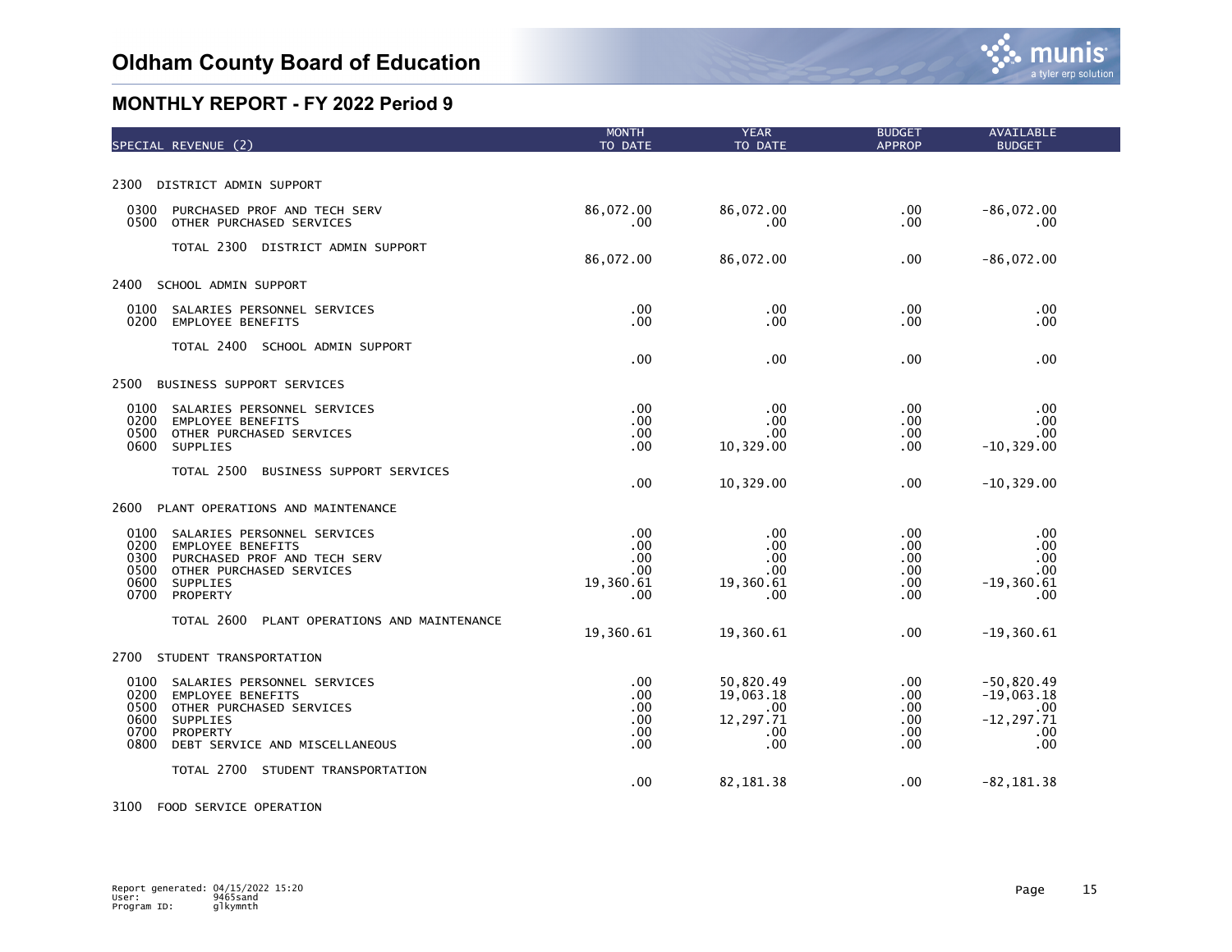# Oldham County Board of Education

## MONTHLY REPORT - FY 2022 Period 9

| SPECIAL REVENUE (2) | MONTH TO DATE | YEAR TO DATE | BUDGET APPROP | AVAILABLE BUDGET |
|---|---|---|---|---|
| **2300 DISTRICT ADMIN SUPPORT** | | | | |
| 0300 PURCHASED PROF AND TECH SERV | 86,072.00 | 86,072.00 | .00 | -86,072.00 |
| 0500 OTHER PURCHASED SERVICES | .00 | .00 | .00 | .00 |
| TOTAL 2300 DISTRICT ADMIN SUPPORT | 86,072.00 | 86,072.00 | .00 | -86,072.00 |
| **2400 SCHOOL ADMIN SUPPORT** | | | | |
| 0100 SALARIES PERSONNEL SERVICES | .00 | .00 | .00 | .00 |
| 0200 EMPLOYEE BENEFITS | .00 | .00 | .00 | .00 |
| TOTAL 2400 SCHOOL ADMIN SUPPORT | .00 | .00 | .00 | .00 |
| **2500 BUSINESS SUPPORT SERVICES** | | | | |
| 0100 SALARIES PERSONNEL SERVICES | .00 | .00 | .00 | .00 |
| 0200 EMPLOYEE BENEFITS | .00 | .00 | .00 | .00 |
| 0500 OTHER PURCHASED SERVICES | .00 | .00 | .00 | .00 |
| 0600 SUPPLIES | .00 | 10,329.00 | .00 | -10,329.00 |
| TOTAL 2500 BUSINESS SUPPORT SERVICES | .00 | 10,329.00 | .00 | -10,329.00 |
| **2600 PLANT OPERATIONS AND MAINTENANCE** | | | | |
| 0100 SALARIES PERSONNEL SERVICES | .00 | .00 | .00 | .00 |
| 0200 EMPLOYEE BENEFITS | .00 | .00 | .00 | .00 |
| 0300 PURCHASED PROF AND TECH SERV | .00 | .00 | .00 | .00 |
| 0500 OTHER PURCHASED SERVICES | .00 | .00 | .00 | .00 |
| 0600 SUPPLIES | 19,360.61 | 19,360.61 | .00 | -19,360.61 |
| 0700 PROPERTY | .00 | .00 | .00 | .00 |
| TOTAL 2600 PLANT OPERATIONS AND MAINTENANCE | 19,360.61 | 19,360.61 | .00 | -19,360.61 |
| **2700 STUDENT TRANSPORTATION** | | | | |
| 0100 SALARIES PERSONNEL SERVICES | .00 | 50,820.49 | .00 | -50,820.49 |
| 0200 EMPLOYEE BENEFITS | .00 | 19,063.18 | .00 | -19,063.18 |
| 0500 OTHER PURCHASED SERVICES | .00 | .00 | .00 | .00 |
| 0600 SUPPLIES | .00 | 12,297.71 | .00 | -12,297.71 |
| 0700 PROPERTY | .00 | .00 | .00 | .00 |
| 0800 DEBT SERVICE AND MISCELLANEOUS | .00 | .00 | .00 | .00 |
| TOTAL 2700 STUDENT TRANSPORTATION | .00 | 82,181.38 | .00 | -82,181.38 |
| **3100 FOOD SERVICE OPERATION** | | | | |

Report generated: 04/15/2022 15:20
User: 9465sand
Program ID: glkymnth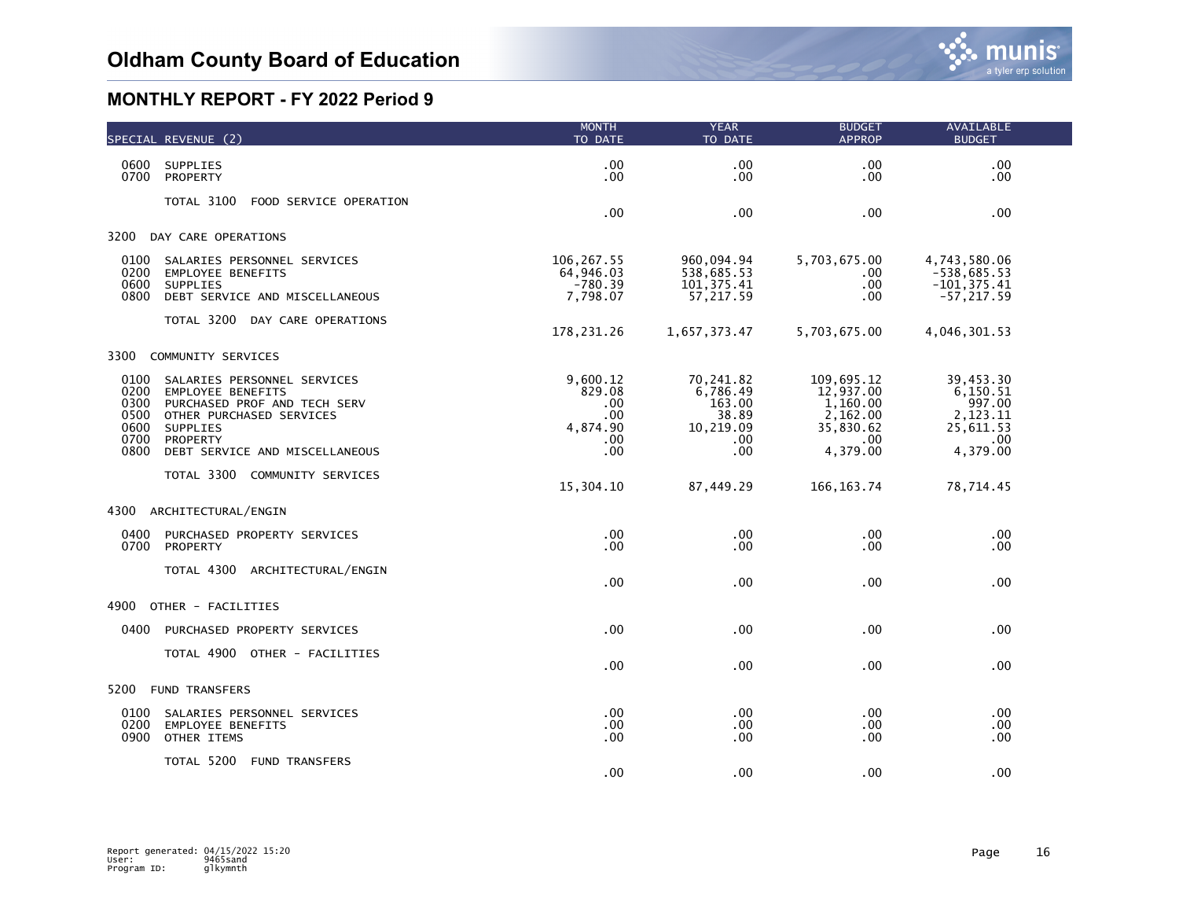# Oldham County Board of Education

## MONTHLY REPORT - FY 2022 Period 9

| SPECIAL REVENUE (2) | MONTH TO DATE | YEAR TO DATE | BUDGET APPROP | AVAILABLE BUDGET |
|---|---|---|---|---|
| 0600 SUPPLIES | .00 | .00 | .00 | .00 |
| 0700 PROPERTY | .00 | .00 | .00 | .00 |
| TOTAL 3100 FOOD SERVICE OPERATION | .00 | .00 | .00 | .00 |
| **3200 DAY CARE OPERATIONS** | | | | |
| 0100 SALARIES PERSONNEL SERVICES | 106,267.55 | 960,094.94 | 5,703,675.00 | 4,743,580.06 |
| 0200 EMPLOYEE BENEFITS | 64,946.03 | 538,685.53 | .00 | -538,685.53 |
| 0600 SUPPLIES | -780.39 | 101,375.41 | .00 | -101,375.41 |
| 0800 DEBT SERVICE AND MISCELLANEOUS | 7,798.07 | 57,217.59 | .00 | -57,217.59 |
| TOTAL 3200 DAY CARE OPERATIONS | 178,231.26 | 1,657,373.47 | 5,703,675.00 | 4,046,301.53 |
| **3300 COMMUNITY SERVICES** | | | | |
| 0100 SALARIES PERSONNEL SERVICES | 9,600.12 | 70,241.82 | 109,695.12 | 39,453.30 |
| 0200 EMPLOYEE BENEFITS | 829.08 | 6,786.49 | 12,937.00 | 6,150.51 |
| 0300 PURCHASED PROF AND TECH SERV | .00 | 163.00 | 1,160.00 | 997.00 |
| 0500 OTHER PURCHASED SERVICES | .00 | 38.89 | 2,162.00 | 2,123.11 |
| 0600 SUPPLIES | 4,874.90 | 10,219.09 | 35,830.62 | 25,611.53 |
| 0700 PROPERTY | .00 | .00 | .00 | .00 |
| 0800 DEBT SERVICE AND MISCELLANEOUS | .00 | .00 | 4,379.00 | 4,379.00 |
| TOTAL 3300 COMMUNITY SERVICES | 15,304.10 | 87,449.29 | 166,163.74 | 78,714.45 |
| **4300 ARCHITECTURAL/ENGIN** | | | | |
| 0400 PURCHASED PROPERTY SERVICES | .00 | .00 | .00 | .00 |
| 0700 PROPERTY | .00 | .00 | .00 | .00 |
| TOTAL 4300 ARCHITECTURAL/ENGIN | .00 | .00 | .00 | .00 |
| **4900 OTHER - FACILITIES** | | | | |
| 0400 PURCHASED PROPERTY SERVICES | .00 | .00 | .00 | .00 |
| TOTAL 4900 OTHER - FACILITIES | .00 | .00 | .00 | .00 |
| **5200 FUND TRANSFERS** | | | | |
| 0100 SALARIES PERSONNEL SERVICES | .00 | .00 | .00 | .00 |
| 0200 EMPLOYEE BENEFITS | .00 | .00 | .00 | .00 |
| 0900 OTHER ITEMS | .00 | .00 | .00 | .00 |
| TOTAL 5200 FUND TRANSFERS | .00 | .00 | .00 | .00 |

Report generated: 04/15/2022 15:20
User: 9465sand
Program ID: glkymnth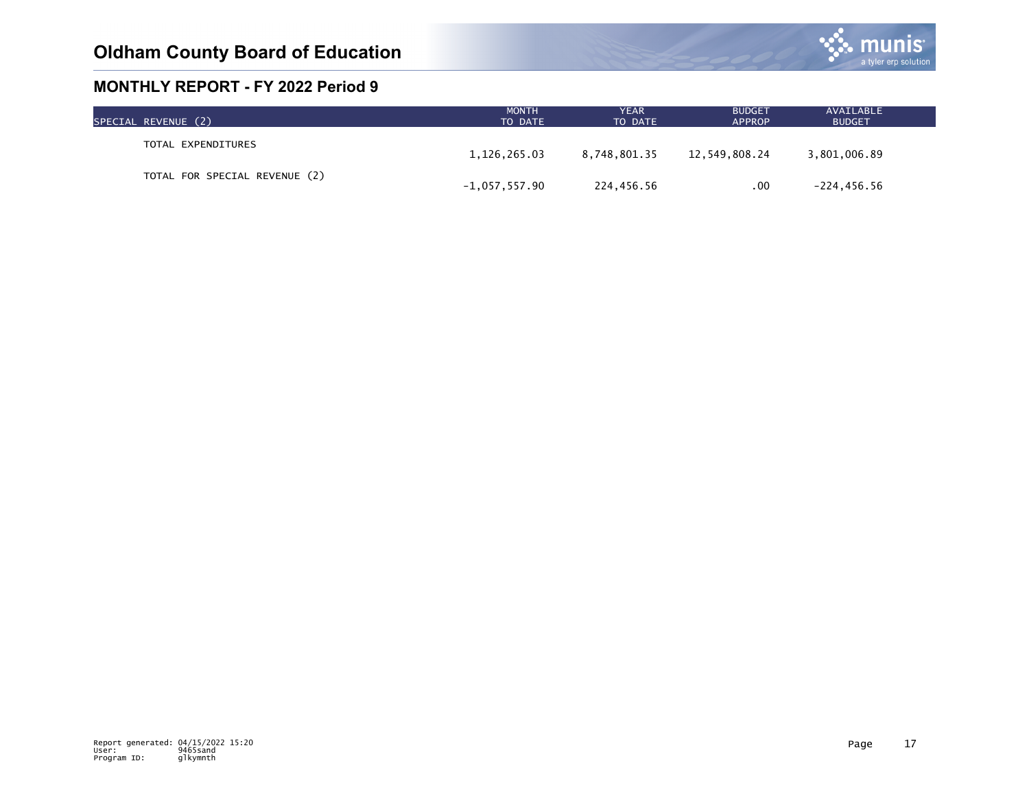# Oldham County Board of Education

## MONTHLY REPORT - FY 2022 Period 9

| SPECIAL REVENUE (2) | MONTH TO DATE | YEAR TO DATE | BUDGET APPROP | AVAILABLE BUDGET |
|---|---|---|---|---|
| TOTAL EXPENDITURES | 1,126,265.03 | 8,748,801.35 | 12,549,808.24 | 3,801,006.89 |
| TOTAL FOR SPECIAL REVENUE (2) | -1,057,557.90 | 224,456.56 | .00 | -224,456.56 |

Report generated: 04/15/2022 15:20
User: 9465sand
Program ID: glkymnth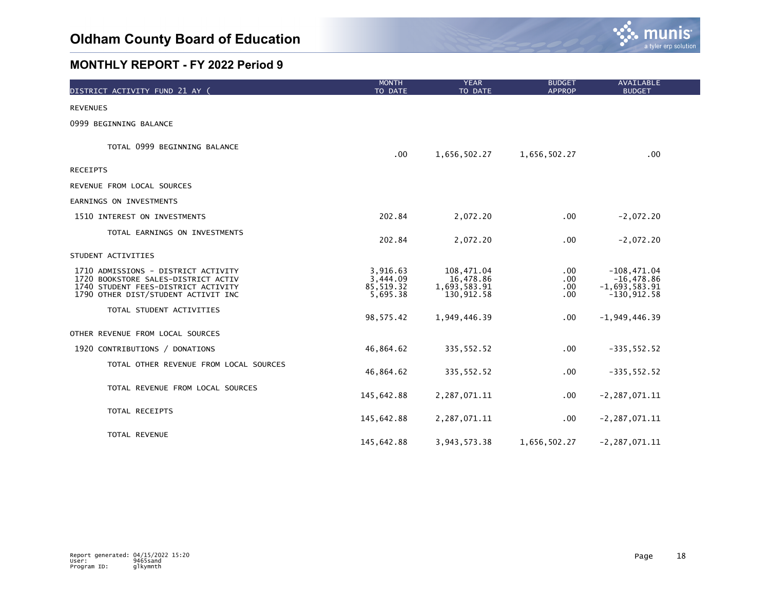# Oldham County Board of Education

## MONTHLY REPORT - FY 2022 Period 9

| DISTRICT ACTIVITY FUND 21 AY ( | MONTH TO DATE | YEAR TO DATE | BUDGET APPROP | AVAILABLE BUDGET |
|---|---|---|---|---|
| REVENUES | | | | |
| 0999 BEGINNING BALANCE | | | | |
| TOTAL 0999 BEGINNING BALANCE | .00 | 1,656,502.27 | 1,656,502.27 | .00 |
| RECEIPTS | | | | |
| REVENUE FROM LOCAL SOURCES | | | | |
| EARNINGS ON INVESTMENTS | | | | |
| 1510 INTEREST ON INVESTMENTS | 202.84 | 2,072.20 | .00 | -2,072.20 |
| TOTAL EARNINGS ON INVESTMENTS | 202.84 | 2,072.20 | .00 | -2,072.20 |
| STUDENT ACTIVITIES | | | | |
| 1710 ADMISSIONS - DISTRICT ACTIVITY | 3,916.63 | 108,471.04 | .00 | -108,471.04 |
| 1720 BOOKSTORE SALES-DISTRICT ACTIV | 3,444.09 | 16,478.86 | .00 | -16,478.86 |
| 1740 STUDENT FEES-DISTRICT ACTIVITY | 85,519.32 | 1,693,583.91 | .00 | -1,693,583.91 |
| 1790 OTHER DIST/STUDENT ACTIVIT INC | 5,695.38 | 130,912.58 | .00 | -130,912.58 |
| TOTAL STUDENT ACTIVITIES | 98,575.42 | 1,949,446.39 | .00 | -1,949,446.39 |
| OTHER REVENUE FROM LOCAL SOURCES | | | | |
| 1920 CONTRIBUTIONS / DONATIONS | 46,864.62 | 335,552.52 | .00 | -335,552.52 |
| TOTAL OTHER REVENUE FROM LOCAL SOURCES | 46,864.62 | 335,552.52 | .00 | -335,552.52 |
| TOTAL REVENUE FROM LOCAL SOURCES | 145,642.88 | 2,287,071.11 | .00 | -2,287,071.11 |
| TOTAL RECEIPTS | 145,642.88 | 2,287,071.11 | .00 | -2,287,071.11 |
| TOTAL REVENUE | 145,642.88 | 3,943,573.38 | 1,656,502.27 | -2,287,071.11 |

Report generated: 04/15/2022 15:20
User: 9465sand
Program ID: glkymnth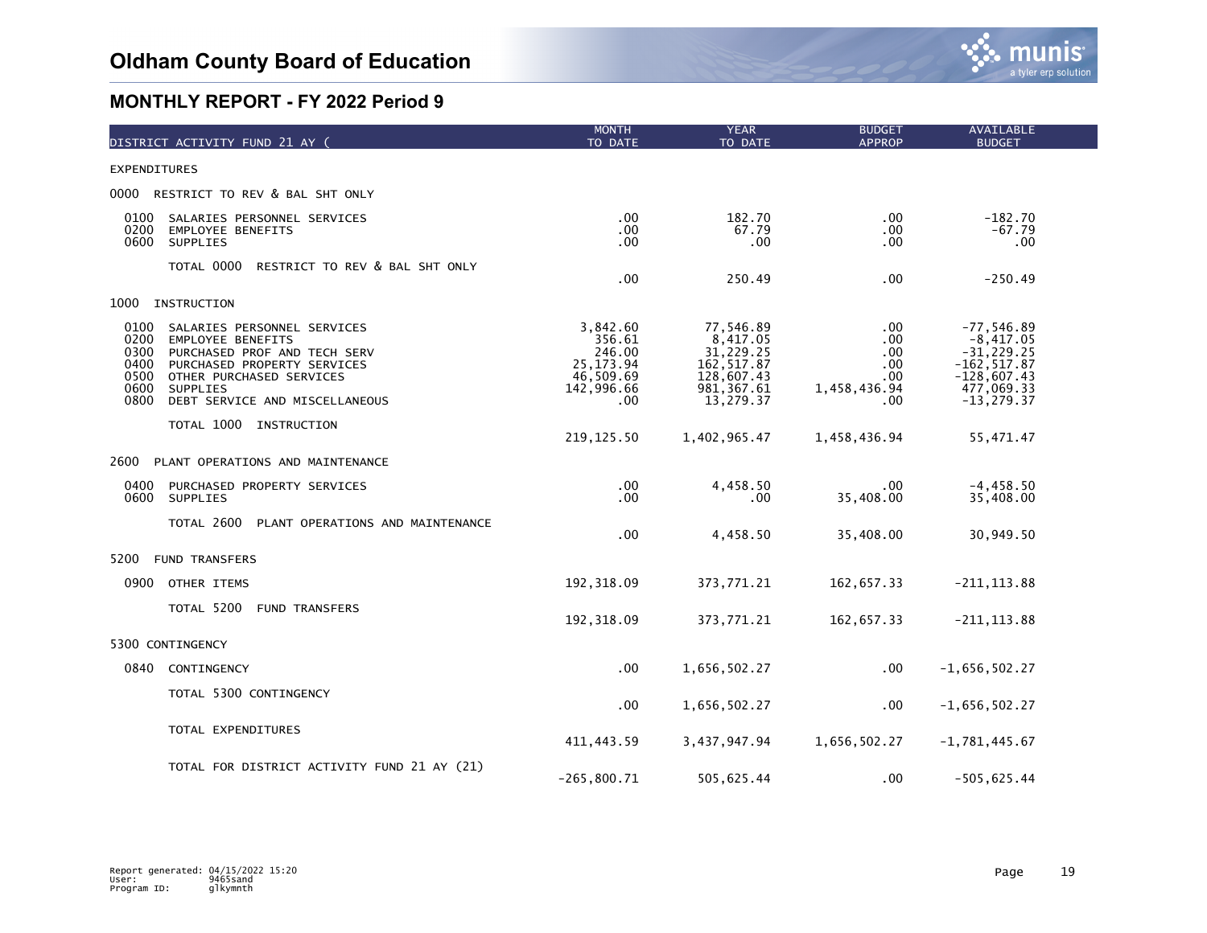# Oldham County Board of Education

## MONTHLY REPORT - FY 2022 Period 9

| DISTRICT ACTIVITY FUND 21 AY ( | MONTH TO DATE | YEAR TO DATE | BUDGET APPROP | AVAILABLE BUDGET |
|---|---|---|---|---|
| EXPENDITURES | | | | |
| 0000 RESTRICT TO REV & BAL SHT ONLY | | | | |
| 0100 SALARIES PERSONNEL SERVICES | .00 | 182.70 | .00 | -182.70 |
| 0200 EMPLOYEE BENEFITS | .00 | 67.79 | .00 | -67.79 |
| 0600 SUPPLIES | .00 | .00 | .00 | .00 |
| TOTAL 0000 RESTRICT TO REV & BAL SHT ONLY | .00 | 250.49 | .00 | -250.49 |
| 1000 INSTRUCTION | | | | |
| 0100 SALARIES PERSONNEL SERVICES | 3,842.60 | 77,546.89 | .00 | -77,546.89 |
| 0200 EMPLOYEE BENEFITS | 356.61 | 8,417.05 | .00 | -8,417.05 |
| 0300 PURCHASED PROF AND TECH SERV | 246.00 | 31,229.25 | .00 | -31,229.25 |
| 0400 PURCHASED PROPERTY SERVICES | 25,173.94 | 162,517.87 | .00 | -162,517.87 |
| 0500 OTHER PURCHASED SERVICES | 46,509.69 | 128,607.43 | .00 | -128,607.43 |
| 0600 SUPPLIES | 142,996.66 | 981,367.61 | 1,458,436.94 | 477,069.33 |
| 0800 DEBT SERVICE AND MISCELLANEOUS | .00 | 13,279.37 | .00 | -13,279.37 |
| TOTAL 1000 INSTRUCTION | 219,125.50 | 1,402,965.47 | 1,458,436.94 | 55,471.47 |
| 2600 PLANT OPERATIONS AND MAINTENANCE | | | | |
| 0400 PURCHASED PROPERTY SERVICES | .00 | 4,458.50 | .00 | -4,458.50 |
| 0600 SUPPLIES | .00 | .00 | 35,408.00 | 35,408.00 |
| TOTAL 2600 PLANT OPERATIONS AND MAINTENANCE | .00 | 4,458.50 | 35,408.00 | 30,949.50 |
| 5200 FUND TRANSFERS | | | | |
| 0900 OTHER ITEMS | 192,318.09 | 373,771.21 | 162,657.33 | -211,113.88 |
| TOTAL 5200 FUND TRANSFERS | 192,318.09 | 373,771.21 | 162,657.33 | -211,113.88 |
| 5300 CONTINGENCY | | | | |
| 0840 CONTINGENCY | .00 | 1,656,502.27 | .00 | -1,656,502.27 |
| TOTAL 5300 CONTINGENCY | .00 | 1,656,502.27 | .00 | -1,656,502.27 |
| TOTAL EXPENDITURES | 411,443.59 | 3,437,947.94 | 1,656,502.27 | -1,781,445.67 |
| TOTAL FOR DISTRICT ACTIVITY FUND 21 AY (21) | -265,800.71 | 505,625.44 | .00 | -505,625.44 |

Report generated: 04/15/2022 15:20
User: 9465sand
Program ID: glkymnth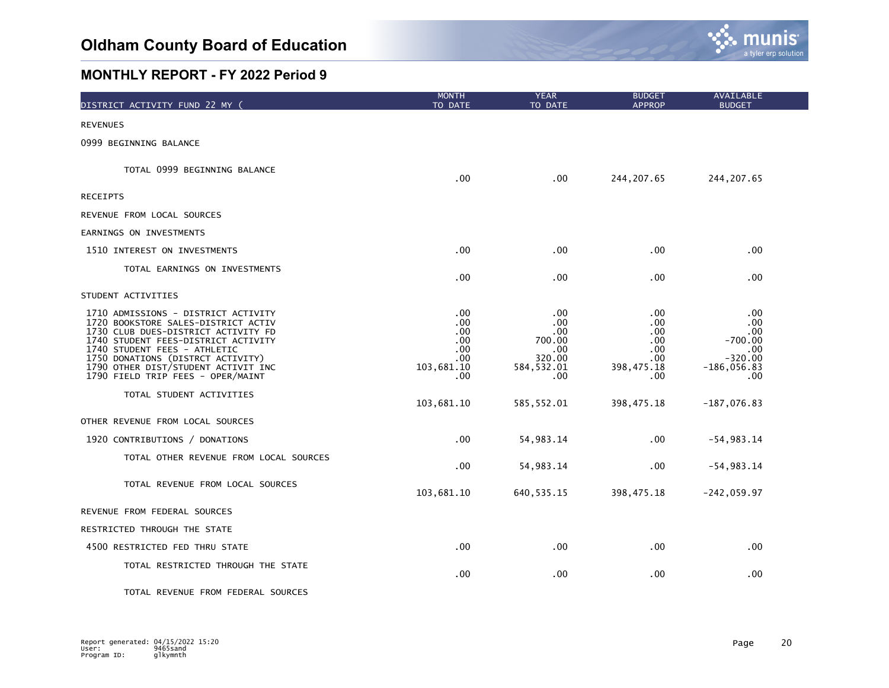# Oldham County Board of Education

## MONTHLY REPORT - FY 2022 Period 9

| DISTRICT ACTIVITY FUND 22 MY ( | MONTH TO DATE | YEAR TO DATE | BUDGET APPROP | AVAILABLE BUDGET |
|---|---|---|---|---|
| REVENUES | | | | |
| 0999 BEGINNING BALANCE | | | | |
| TOTAL 0999 BEGINNING BALANCE | .00 | .00 | 244,207.65 | 244,207.65 |
| RECEIPTS | | | | |
| REVENUE FROM LOCAL SOURCES | | | | |
| EARNINGS ON INVESTMENTS | | | | |
| 1510 INTEREST ON INVESTMENTS | .00 | .00 | .00 | .00 |
| TOTAL EARNINGS ON INVESTMENTS | .00 | .00 | .00 | .00 |
| STUDENT ACTIVITIES | | | | |
| 1710 ADMISSIONS - DISTRICT ACTIVITY | .00 | .00 | .00 | .00 |
| 1720 BOOKSTORE SALES-DISTRICT ACTIV | .00 | .00 | .00 | .00 |
| 1730 CLUB DUES-DISTRICT ACTIVITY FD | .00 | .00 | .00 | .00 |
| 1740 STUDENT FEES-DISTRICT ACTIVITY | .00 | 700.00 | .00 | -700.00 |
| 1740 STUDENT FEES - ATHLETIC | .00 | .00 | .00 | .00 |
| 1750 DONATIONS (DISTRCT ACTIVITY) | .00 | 320.00 | .00 | -320.00 |
| 1790 OTHER DIST/STUDENT ACTIVIT INC | 103,681.10 | 584,532.01 | 398,475.18 | -186,056.83 |
| 1790 FIELD TRIP FEES - OPER/MAINT | .00 | .00 | .00 | .00 |
| TOTAL STUDENT ACTIVITIES | 103,681.10 | 585,552.01 | 398,475.18 | -187,076.83 |
| OTHER REVENUE FROM LOCAL SOURCES | | | | |
| 1920 CONTRIBUTIONS / DONATIONS | .00 | 54,983.14 | .00 | -54,983.14 |
| TOTAL OTHER REVENUE FROM LOCAL SOURCES | .00 | 54,983.14 | .00 | -54,983.14 |
| TOTAL REVENUE FROM LOCAL SOURCES | 103,681.10 | 640,535.15 | 398,475.18 | -242,059.97 |
| REVENUE FROM FEDERAL SOURCES | | | | |
| RESTRICTED THROUGH THE STATE | | | | |
| 4500 RESTRICTED FED THRU STATE | .00 | .00 | .00 | .00 |
| TOTAL RESTRICTED THROUGH THE STATE | .00 | .00 | .00 | .00 |
| TOTAL REVENUE FROM FEDERAL SOURCES | | | | |

Report generated: 04/15/2022 15:20
User: 9465sand
Program ID: glkymnth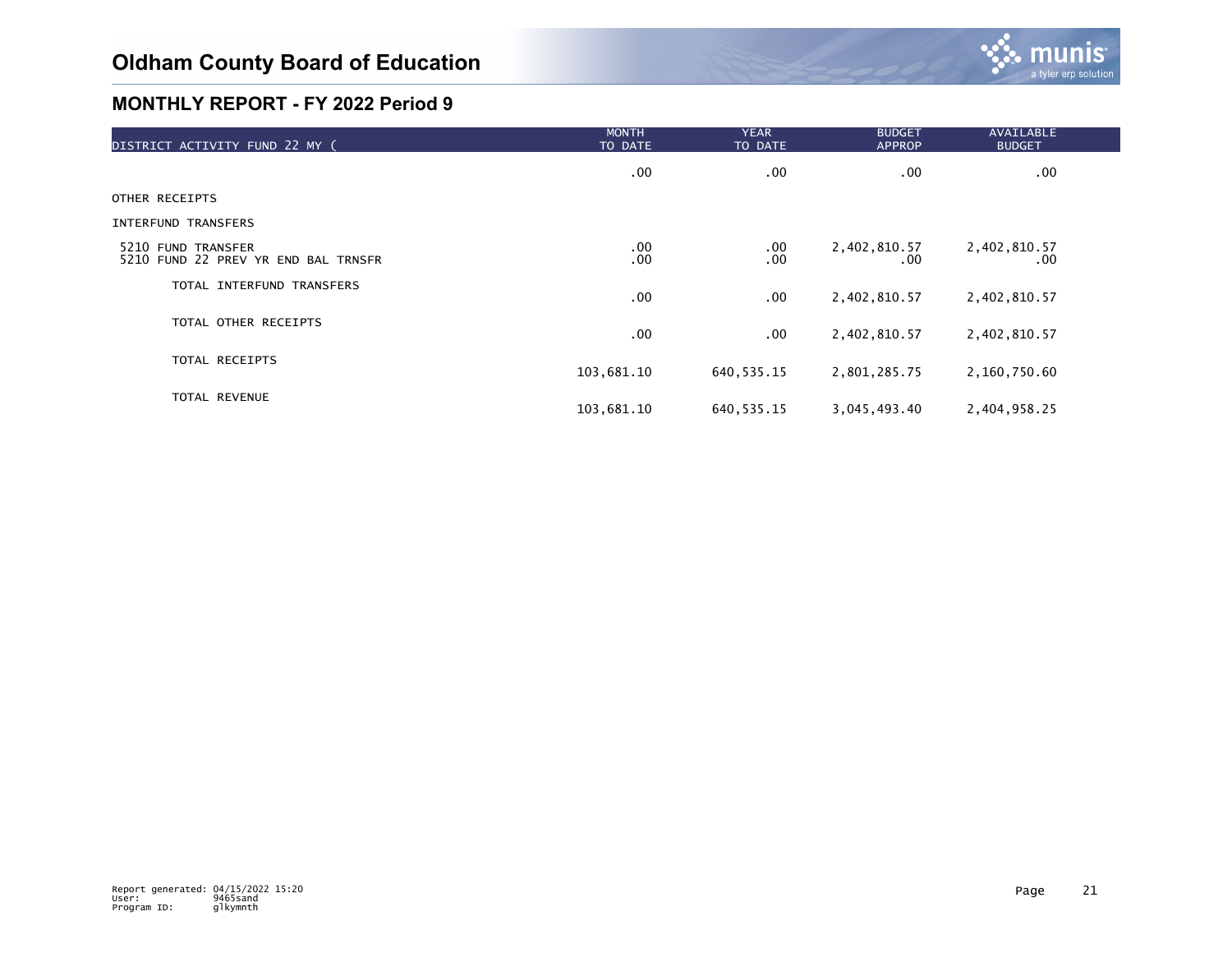# Oldham County Board of Education

## MONTHLY REPORT - FY 2022 Period 9

| DISTRICT ACTIVITY FUND 22 MY ( | MONTH TO DATE | YEAR TO DATE | BUDGET APPROP | AVAILABLE BUDGET |
|---|---|---|---|---|
| | .00 | .00 | .00 | .00 |
| OTHER RECEIPTS | | | | |
| INTERFUND TRANSFERS | | | | |
| 5210 FUND TRANSFER | .00 | .00 | 2,402,810.57 | 2,402,810.57 |
| 5210 FUND 22 PREV YR END BAL TRNSFR | .00 | .00 | .00 | .00 |
| TOTAL INTERFUND TRANSFERS | .00 | .00 | 2,402,810.57 | 2,402,810.57 |
| TOTAL OTHER RECEIPTS | .00 | .00 | 2,402,810.57 | 2,402,810.57 |
| TOTAL RECEIPTS | 103,681.10 | 640,535.15 | 2,801,285.75 | 2,160,750.60 |
| TOTAL REVENUE | 103,681.10 | 640,535.15 | 3,045,493.40 | 2,404,958.25 |

Report generated: 04/15/2022 15:20
User: 9465sand
Program ID: glkymnth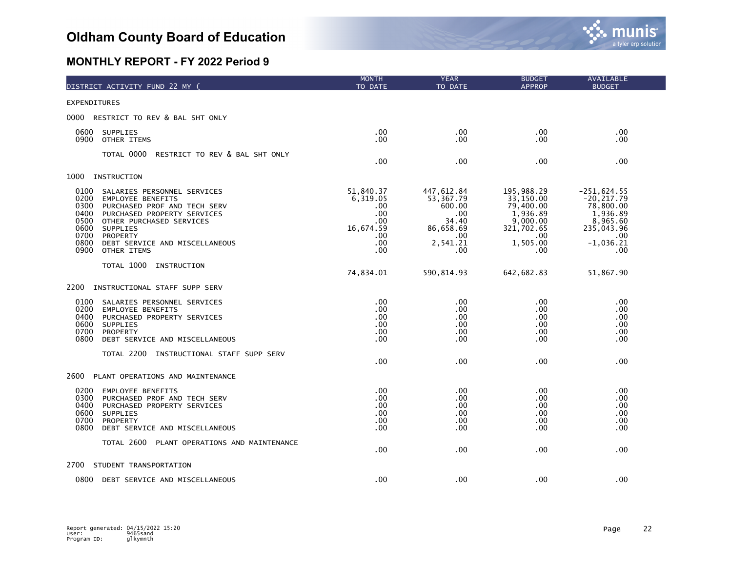# Oldham County Board of Education

## MONTHLY REPORT - FY 2022 Period 9

| DISTRICT ACTIVITY FUND 22 MY ( | MONTH TO DATE | YEAR TO DATE | BUDGET APPROP | AVAILABLE BUDGET |
|---|---|---|---|---|
| EXPENDITURES | | | | |
| 0000 RESTRICT TO REV & BAL SHT ONLY | | | | |
| 0600 SUPPLIES | .00 | .00 | .00 | .00 |
| 0900 OTHER ITEMS | .00 | .00 | .00 | .00 |
| TOTAL 0000 RESTRICT TO REV & BAL SHT ONLY | .00 | .00 | .00 | .00 |
| 1000 INSTRUCTION | | | | |
| 0100 SALARIES PERSONNEL SERVICES | 51,840.37 | 447,612.84 | 195,988.29 | -251,624.55 |
| 0200 EMPLOYEE BENEFITS | 6,319.05 | 53,367.79 | 33,150.00 | -20,217.79 |
| 0300 PURCHASED PROF AND TECH SERV | .00 | 600.00 | 79,400.00 | 78,800.00 |
| 0400 PURCHASED PROPERTY SERVICES | .00 | .00 | 1,936.89 | 1,936.89 |
| 0500 OTHER PURCHASED SERVICES | .00 | 34.40 | 9,000.00 | 8,965.60 |
| 0600 SUPPLIES | 16,674.59 | 86,658.69 | 321,702.65 | 235,043.96 |
| 0700 PROPERTY | .00 | .00 | .00 | .00 |
| 0800 DEBT SERVICE AND MISCELLANEOUS | .00 | 2,541.21 | 1,505.00 | -1,036.21 |
| 0900 OTHER ITEMS | .00 | .00 | .00 | .00 |
| TOTAL 1000 INSTRUCTION | 74,834.01 | 590,814.93 | 642,682.83 | 51,867.90 |
| 2200 INSTRUCTIONAL STAFF SUPP SERV | | | | |
| 0100 SALARIES PERSONNEL SERVICES | .00 | .00 | .00 | .00 |
| 0200 EMPLOYEE BENEFITS | .00 | .00 | .00 | .00 |
| 0400 PURCHASED PROPERTY SERVICES | .00 | .00 | .00 | .00 |
| 0600 SUPPLIES | .00 | .00 | .00 | .00 |
| 0700 PROPERTY | .00 | .00 | .00 | .00 |
| 0800 DEBT SERVICE AND MISCELLANEOUS | .00 | .00 | .00 | .00 |
| TOTAL 2200 INSTRUCTIONAL STAFF SUPP SERV | .00 | .00 | .00 | .00 |
| 2600 PLANT OPERATIONS AND MAINTENANCE | | | | |
| 0200 EMPLOYEE BENEFITS | .00 | .00 | .00 | .00 |
| 0300 PURCHASED PROF AND TECH SERV | .00 | .00 | .00 | .00 |
| 0400 PURCHASED PROPERTY SERVICES | .00 | .00 | .00 | .00 |
| 0600 SUPPLIES | .00 | .00 | .00 | .00 |
| 0700 PROPERTY | .00 | .00 | .00 | .00 |
| 0800 DEBT SERVICE AND MISCELLANEOUS | .00 | .00 | .00 | .00 |
| TOTAL 2600 PLANT OPERATIONS AND MAINTENANCE | .00 | .00 | .00 | .00 |
| 2700 STUDENT TRANSPORTATION | | | | |
| 0800 DEBT SERVICE AND MISCELLANEOUS | .00 | .00 | .00 | .00 |

Report generated: 04/15/2022 15:20
User: 9465sand
Program ID: glkymnth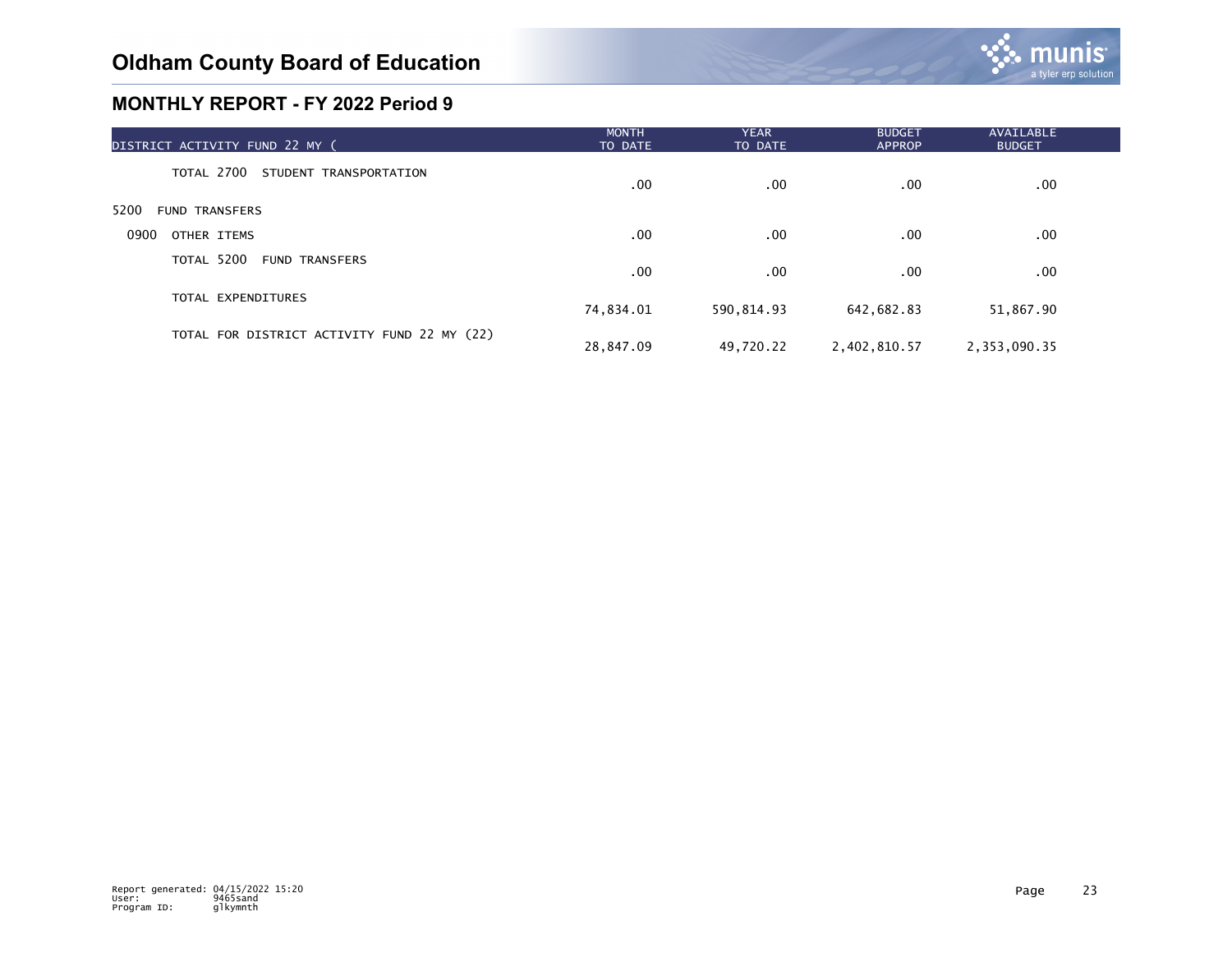# Oldham County Board of Education

## MONTHLY REPORT - FY 2022 Period 9

| DISTRICT ACTIVITY FUND 22 MY ( | MONTH TO DATE | YEAR TO DATE | BUDGET APPROP | AVAILABLE BUDGET |
|---|---|---|---|---|
| TOTAL 2700 STUDENT TRANSPORTATION | .00 | .00 | .00 | .00 |
| 5200 FUND TRANSFERS | | | | |
| 0900 OTHER ITEMS | .00 | .00 | .00 | .00 |
| TOTAL 5200 FUND TRANSFERS | .00 | .00 | .00 | .00 |
| TOTAL EXPENDITURES | 74,834.01 | 590,814.93 | 642,682.83 | 51,867.90 |
| TOTAL FOR DISTRICT ACTIVITY FUND 22 MY (22) | 28,847.09 | 49,720.22 | 2,402,810.57 | 2,353,090.35 |

Report generated: 04/15/2022 15:20
User: 9465sand
Program ID: glkymnth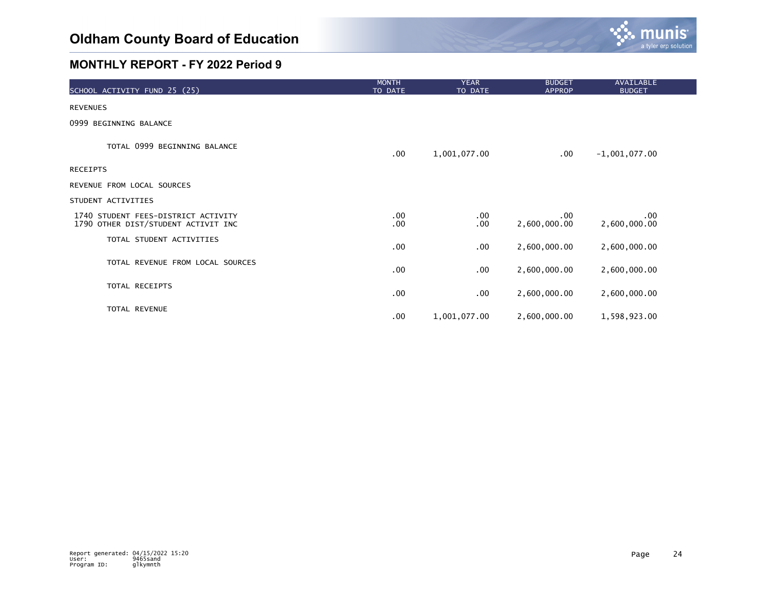# Oldham County Board of Education

## MONTHLY REPORT - FY 2022 Period 9

| SCHOOL ACTIVITY FUND 25 (25) | MONTH TO DATE | YEAR TO DATE | BUDGET APPROP | AVAILABLE BUDGET |
|---|---|---|---|---|
| REVENUES | | | | |
| 0999 BEGINNING BALANCE | | | | |
| TOTAL 0999 BEGINNING BALANCE | .00 | 1,001,077.00 | .00 | -1,001,077.00 |
| RECEIPTS | | | | |
| REVENUE FROM LOCAL SOURCES | | | | |
| STUDENT ACTIVITIES | | | | |
| 1740 STUDENT FEES-DISTRICT ACTIVITY | .00 | .00 | .00 | .00 |
| 1790 OTHER DIST/STUDENT ACTIVIT INC | .00 | .00 | 2,600,000.00 | 2,600,000.00 |
| TOTAL STUDENT ACTIVITIES | .00 | .00 | 2,600,000.00 | 2,600,000.00 |
| TOTAL REVENUE FROM LOCAL SOURCES | .00 | .00 | 2,600,000.00 | 2,600,000.00 |
| TOTAL RECEIPTS | .00 | .00 | 2,600,000.00 | 2,600,000.00 |
| TOTAL REVENUE | .00 | 1,001,077.00 | 2,600,000.00 | 1,598,923.00 |

Report generated: 04/15/2022 15:20
User: 9465sand
Program ID: glkymnth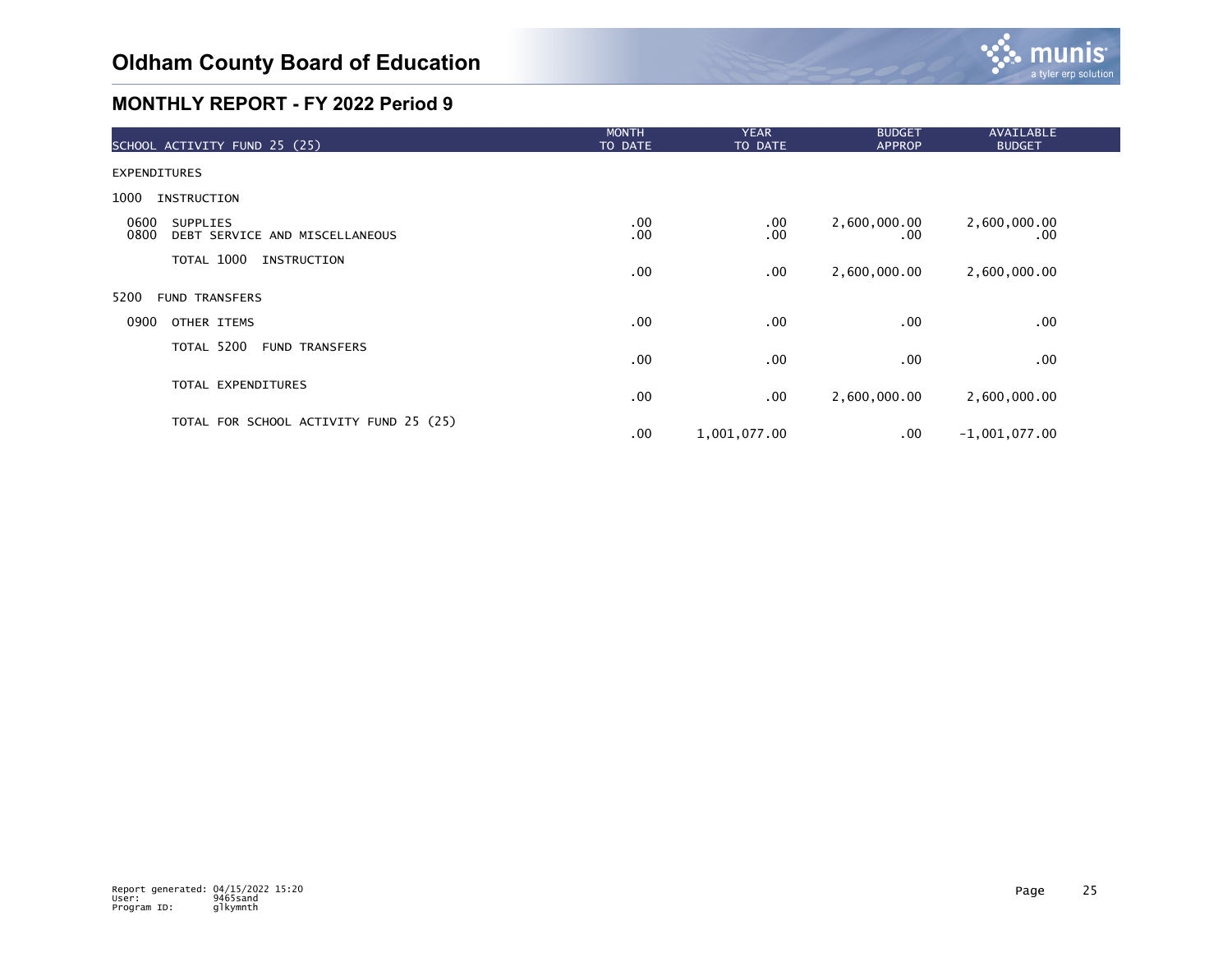# Oldham County Board of Education

## MONTHLY REPORT - FY 2022 Period 9

| SCHOOL ACTIVITY FUND 25 (25) | MONTH TO DATE | YEAR TO DATE | BUDGET APPROP | AVAILABLE BUDGET |
|---|---|---|---|---|
| EXPENDITURES | | | | |
| 1000 INSTRUCTION | | | | |
| 0600 SUPPLIES | .00 | .00 | 2,600,000.00 | 2,600,000.00 |
| 0800 DEBT SERVICE AND MISCELLANEOUS | .00 | .00 | .00 | .00 |
| TOTAL 1000 INSTRUCTION | .00 | .00 | 2,600,000.00 | 2,600,000.00 |
| 5200 FUND TRANSFERS | | | | |
| 0900 OTHER ITEMS | .00 | .00 | .00 | .00 |
| TOTAL 5200 FUND TRANSFERS | .00 | .00 | .00 | .00 |
| TOTAL EXPENDITURES | .00 | .00 | 2,600,000.00 | 2,600,000.00 |
| TOTAL FOR SCHOOL ACTIVITY FUND 25 (25) | .00 | 1,001,077.00 | .00 | -1,001,077.00 |

Report generated: 04/15/2022 15:20
User: 9465sand
Program ID: glkymnth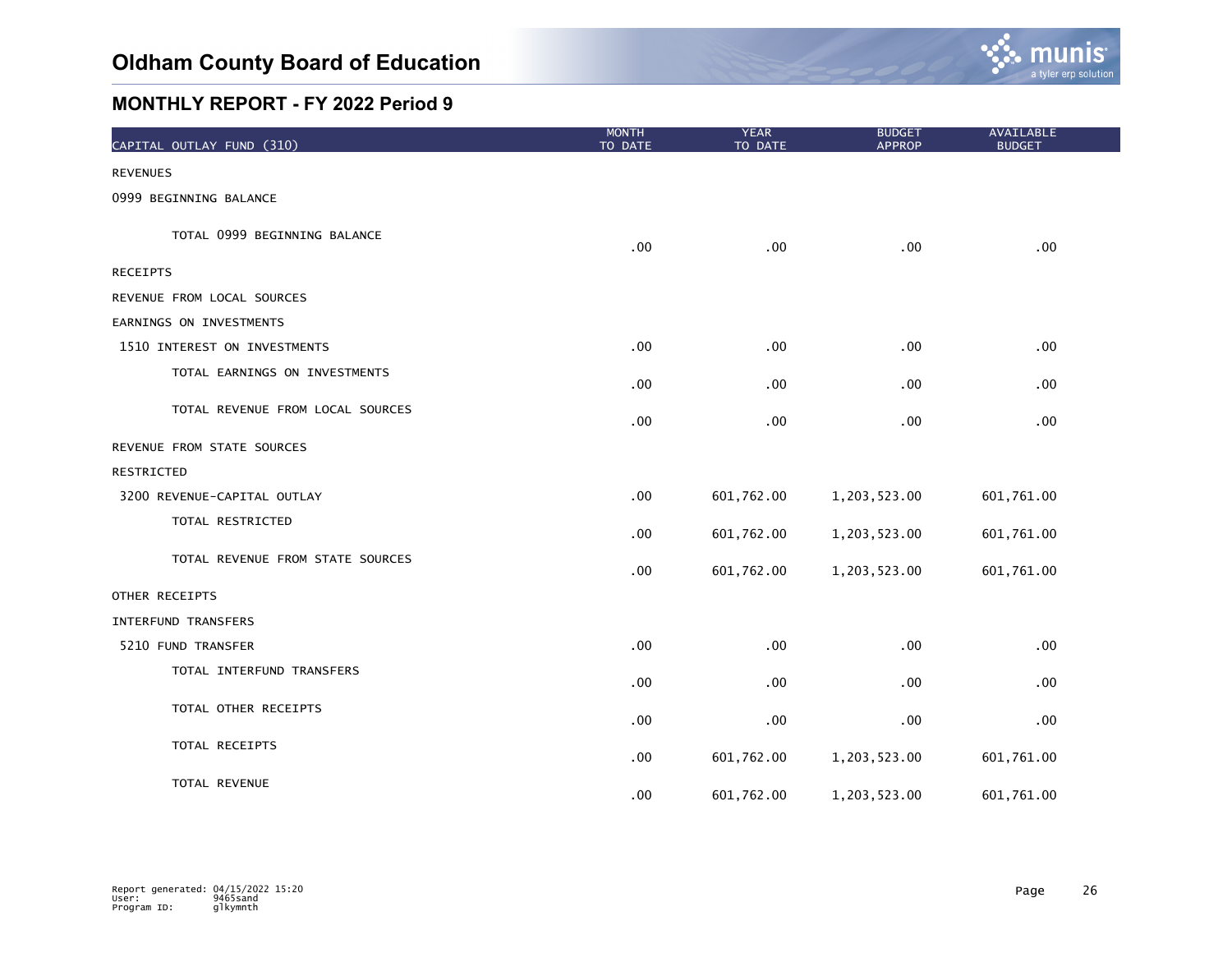# Oldham County Board of Education

## MONTHLY REPORT - FY 2022 Period 9

| CAPITAL OUTLAY FUND (310) | MONTH TO DATE | YEAR TO DATE | BUDGET APPROP | AVAILABLE BUDGET |
|---|---|---|---|---|
| REVENUES | | | | |
| 0999 BEGINNING BALANCE | | | | |
| TOTAL 0999 BEGINNING BALANCE | .00 | .00 | .00 | .00 |
| RECEIPTS | | | | |
| REVENUE FROM LOCAL SOURCES | | | | |
| EARNINGS ON INVESTMENTS | | | | |
| 1510 INTEREST ON INVESTMENTS | .00 | .00 | .00 | .00 |
| TOTAL EARNINGS ON INVESTMENTS | .00 | .00 | .00 | .00 |
| TOTAL REVENUE FROM LOCAL SOURCES | .00 | .00 | .00 | .00 |
| REVENUE FROM STATE SOURCES | | | | |
| RESTRICTED | | | | |
| 3200 REVENUE-CAPITAL OUTLAY | .00 | 601,762.00 | 1,203,523.00 | 601,761.00 |
| TOTAL RESTRICTED | .00 | 601,762.00 | 1,203,523.00 | 601,761.00 |
| TOTAL REVENUE FROM STATE SOURCES | .00 | 601,762.00 | 1,203,523.00 | 601,761.00 |
| OTHER RECEIPTS | | | | |
| INTERFUND TRANSFERS | | | | |
| 5210 FUND TRANSFER | .00 | .00 | .00 | .00 |
| TOTAL INTERFUND TRANSFERS | .00 | .00 | .00 | .00 |
| TOTAL OTHER RECEIPTS | .00 | .00 | .00 | .00 |
| TOTAL RECEIPTS | .00 | 601,762.00 | 1,203,523.00 | 601,761.00 |
| TOTAL REVENUE | .00 | 601,762.00 | 1,203,523.00 | 601,761.00 |

Report generated: 04/15/2022 15:20
User: 9465sand
Program ID: glkymnth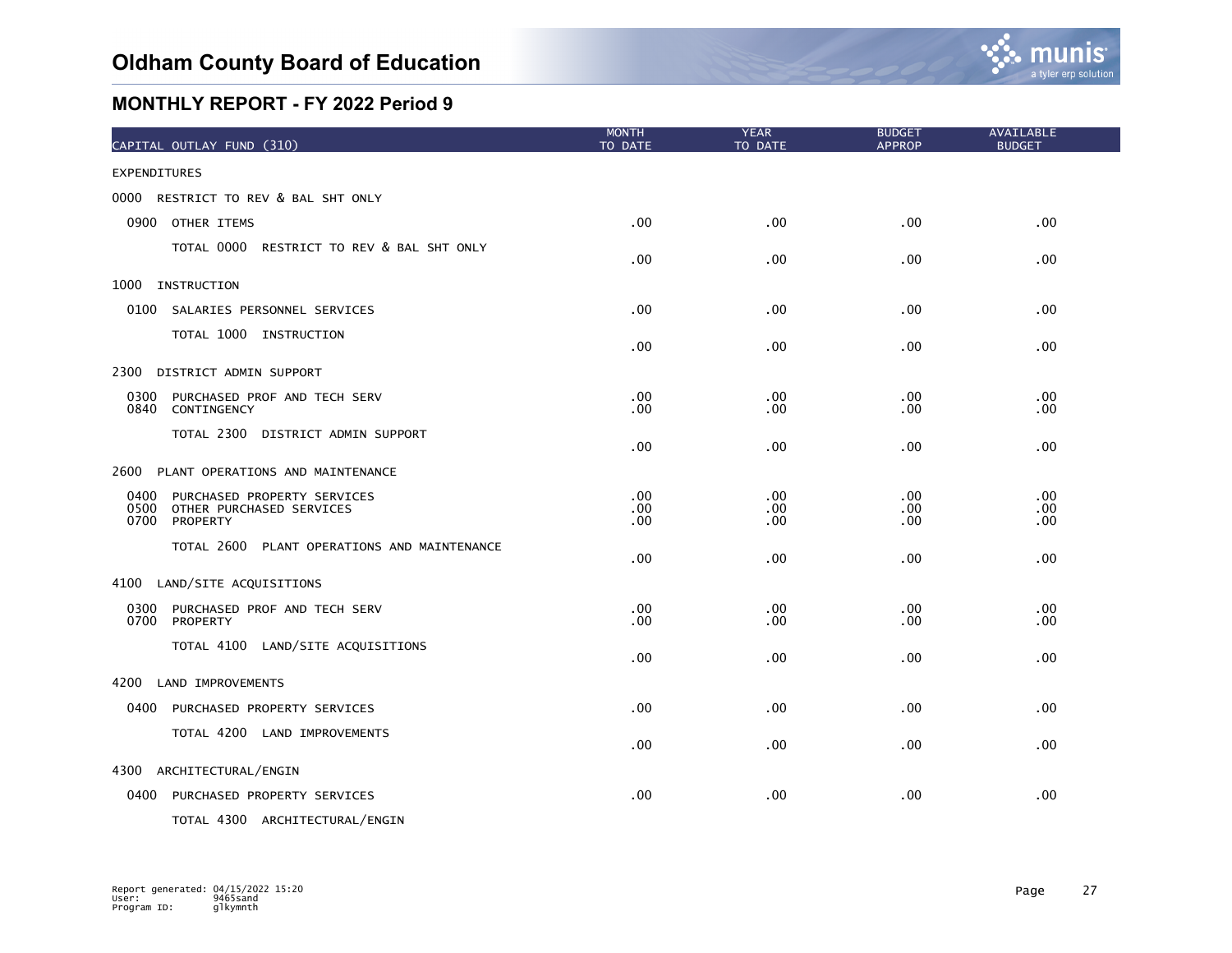# Oldham County Board of Education

## MONTHLY REPORT - FY 2022 Period 9

| CAPITAL OUTLAY FUND (310) | MONTH TO DATE | YEAR TO DATE | BUDGET APPROP | AVAILABLE BUDGET |
|---|---|---|---|---|
| EXPENDITURES | | | | |
| 0000 RESTRICT TO REV & BAL SHT ONLY | | | | |
| 0900 OTHER ITEMS | .00 | .00 | .00 | .00 |
| TOTAL 0000 RESTRICT TO REV & BAL SHT ONLY | .00 | .00 | .00 | .00 |
| 1000 INSTRUCTION | | | | |
| 0100 SALARIES PERSONNEL SERVICES | .00 | .00 | .00 | .00 |
| TOTAL 1000 INSTRUCTION | .00 | .00 | .00 | .00 |
| 2300 DISTRICT ADMIN SUPPORT | | | | |
| 0300 PURCHASED PROF AND TECH SERV | .00 | .00 | .00 | .00 |
| 0840 CONTINGENCY | .00 | .00 | .00 | .00 |
| TOTAL 2300 DISTRICT ADMIN SUPPORT | .00 | .00 | .00 | .00 |
| 2600 PLANT OPERATIONS AND MAINTENANCE | | | | |
| 0400 PURCHASED PROPERTY SERVICES | .00 | .00 | .00 | .00 |
| 0500 OTHER PURCHASED SERVICES | .00 | .00 | .00 | .00 |
| 0700 PROPERTY | .00 | .00 | .00 | .00 |
| TOTAL 2600 PLANT OPERATIONS AND MAINTENANCE | .00 | .00 | .00 | .00 |
| 4100 LAND/SITE ACQUISITIONS | | | | |
| 0300 PURCHASED PROF AND TECH SERV | .00 | .00 | .00 | .00 |
| 0700 PROPERTY | .00 | .00 | .00 | .00 |
| TOTAL 4100 LAND/SITE ACQUISITIONS | .00 | .00 | .00 | .00 |
| 4200 LAND IMPROVEMENTS | | | | |
| 0400 PURCHASED PROPERTY SERVICES | .00 | .00 | .00 | .00 |
| TOTAL 4200 LAND IMPROVEMENTS | .00 | .00 | .00 | .00 |
| 4300 ARCHITECTURAL/ENGIN | | | | |
| 0400 PURCHASED PROPERTY SERVICES | .00 | .00 | .00 | .00 |
| TOTAL 4300 ARCHITECTURAL/ENGIN | | | | |

Report generated: 04/15/2022 15:20
User: 9465sand
Program ID: glkymnth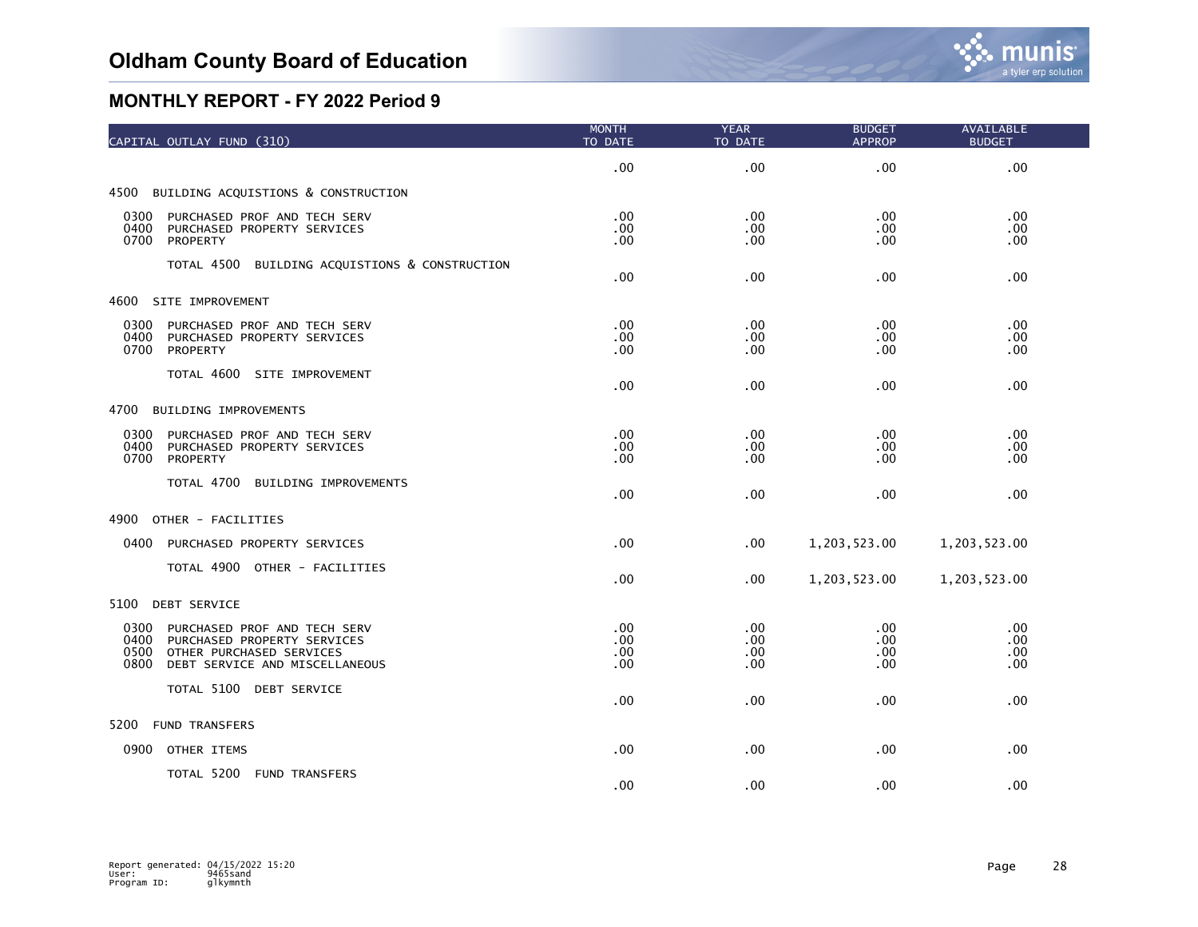# Oldham County Board of Education

## MONTHLY REPORT - FY 2022 Period 9

| CAPITAL OUTLAY FUND (310) | MONTH TO DATE | YEAR TO DATE | BUDGET APPROP | AVAILABLE BUDGET |
|---|---|---|---|---|
| | .00 | .00 | .00 | .00 |
| **4500 BUILDING ACQUISTIONS & CONSTRUCTION** | | | | |
| 0300 PURCHASED PROF AND TECH SERV | .00 | .00 | .00 | .00 |
| 0400 PURCHASED PROPERTY SERVICES | .00 | .00 | .00 | .00 |
| 0700 PROPERTY | .00 | .00 | .00 | .00 |
| TOTAL 4500 BUILDING ACQUISTIONS & CONSTRUCTION | .00 | .00 | .00 | .00 |
| **4600 SITE IMPROVEMENT** | | | | |
| 0300 PURCHASED PROF AND TECH SERV | .00 | .00 | .00 | .00 |
| 0400 PURCHASED PROPERTY SERVICES | .00 | .00 | .00 | .00 |
| 0700 PROPERTY | .00 | .00 | .00 | .00 |
| TOTAL 4600 SITE IMPROVEMENT | .00 | .00 | .00 | .00 |
| **4700 BUILDING IMPROVEMENTS** | | | | |
| 0300 PURCHASED PROF AND TECH SERV | .00 | .00 | .00 | .00 |
| 0400 PURCHASED PROPERTY SERVICES | .00 | .00 | .00 | .00 |
| 0700 PROPERTY | .00 | .00 | .00 | .00 |
| TOTAL 4700 BUILDING IMPROVEMENTS | .00 | .00 | .00 | .00 |
| **4900 OTHER - FACILITIES** | | | | |
| 0400 PURCHASED PROPERTY SERVICES | .00 | .00 | 1,203,523.00 | 1,203,523.00 |
| TOTAL 4900 OTHER - FACILITIES | .00 | .00 | 1,203,523.00 | 1,203,523.00 |
| **5100 DEBT SERVICE** | | | | |
| 0300 PURCHASED PROF AND TECH SERV | .00 | .00 | .00 | .00 |
| 0400 PURCHASED PROPERTY SERVICES | .00 | .00 | .00 | .00 |
| 0500 OTHER PURCHASED SERVICES | .00 | .00 | .00 | .00 |
| 0800 DEBT SERVICE AND MISCELLANEOUS | .00 | .00 | .00 | .00 |
| TOTAL 5100 DEBT SERVICE | .00 | .00 | .00 | .00 |
| **5200 FUND TRANSFERS** | | | | |
| 0900 OTHER ITEMS | .00 | .00 | .00 | .00 |
| TOTAL 5200 FUND TRANSFERS | .00 | .00 | .00 | .00 |

Report generated: 04/15/2022 15:20
User: 9465sand
Program ID: glkymnth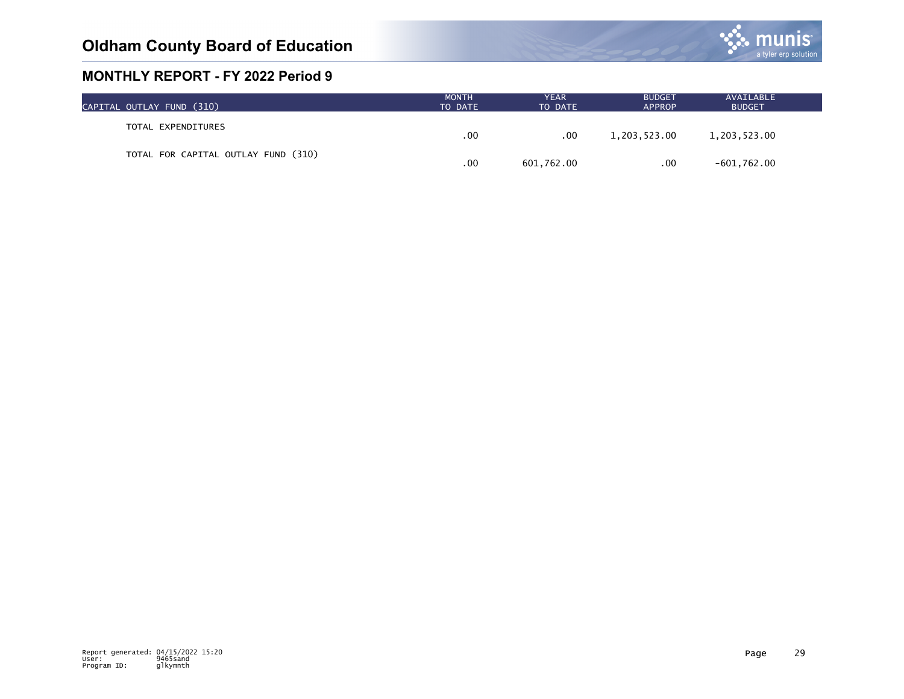# Oldham County Board of Education

## MONTHLY REPORT - FY 2022 Period 9

| CAPITAL OUTLAY FUND (310) | MONTH TO DATE | YEAR TO DATE | BUDGET APPROP | AVAILABLE BUDGET |
|---|---|---|---|---|
| TOTAL EXPENDITURES | .00 | .00 | 1,203,523.00 | 1,203,523.00 |
| TOTAL FOR CAPITAL OUTLAY FUND (310) | .00 | 601,762.00 | .00 | -601,762.00 |

Report generated: 04/15/2022 15:20
User: 9465sand
Program ID: glkymnth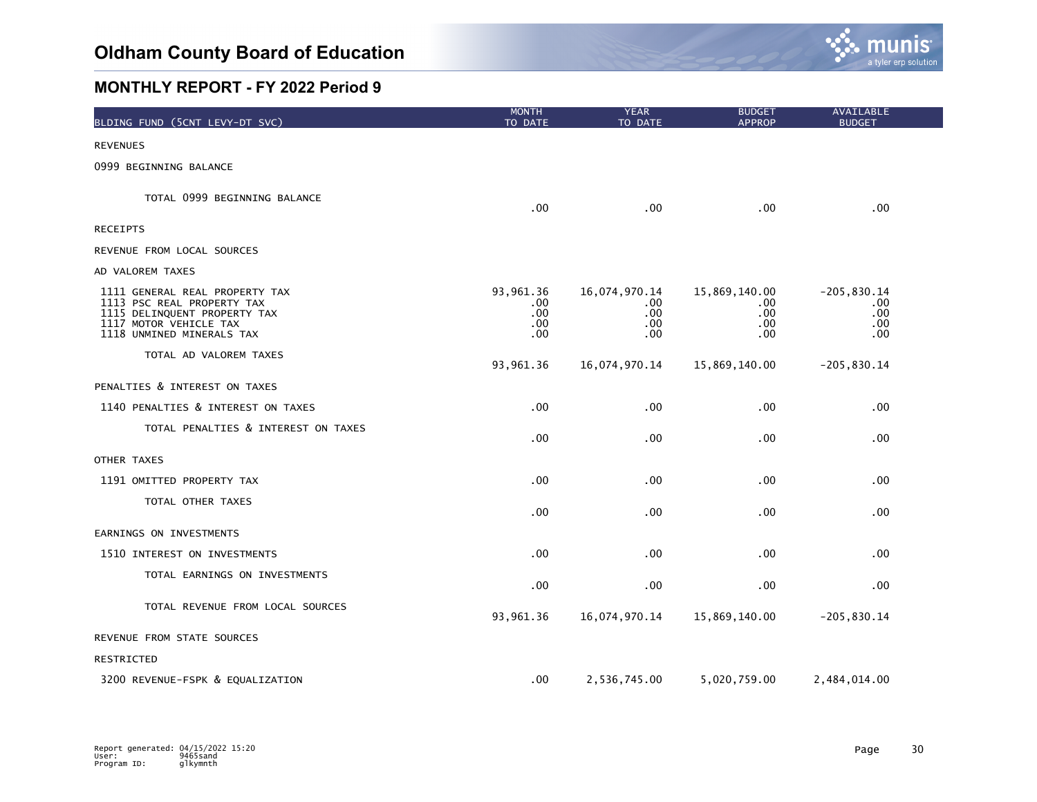# Oldham County Board of Education

## MONTHLY REPORT - FY 2022 Period 9

| BLDING FUND (5CNT LEVY-DT SVC) | MONTH TO DATE | YEAR TO DATE | BUDGET APPROP | AVAILABLE BUDGET |
|---|---|---|---|---|
| REVENUES | | | | |
| 0999 BEGINNING BALANCE | | | | |
| TOTAL 0999 BEGINNING BALANCE | .00 | .00 | .00 | .00 |
| RECEIPTS | | | | |
| REVENUE FROM LOCAL SOURCES | | | | |
| AD VALOREM TAXES | | | | |
| 1111 GENERAL REAL PROPERTY TAX | 93,961.36 | 16,074,970.14 | 15,869,140.00 | -205,830.14 |
| 1113 PSC REAL PROPERTY TAX | .00 | .00 | .00 | .00 |
| 1115 DELINQUENT PROPERTY TAX | .00 | .00 | .00 | .00 |
| 1117 MOTOR VEHICLE TAX | .00 | .00 | .00 | .00 |
| 1118 UNMINED MINERALS TAX | .00 | .00 | .00 | .00 |
| TOTAL AD VALOREM TAXES | 93,961.36 | 16,074,970.14 | 15,869,140.00 | -205,830.14 |
| PENALTIES & INTEREST ON TAXES | | | | |
| 1140 PENALTIES & INTEREST ON TAXES | .00 | .00 | .00 | .00 |
| TOTAL PENALTIES & INTEREST ON TAXES | .00 | .00 | .00 | .00 |
| OTHER TAXES | | | | |
| 1191 OMITTED PROPERTY TAX | .00 | .00 | .00 | .00 |
| TOTAL OTHER TAXES | .00 | .00 | .00 | .00 |
| EARNINGS ON INVESTMENTS | | | | |
| 1510 INTEREST ON INVESTMENTS | .00 | .00 | .00 | .00 |
| TOTAL EARNINGS ON INVESTMENTS | .00 | .00 | .00 | .00 |
| TOTAL REVENUE FROM LOCAL SOURCES | 93,961.36 | 16,074,970.14 | 15,869,140.00 | -205,830.14 |
| REVENUE FROM STATE SOURCES | | | | |
| RESTRICTED | | | | |
| 3200 REVENUE-FSPK & EQUALIZATION | .00 | 2,536,745.00 | 5,020,759.00 | 2,484,014.00 |

Report generated: 04/15/2022 15:20
User: 9465sand
Program ID: glkymnth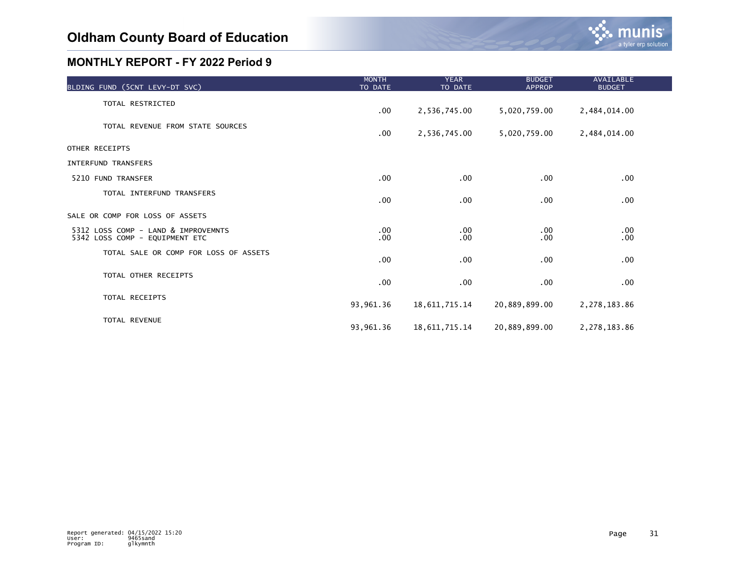# Oldham County Board of Education

## MONTHLY REPORT - FY 2022 Period 9

| BLDING FUND (5CNT LEVY-DT SVC) | MONTH TO DATE | YEAR TO DATE | BUDGET APPROP | AVAILABLE BUDGET |
|---|---|---|---|---|
| TOTAL RESTRICTED | .00 | 2,536,745.00 | 5,020,759.00 | 2,484,014.00 |
| TOTAL REVENUE FROM STATE SOURCES | .00 | 2,536,745.00 | 5,020,759.00 | 2,484,014.00 |
| OTHER RECEIPTS | | | | |
| INTERFUND TRANSFERS | | | | |
| 5210 FUND TRANSFER | .00 | .00 | .00 | .00 |
| TOTAL INTERFUND TRANSFERS | .00 | .00 | .00 | .00 |
| SALE OR COMP FOR LOSS OF ASSETS | | | | |
| 5312 LOSS COMP - LAND & IMPROVEMNTS | .00 | .00 | .00 | .00 |
| 5342 LOSS COMP - EQUIPMENT ETC | .00 | .00 | .00 | .00 |
| TOTAL SALE OR COMP FOR LOSS OF ASSETS | .00 | .00 | .00 | .00 |
| TOTAL OTHER RECEIPTS | .00 | .00 | .00 | .00 |
| TOTAL RECEIPTS | 93,961.36 | 18,611,715.14 | 20,889,899.00 | 2,278,183.86 |
| TOTAL REVENUE | 93,961.36 | 18,611,715.14 | 20,889,899.00 | 2,278,183.86 |

Report generated: 04/15/2022 15:20
User: 9465sand
Program ID: glkymnth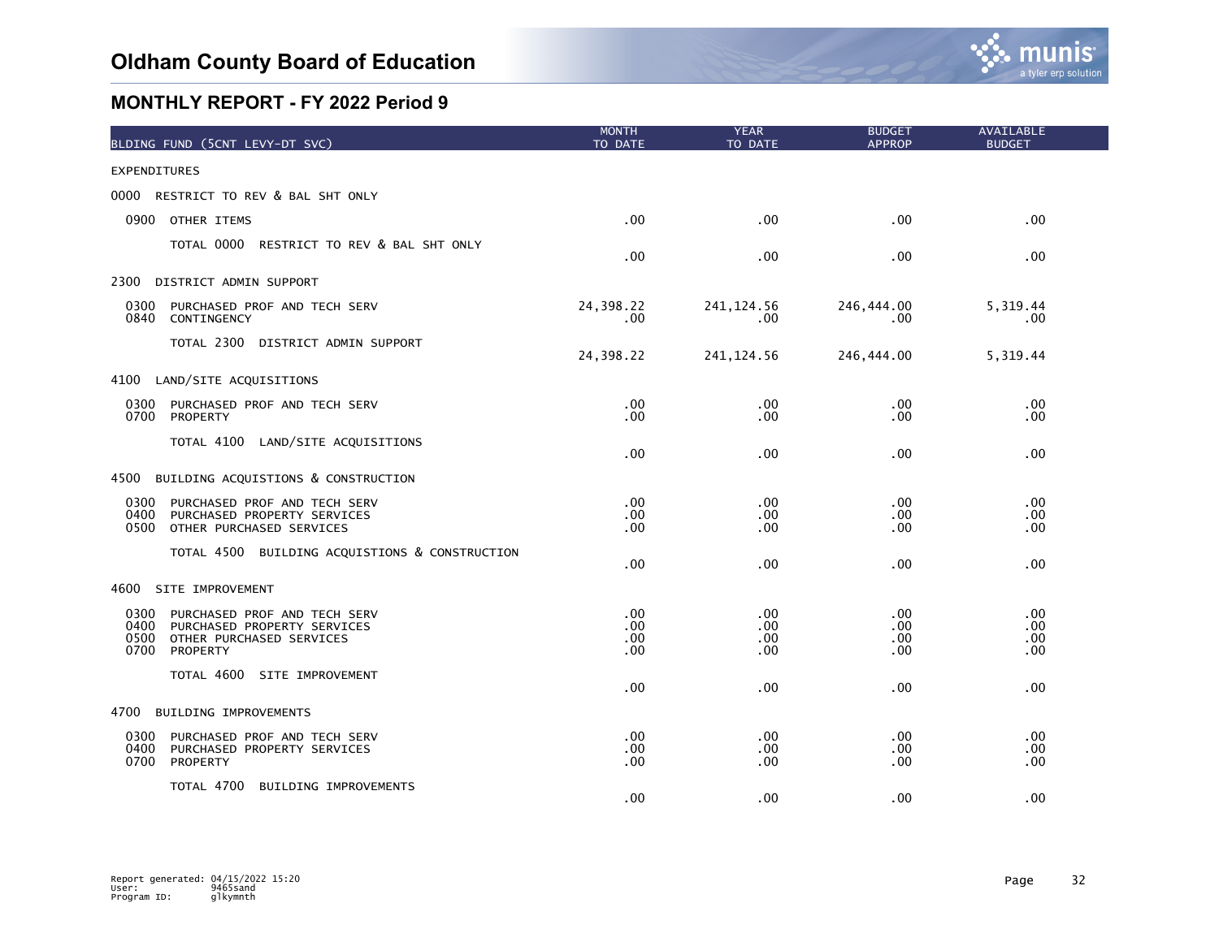# Oldham County Board of Education

## MONTHLY REPORT - FY 2022 Period 9

| BLDING FUND (5CNT LEVY-DT SVC) | MONTH TO DATE | YEAR TO DATE | BUDGET APPROP | AVAILABLE BUDGET |
|---|---|---|---|---|
| EXPENDITURES | | | | |
| 0000 RESTRICT TO REV & BAL SHT ONLY | | | | |
| 0900 OTHER ITEMS | .00 | .00 | .00 | .00 |
| TOTAL 0000 RESTRICT TO REV & BAL SHT ONLY | .00 | .00 | .00 | .00 |
| 2300 DISTRICT ADMIN SUPPORT | | | | |
| 0300 PURCHASED PROF AND TECH SERV | 24,398.22 | 241,124.56 | 246,444.00 | 5,319.44 |
| 0840 CONTINGENCY | .00 | .00 | .00 | .00 |
| TOTAL 2300 DISTRICT ADMIN SUPPORT | 24,398.22 | 241,124.56 | 246,444.00 | 5,319.44 |
| 4100 LAND/SITE ACQUISITIONS | | | | |
| 0300 PURCHASED PROF AND TECH SERV | .00 | .00 | .00 | .00 |
| 0700 PROPERTY | .00 | .00 | .00 | .00 |
| TOTAL 4100 LAND/SITE ACQUISITIONS | .00 | .00 | .00 | .00 |
| 4500 BUILDING ACQUISTIONS & CONSTRUCTION | | | | |
| 0300 PURCHASED PROF AND TECH SERV | .00 | .00 | .00 | .00 |
| 0400 PURCHASED PROPERTY SERVICES | .00 | .00 | .00 | .00 |
| 0500 OTHER PURCHASED SERVICES | .00 | .00 | .00 | .00 |
| TOTAL 4500 BUILDING ACQUISTIONS & CONSTRUCTION | .00 | .00 | .00 | .00 |
| 4600 SITE IMPROVEMENT | | | | |
| 0300 PURCHASED PROF AND TECH SERV | .00 | .00 | .00 | .00 |
| 0400 PURCHASED PROPERTY SERVICES | .00 | .00 | .00 | .00 |
| 0500 OTHER PURCHASED SERVICES | .00 | .00 | .00 | .00 |
| 0700 PROPERTY | .00 | .00 | .00 | .00 |
| TOTAL 4600 SITE IMPROVEMENT | .00 | .00 | .00 | .00 |
| 4700 BUILDING IMPROVEMENTS | | | | |
| 0300 PURCHASED PROF AND TECH SERV | .00 | .00 | .00 | .00 |
| 0400 PURCHASED PROPERTY SERVICES | .00 | .00 | .00 | .00 |
| 0700 PROPERTY | .00 | .00 | .00 | .00 |
| TOTAL 4700 BUILDING IMPROVEMENTS | .00 | .00 | .00 | .00 |

Report generated: 04/15/2022 15:20
User: 9465sand
Program ID: glkymnth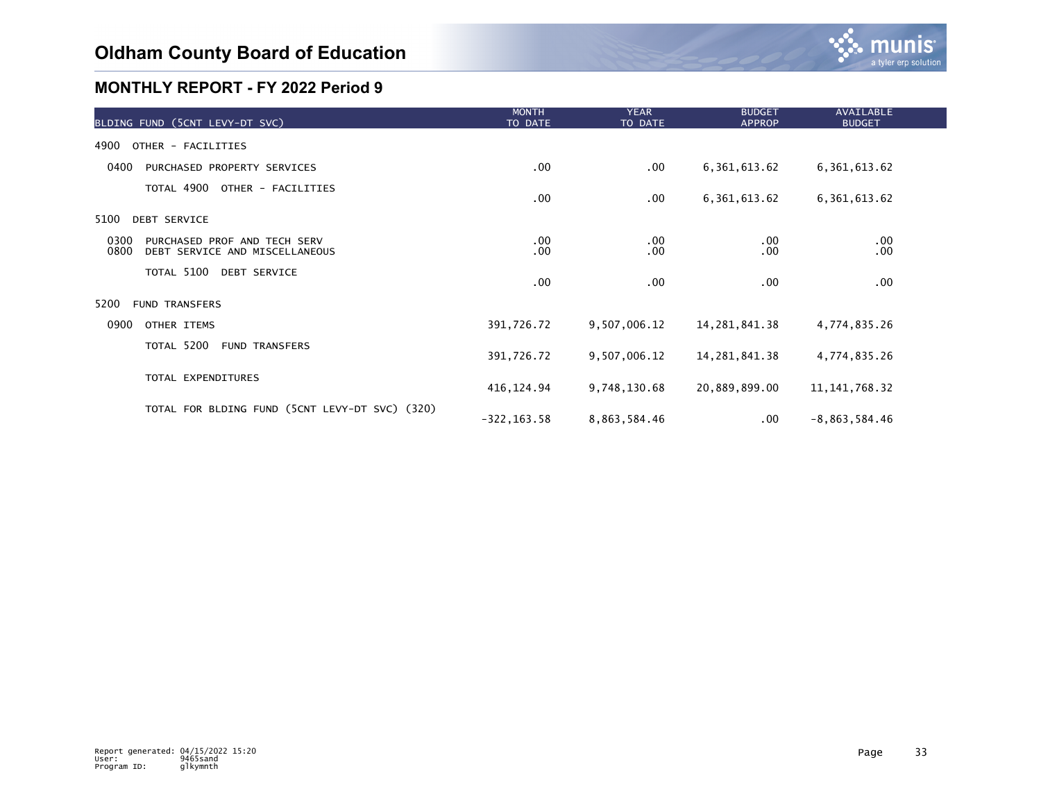# Oldham County Board of Education

## MONTHLY REPORT - FY 2022 Period 9

| BLDING FUND (5CNT LEVY-DT SVC) | MONTH TO DATE | YEAR TO DATE | BUDGET APPROP | AVAILABLE BUDGET |
|---|---|---|---|---|
| 4900 OTHER - FACILITIES | | | | |
| 0400 PURCHASED PROPERTY SERVICES | .00 | .00 | 6,361,613.62 | 6,361,613.62 |
| TOTAL 4900 OTHER - FACILITIES | .00 | .00 | 6,361,613.62 | 6,361,613.62 |
| 5100 DEBT SERVICE | | | | |
| 0300 PURCHASED PROF AND TECH SERV | .00 | .00 | .00 | .00 |
| 0800 DEBT SERVICE AND MISCELLANEOUS | .00 | .00 | .00 | .00 |
| TOTAL 5100 DEBT SERVICE | .00 | .00 | .00 | .00 |
| 5200 FUND TRANSFERS | | | | |
| 0900 OTHER ITEMS | 391,726.72 | 9,507,006.12 | 14,281,841.38 | 4,774,835.26 |
| TOTAL 5200 FUND TRANSFERS | 391,726.72 | 9,507,006.12 | 14,281,841.38 | 4,774,835.26 |
| TOTAL EXPENDITURES | 416,124.94 | 9,748,130.68 | 20,889,899.00 | 11,141,768.32 |
| TOTAL FOR BLDING FUND (5CNT LEVY-DT SVC) (320) | -322,163.58 | 8,863,584.46 | .00 | -8,863,584.46 |

Report generated: 04/15/2022 15:20
User: 9465sand
Program ID: glkymnth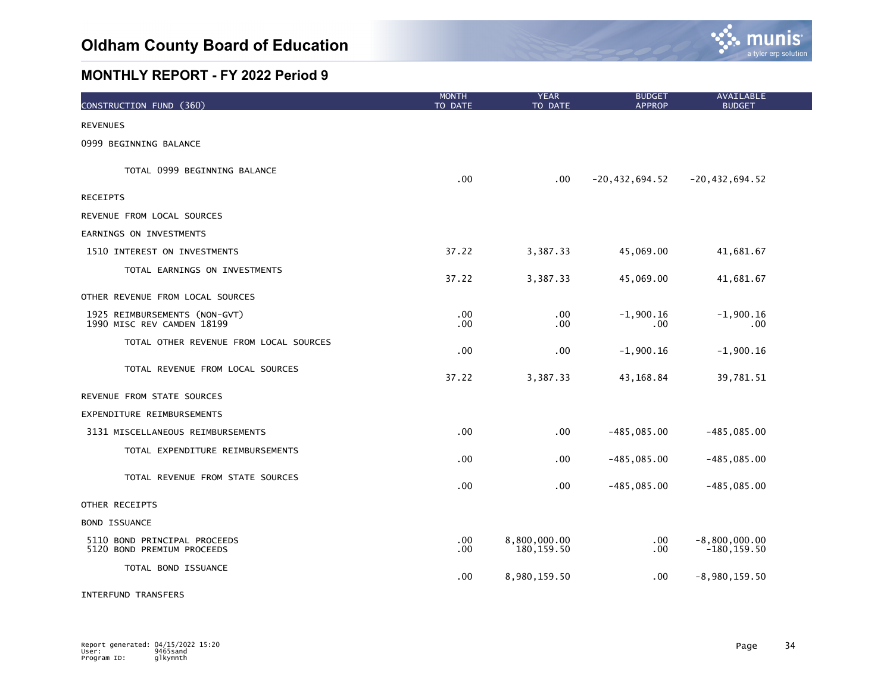# Oldham County Board of Education

## MONTHLY REPORT - FY 2022 Period 9

| CONSTRUCTION FUND (360) | MONTH TO DATE | YEAR TO DATE | BUDGET APPROP | AVAILABLE BUDGET |
|---|---|---|---|---|
| REVENUES | | | | |
| 0999 BEGINNING BALANCE | | | | |
| TOTAL 0999 BEGINNING BALANCE | .00 | .00 | -20,432,694.52 | -20,432,694.52 |
| RECEIPTS | | | | |
| REVENUE FROM LOCAL SOURCES | | | | |
| EARNINGS ON INVESTMENTS | | | | |
| 1510 INTEREST ON INVESTMENTS | 37.22 | 3,387.33 | 45,069.00 | 41,681.67 |
| TOTAL EARNINGS ON INVESTMENTS | 37.22 | 3,387.33 | 45,069.00 | 41,681.67 |
| OTHER REVENUE FROM LOCAL SOURCES | | | | |
| 1925 REIMBURSEMENTS (NON-GVT) | .00 | .00 | -1,900.16 | -1,900.16 |
| 1990 MISC REV CAMDEN 18199 | .00 | .00 | .00 | .00 |
| TOTAL OTHER REVENUE FROM LOCAL SOURCES | .00 | .00 | -1,900.16 | -1,900.16 |
| TOTAL REVENUE FROM LOCAL SOURCES | 37.22 | 3,387.33 | 43,168.84 | 39,781.51 |
| REVENUE FROM STATE SOURCES | | | | |
| EXPENDITURE REIMBURSEMENTS | | | | |
| 3131 MISCELLANEOUS REIMBURSEMENTS | .00 | .00 | -485,085.00 | -485,085.00 |
| TOTAL EXPENDITURE REIMBURSEMENTS | .00 | .00 | -485,085.00 | -485,085.00 |
| TOTAL REVENUE FROM STATE SOURCES | .00 | .00 | -485,085.00 | -485,085.00 |
| OTHER RECEIPTS | | | | |
| BOND ISSUANCE | | | | |
| 5110 BOND PRINCIPAL PROCEEDS | .00 | 8,800,000.00 | .00 | -8,800,000.00 |
| 5120 BOND PREMIUM PROCEEDS | .00 | 180,159.50 | .00 | -180,159.50 |
| TOTAL BOND ISSUANCE | .00 | 8,980,159.50 | .00 | -8,980,159.50 |
| INTERFUND TRANSFERS | | | | |

Report generated: 04/15/2022 15:20
User: 9465sand
Program ID: glkymnth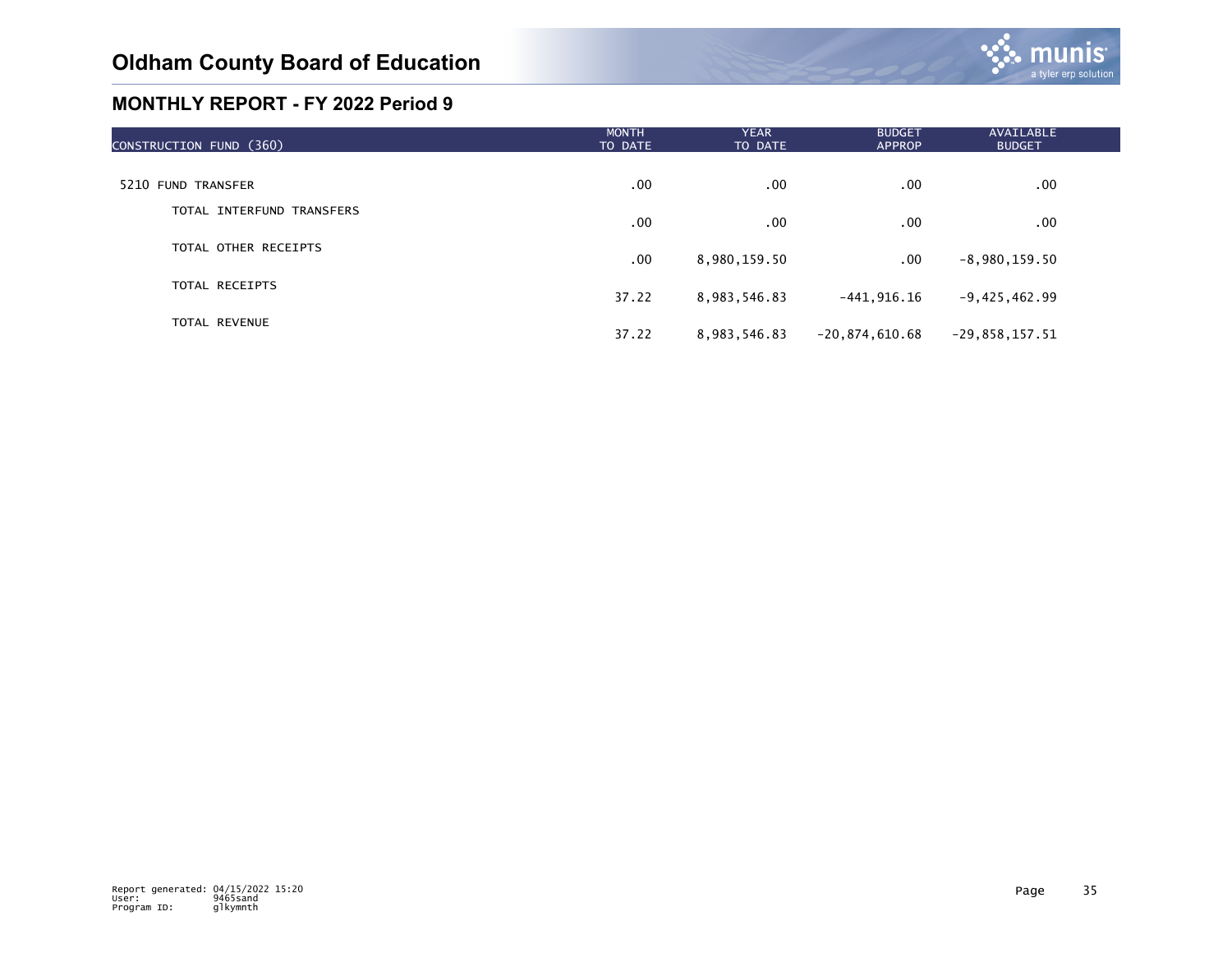# Oldham County Board of Education

## MONTHLY REPORT - FY 2022 Period 9

| CONSTRUCTION FUND (360) | MONTH TO DATE | YEAR TO DATE | BUDGET APPROP | AVAILABLE BUDGET |
|---|---|---|---|---|
| 5210 FUND TRANSFER | .00 | .00 | .00 | .00 |
| TOTAL INTERFUND TRANSFERS | .00 | .00 | .00 | .00 |
| TOTAL OTHER RECEIPTS | .00 | 8,980,159.50 | .00 | -8,980,159.50 |
| TOTAL RECEIPTS | 37.22 | 8,983,546.83 | -441,916.16 | -9,425,462.99 |
| TOTAL REVENUE | 37.22 | 8,983,546.83 | -20,874,610.68 | -29,858,157.51 |

Report generated: 04/15/2022 15:20
User: 9465sand
Program ID: glkymnth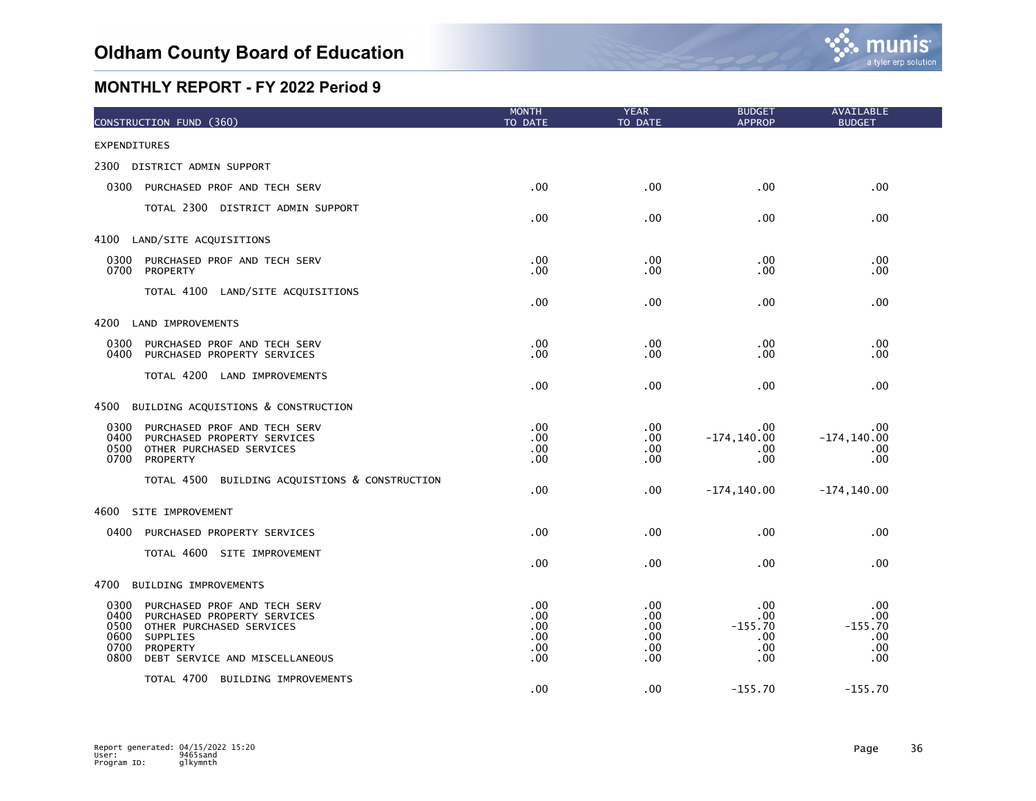# Oldham County Board of Education

## MONTHLY REPORT - FY 2022 Period 9

| CONSTRUCTION FUND (360) | MONTH TO DATE | YEAR TO DATE | BUDGET APPROP | AVAILABLE BUDGET |
|---|---|---|---|---|
| EXPENDITURES | | | | |
| 2300 DISTRICT ADMIN SUPPORT | | | | |
| 0300 PURCHASED PROF AND TECH SERV | .00 | .00 | .00 | .00 |
| TOTAL 2300 DISTRICT ADMIN SUPPORT | .00 | .00 | .00 | .00 |
| 4100 LAND/SITE ACQUISITIONS | | | | |
| 0300 PURCHASED PROF AND TECH SERV | .00 | .00 | .00 | .00 |
| 0700 PROPERTY | .00 | .00 | .00 | .00 |
| TOTAL 4100 LAND/SITE ACQUISITIONS | .00 | .00 | .00 | .00 |
| 4200 LAND IMPROVEMENTS | | | | |
| 0300 PURCHASED PROF AND TECH SERV | .00 | .00 | .00 | .00 |
| 0400 PURCHASED PROPERTY SERVICES | .00 | .00 | .00 | .00 |
| TOTAL 4200 LAND IMPROVEMENTS | .00 | .00 | .00 | .00 |
| 4500 BUILDING ACQUISTIONS & CONSTRUCTION | | | | |
| 0300 PURCHASED PROF AND TECH SERV | .00 | .00 | .00 | .00 |
| 0400 PURCHASED PROPERTY SERVICES | .00 | .00 | -174,140.00 | -174,140.00 |
| 0500 OTHER PURCHASED SERVICES | .00 | .00 | .00 | .00 |
| 0700 PROPERTY | .00 | .00 | .00 | .00 |
| TOTAL 4500 BUILDING ACQUISTIONS & CONSTRUCTION | .00 | .00 | -174,140.00 | -174,140.00 |
| 4600 SITE IMPROVEMENT | | | | |
| 0400 PURCHASED PROPERTY SERVICES | .00 | .00 | .00 | .00 |
| TOTAL 4600 SITE IMPROVEMENT | .00 | .00 | .00 | .00 |
| 4700 BUILDING IMPROVEMENTS | | | | |
| 0300 PURCHASED PROF AND TECH SERV | .00 | .00 | .00 | .00 |
| 0400 PURCHASED PROPERTY SERVICES | .00 | .00 | .00 | .00 |
| 0500 OTHER PURCHASED SERVICES | .00 | .00 | -155.70 | -155.70 |
| 0600 SUPPLIES | .00 | .00 | .00 | .00 |
| 0700 PROPERTY | .00 | .00 | .00 | .00 |
| 0800 DEBT SERVICE AND MISCELLANEOUS | .00 | .00 | .00 | .00 |
| TOTAL 4700 BUILDING IMPROVEMENTS | .00 | .00 | -155.70 | -155.70 |

Report generated: 04/15/2022 15:20
User: 9465sand
Program ID: glkymnth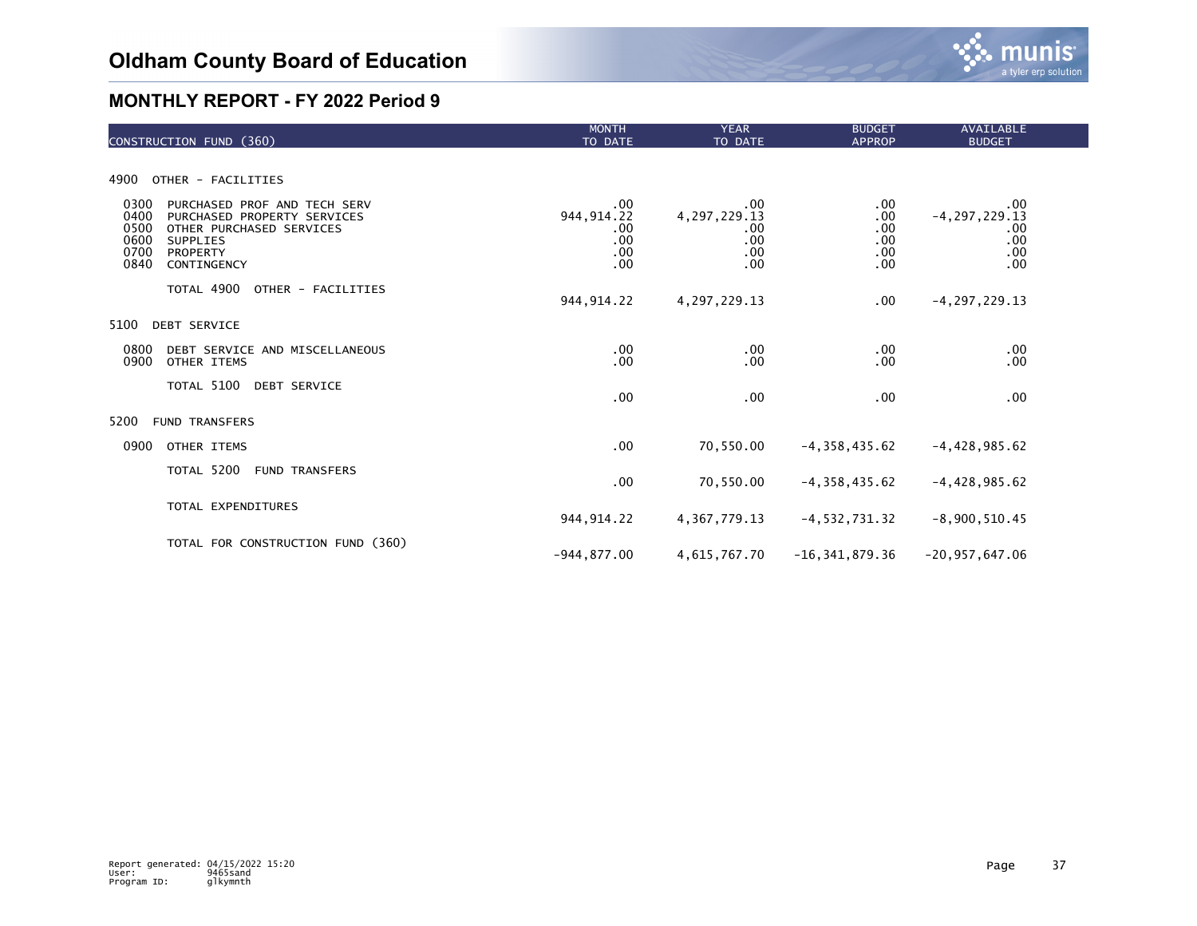# Oldham County Board of Education

## MONTHLY REPORT - FY 2022 Period 9

| CONSTRUCTION FUND (360) | MONTH TO DATE | YEAR TO DATE | BUDGET APPROP | AVAILABLE BUDGET |
|---|---|---|---|---|
| **4900 OTHER - FACILITIES** | | | | |
| 0300 PURCHASED PROF AND TECH SERV | .00 | .00 | .00 | .00 |
| 0400 PURCHASED PROPERTY SERVICES | 944,914.22 | 4,297,229.13 | .00 | -4,297,229.13 |
| 0500 OTHER PURCHASED SERVICES | .00 | .00 | .00 | .00 |
| 0600 SUPPLIES | .00 | .00 | .00 | .00 |
| 0700 PROPERTY | .00 | .00 | .00 | .00 |
| 0840 CONTINGENCY | .00 | .00 | .00 | .00 |
| TOTAL 4900 OTHER - FACILITIES | 944,914.22 | 4,297,229.13 | .00 | -4,297,229.13 |
| **5100 DEBT SERVICE** | | | | |
| 0800 DEBT SERVICE AND MISCELLANEOUS | .00 | .00 | .00 | .00 |
| 0900 OTHER ITEMS | .00 | .00 | .00 | .00 |
| TOTAL 5100 DEBT SERVICE | .00 | .00 | .00 | .00 |
| **5200 FUND TRANSFERS** | | | | |
| 0900 OTHER ITEMS | .00 | 70,550.00 | -4,358,435.62 | -4,428,985.62 |
| TOTAL 5200 FUND TRANSFERS | .00 | 70,550.00 | -4,358,435.62 | -4,428,985.62 |
| TOTAL EXPENDITURES | 944,914.22 | 4,367,779.13 | -4,532,731.32 | -8,900,510.45 |
| TOTAL FOR CONSTRUCTION FUND (360) | -944,877.00 | 4,615,767.70 | -16,341,879.36 | -20,957,647.06 |

Report generated: 04/15/2022 15:20
User: 9465sand
Program ID: glkymnth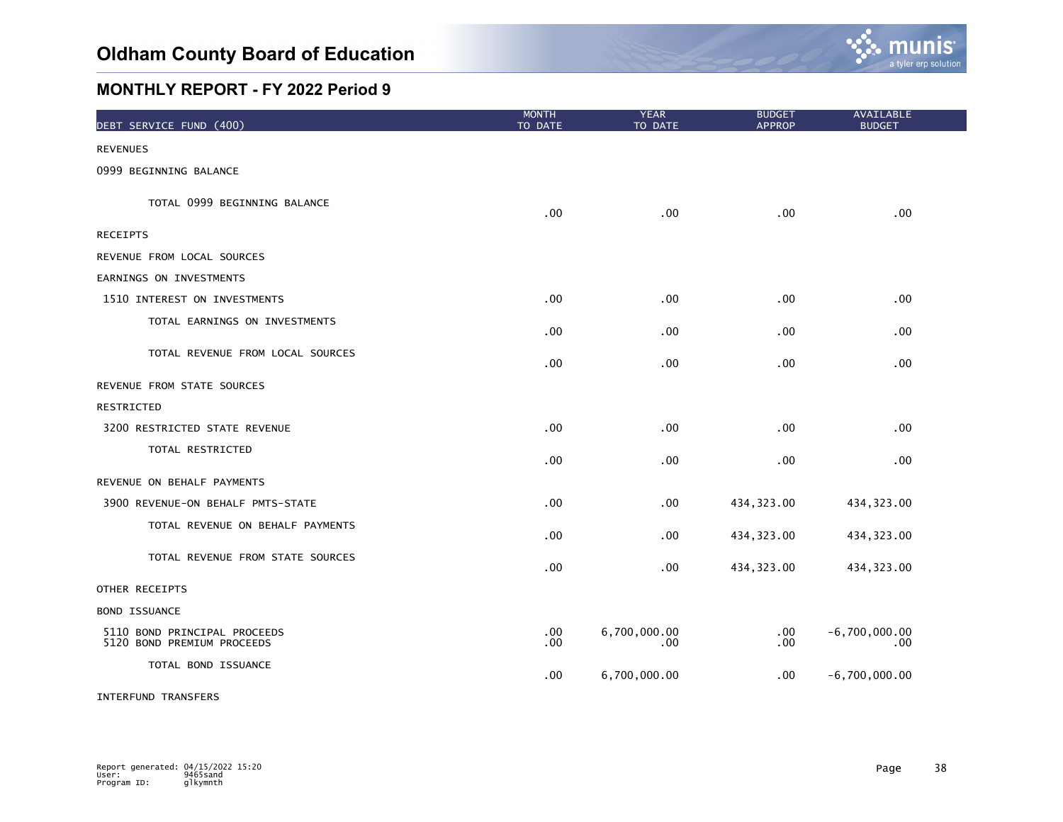# Oldham County Board of Education

## MONTHLY REPORT - FY 2022 Period 9

| DEBT SERVICE FUND (400) | MONTH TO DATE | YEAR TO DATE | BUDGET APPROP | AVAILABLE BUDGET |
|---|---|---|---|---|
| REVENUES | | | | |
| 0999 BEGINNING BALANCE | | | | |
| TOTAL 0999 BEGINNING BALANCE | .00 | .00 | .00 | .00 |
| RECEIPTS | | | | |
| REVENUE FROM LOCAL SOURCES | | | | |
| EARNINGS ON INVESTMENTS | | | | |
| 1510 INTEREST ON INVESTMENTS | .00 | .00 | .00 | .00 |
| TOTAL EARNINGS ON INVESTMENTS | .00 | .00 | .00 | .00 |
| TOTAL REVENUE FROM LOCAL SOURCES | .00 | .00 | .00 | .00 |
| REVENUE FROM STATE SOURCES | | | | |
| RESTRICTED | | | | |
| 3200 RESTRICTED STATE REVENUE | .00 | .00 | .00 | .00 |
| TOTAL RESTRICTED | .00 | .00 | .00 | .00 |
| REVENUE ON BEHALF PAYMENTS | | | | |
| 3900 REVENUE-ON BEHALF PMTS-STATE | .00 | .00 | 434,323.00 | 434,323.00 |
| TOTAL REVENUE ON BEHALF PAYMENTS | .00 | .00 | 434,323.00 | 434,323.00 |
| TOTAL REVENUE FROM STATE SOURCES | .00 | .00 | 434,323.00 | 434,323.00 |
| OTHER RECEIPTS | | | | |
| BOND ISSUANCE | | | | |
| 5110 BOND PRINCIPAL PROCEEDS | .00 | 6,700,000.00 | .00 | -6,700,000.00 |
| 5120 BOND PREMIUM PROCEEDS | .00 | .00 | .00 | .00 |
| TOTAL BOND ISSUANCE | .00 | 6,700,000.00 | .00 | -6,700,000.00 |
| INTERFUND TRANSFERS | | | | |

Report generated: 04/15/2022 15:20
User: 9465sand
Program ID: glkymnth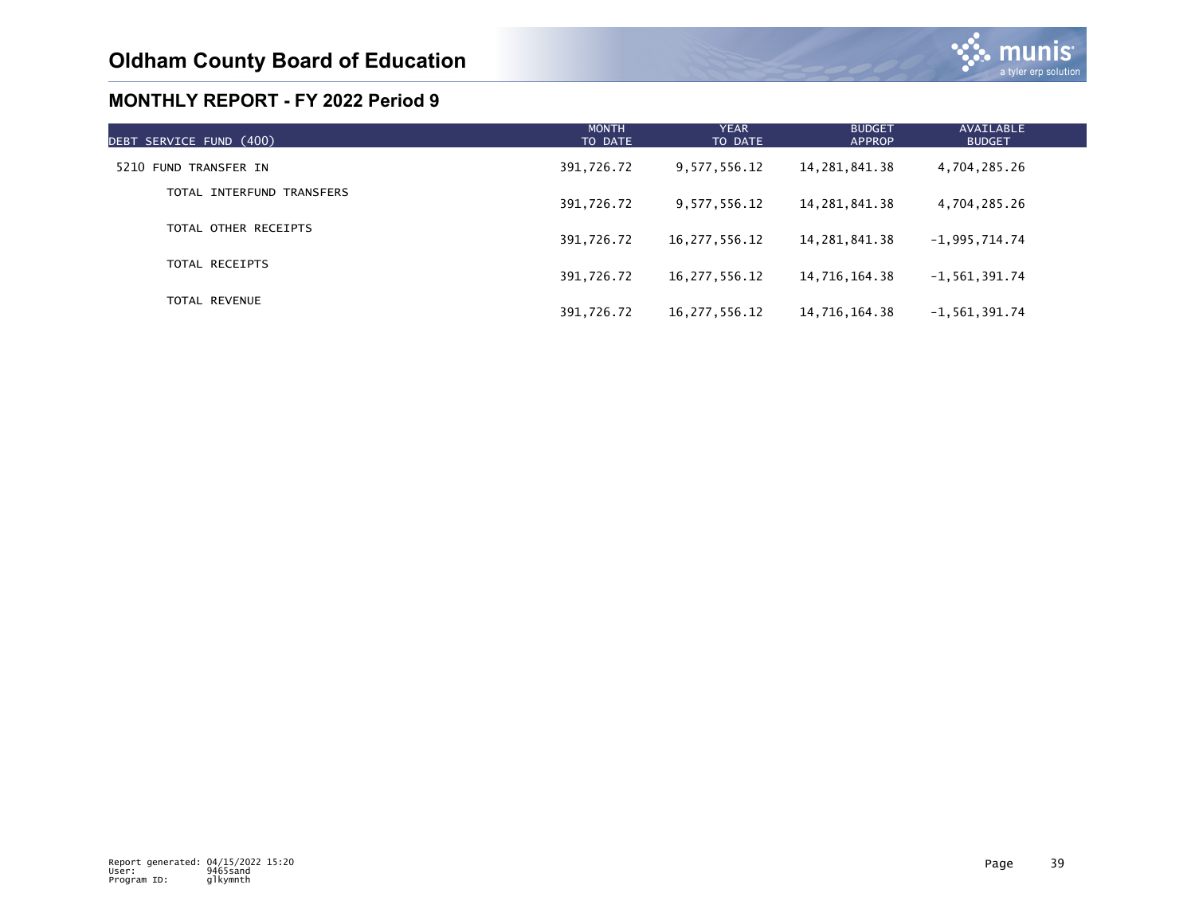# Oldham County Board of Education

## MONTHLY REPORT - FY 2022 Period 9

| DEBT SERVICE FUND (400) | MONTH TO DATE | YEAR TO DATE | BUDGET APPROP | AVAILABLE BUDGET |
|---|---|---|---|---|
| 5210 FUND TRANSFER IN | 391,726.72 | 9,577,556.12 | 14,281,841.38 | 4,704,285.26 |
| TOTAL INTERFUND TRANSFERS | 391,726.72 | 9,577,556.12 | 14,281,841.38 | 4,704,285.26 |
| TOTAL OTHER RECEIPTS | 391,726.72 | 16,277,556.12 | 14,281,841.38 | -1,995,714.74 |
| TOTAL RECEIPTS | 391,726.72 | 16,277,556.12 | 14,716,164.38 | -1,561,391.74 |
| TOTAL REVENUE | 391,726.72 | 16,277,556.12 | 14,716,164.38 | -1,561,391.74 |

Report generated: 04/15/2022 15:20
User: 9465sand
Program ID: glkymnth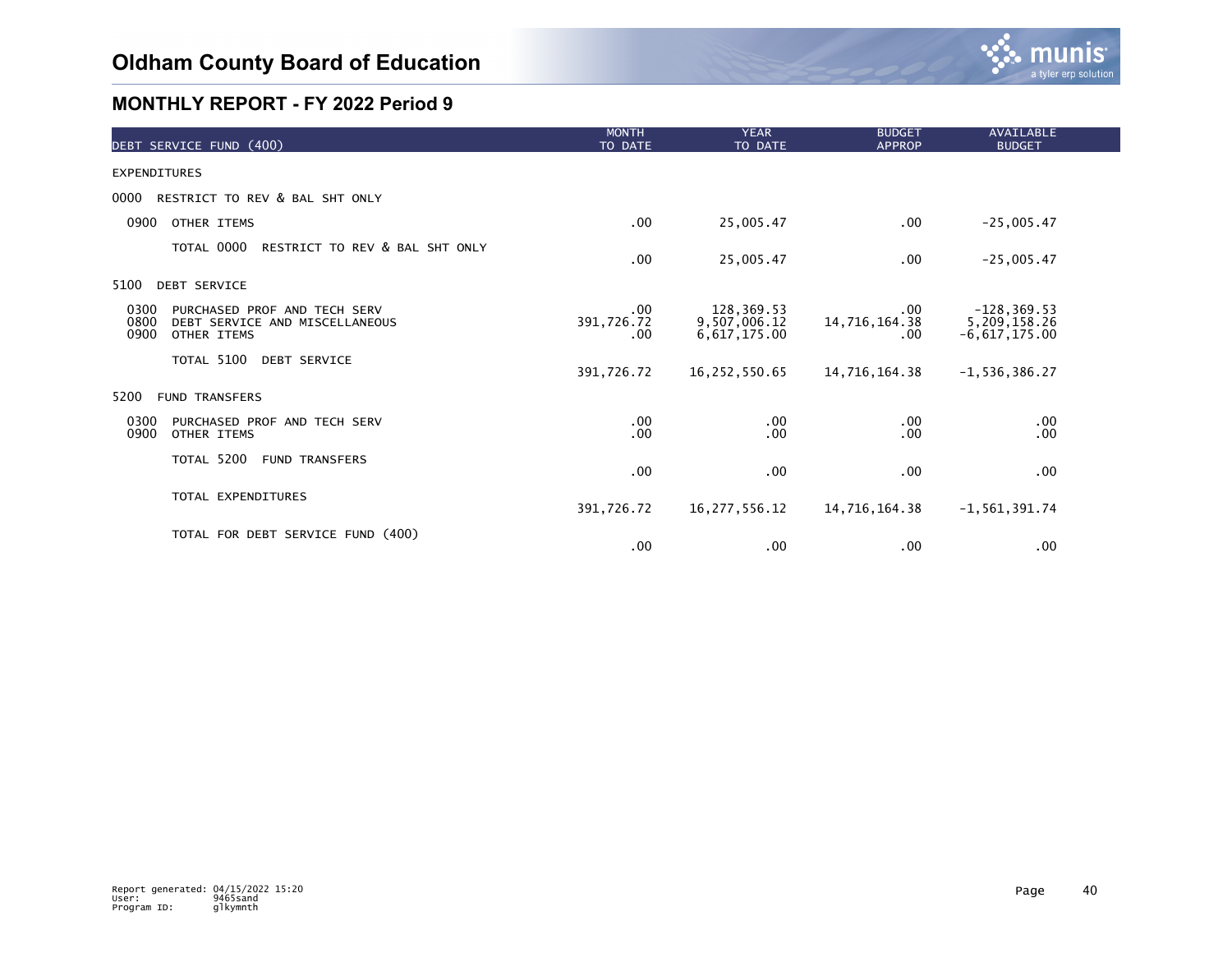# Oldham County Board of Education

## MONTHLY REPORT - FY 2022 Period 9

| DEBT SERVICE FUND (400) | MONTH TO DATE | YEAR TO DATE | BUDGET APPROP | AVAILABLE BUDGET |
|---|---|---|---|---|
| EXPENDITURES | | | | |
| 0000 RESTRICT TO REV & BAL SHT ONLY | | | | |
| 0900 OTHER ITEMS | .00 | 25,005.47 | .00 | -25,005.47 |
| TOTAL 0000 RESTRICT TO REV & BAL SHT ONLY | .00 | 25,005.47 | .00 | -25,005.47 |
| 5100 DEBT SERVICE | | | | |
| 0300 PURCHASED PROF AND TECH SERV | .00 | 128,369.53 | .00 | -128,369.53 |
| 0800 DEBT SERVICE AND MISCELLANEOUS | 391,726.72 | 9,507,006.12 | 14,716,164.38 | 5,209,158.26 |
| 0900 OTHER ITEMS | .00 | 6,617,175.00 | .00 | -6,617,175.00 |
| TOTAL 5100 DEBT SERVICE | 391,726.72 | 16,252,550.65 | 14,716,164.38 | -1,536,386.27 |
| 5200 FUND TRANSFERS | | | | |
| 0300 PURCHASED PROF AND TECH SERV | .00 | .00 | .00 | .00 |
| 0900 OTHER ITEMS | .00 | .00 | .00 | .00 |
| TOTAL 5200 FUND TRANSFERS | .00 | .00 | .00 | .00 |
| TOTAL EXPENDITURES | 391,726.72 | 16,277,556.12 | 14,716,164.38 | -1,561,391.74 |
| TOTAL FOR DEBT SERVICE FUND (400) | .00 | .00 | .00 | .00 |

Report generated: 04/15/2022 15:20
User: 9465sand
Program ID: glkymnth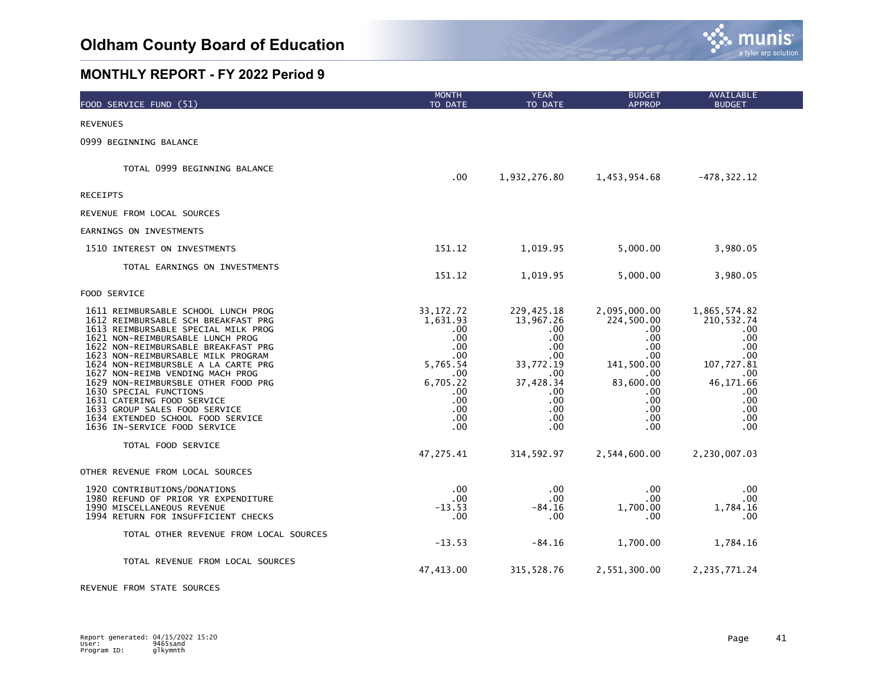# Oldham County Board of Education

## MONTHLY REPORT - FY 2022 Period 9

| FOOD SERVICE FUND (51) | MONTH TO DATE | YEAR TO DATE | BUDGET APPROP | AVAILABLE BUDGET |
|---|---|---|---|---|
| REVENUES | | | | |
| 0999 BEGINNING BALANCE | | | | |
| TOTAL 0999 BEGINNING BALANCE | .00 | 1,932,276.80 | 1,453,954.68 | -478,322.12 |
| RECEIPTS | | | | |
| REVENUE FROM LOCAL SOURCES | | | | |
| EARNINGS ON INVESTMENTS | | | | |
| 1510 INTEREST ON INVESTMENTS | 151.12 | 1,019.95 | 5,000.00 | 3,980.05 |
| TOTAL EARNINGS ON INVESTMENTS | 151.12 | 1,019.95 | 5,000.00 | 3,980.05 |
| FOOD SERVICE | | | | |
| 1611 REIMBURSABLE SCHOOL LUNCH PROG | 33,172.72 | 229,425.18 | 2,095,000.00 | 1,865,574.82 |
| 1612 REIMBURSABLE SCH BREAKFAST PRG | 1,631.93 | 13,967.26 | 224,500.00 | 210,532.74 |
| 1613 REIMBURSABLE SPECIAL MILK PROG | .00 | .00 | .00 | .00 |
| 1621 NON-REIMBURSABLE LUNCH PROG | .00 | .00 | .00 | .00 |
| 1622 NON-REIMBURSABLE BREAKFAST PRG | .00 | .00 | .00 | .00 |
| 1623 NON-REIMBURSABLE MILK PROGRAM | .00 | .00 | .00 | .00 |
| 1624 NON-REIMBURSBLE A LA CARTE PRG | 5,765.54 | 33,772.19 | 141,500.00 | 107,727.81 |
| 1627 NON-REIMB VENDING MACH PROG | .00 | .00 | .00 | .00 |
| 1629 NON-REIMBURSBLE OTHER FOOD PRG | 6,705.22 | 37,428.34 | 83,600.00 | 46,171.66 |
| 1630 SPECIAL FUNCTIONS | .00 | .00 | .00 | .00 |
| 1631 CATERING FOOD SERVICE | .00 | .00 | .00 | .00 |
| 1633 GROUP SALES FOOD SERVICE | .00 | .00 | .00 | .00 |
| 1634 EXTENDED SCHOOL FOOD SERVICE | .00 | .00 | .00 | .00 |
| 1636 IN-SERVICE FOOD SERVICE | .00 | .00 | .00 | .00 |
| TOTAL FOOD SERVICE | 47,275.41 | 314,592.97 | 2,544,600.00 | 2,230,007.03 |
| OTHER REVENUE FROM LOCAL SOURCES | | | | |
| 1920 CONTRIBUTIONS/DONATIONS | .00 | .00 | .00 | .00 |
| 1980 REFUND OF PRIOR YR EXPENDITURE | .00 | .00 | .00 | .00 |
| 1990 MISCELLANEOUS REVENUE | -13.53 | -84.16 | 1,700.00 | 1,784.16 |
| 1994 RETURN FOR INSUFFICIENT CHECKS | .00 | .00 | .00 | .00 |
| TOTAL OTHER REVENUE FROM LOCAL SOURCES | -13.53 | -84.16 | 1,700.00 | 1,784.16 |
| TOTAL REVENUE FROM LOCAL SOURCES | 47,413.00 | 315,528.76 | 2,551,300.00 | 2,235,771.24 |
| REVENUE FROM STATE SOURCES | | | | |

Report generated: 04/15/2022 15:20
User: 9465sand
Program ID: glkymnth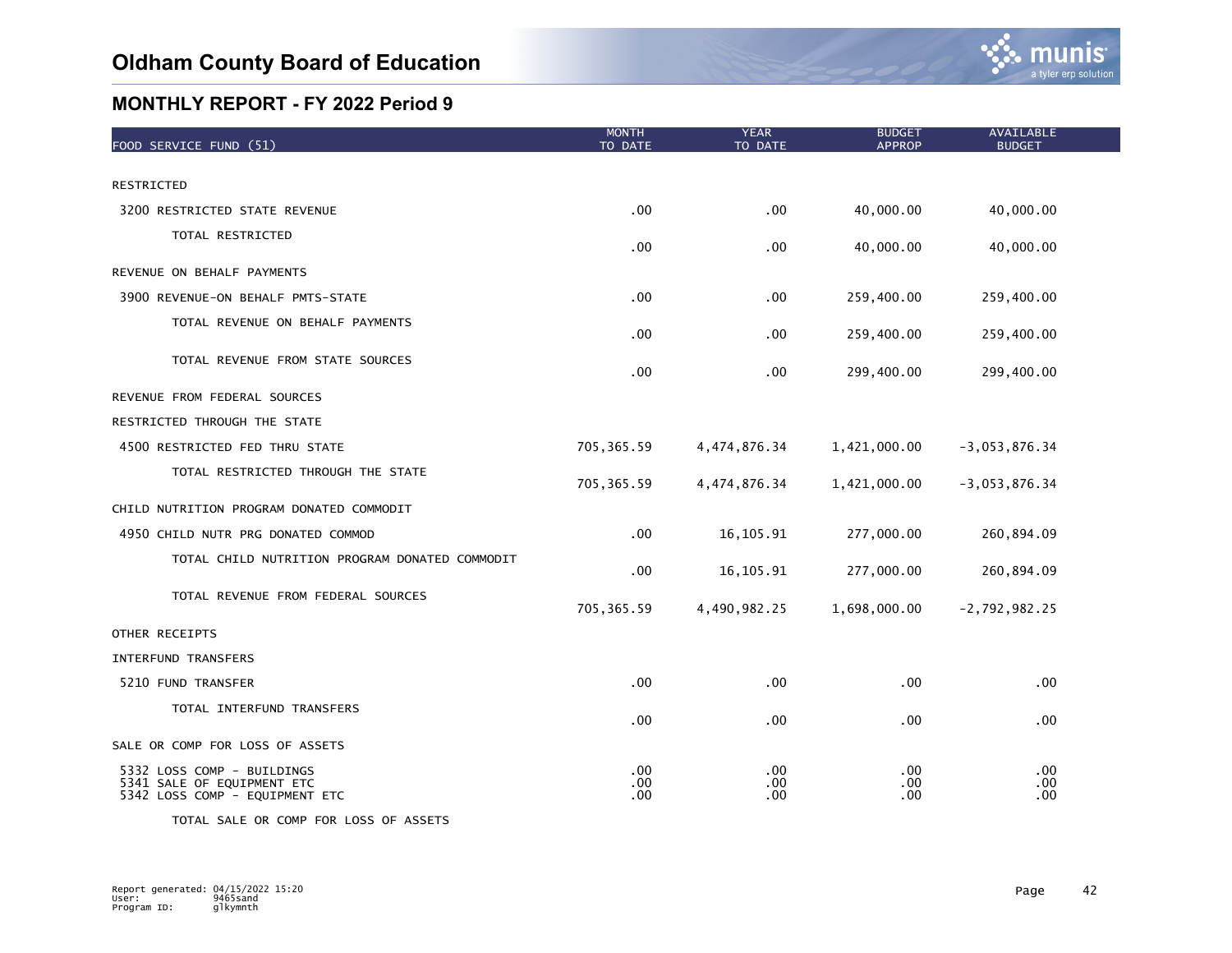# Oldham County Board of Education

## MONTHLY REPORT - FY 2022 Period 9

| FOOD SERVICE FUND (51) | MONTH TO DATE | YEAR TO DATE | BUDGET APPROP | AVAILABLE BUDGET |
|---|---|---|---|---|
| RESTRICTED | | | | |
| 3200 RESTRICTED STATE REVENUE | .00 | .00 | 40,000.00 | 40,000.00 |
| TOTAL RESTRICTED | .00 | .00 | 40,000.00 | 40,000.00 |
| REVENUE ON BEHALF PAYMENTS | | | | |
| 3900 REVENUE-ON BEHALF PMTS-STATE | .00 | .00 | 259,400.00 | 259,400.00 |
| TOTAL REVENUE ON BEHALF PAYMENTS | .00 | .00 | 259,400.00 | 259,400.00 |
| TOTAL REVENUE FROM STATE SOURCES | .00 | .00 | 299,400.00 | 299,400.00 |
| REVENUE FROM FEDERAL SOURCES | | | | |
| RESTRICTED THROUGH THE STATE | | | | |
| 4500 RESTRICTED FED THRU STATE | 705,365.59 | 4,474,876.34 | 1,421,000.00 | -3,053,876.34 |
| TOTAL RESTRICTED THROUGH THE STATE | 705,365.59 | 4,474,876.34 | 1,421,000.00 | -3,053,876.34 |
| CHILD NUTRITION PROGRAM DONATED COMMODIT | | | | |
| 4950 CHILD NUTR PRG DONATED COMMOD | .00 | 16,105.91 | 277,000.00 | 260,894.09 |
| TOTAL CHILD NUTRITION PROGRAM DONATED COMMODIT | .00 | 16,105.91 | 277,000.00 | 260,894.09 |
| TOTAL REVENUE FROM FEDERAL SOURCES | 705,365.59 | 4,490,982.25 | 1,698,000.00 | -2,792,982.25 |
| OTHER RECEIPTS | | | | |
| INTERFUND TRANSFERS | | | | |
| 5210 FUND TRANSFER | .00 | .00 | .00 | .00 |
| TOTAL INTERFUND TRANSFERS | .00 | .00 | .00 | .00 |
| SALE OR COMP FOR LOSS OF ASSETS | | | | |
| 5332 LOSS COMP - BUILDINGS | .00 | .00 | .00 | .00 |
| 5341 SALE OF EQUIPMENT ETC | .00 | .00 | .00 | .00 |
| 5342 LOSS COMP - EQUIPMENT ETC | .00 | .00 | .00 | .00 |
| TOTAL SALE OR COMP FOR LOSS OF ASSETS | | | | |

Report generated: 04/15/2022 15:20
User: 9465sand
Program ID: glkymnth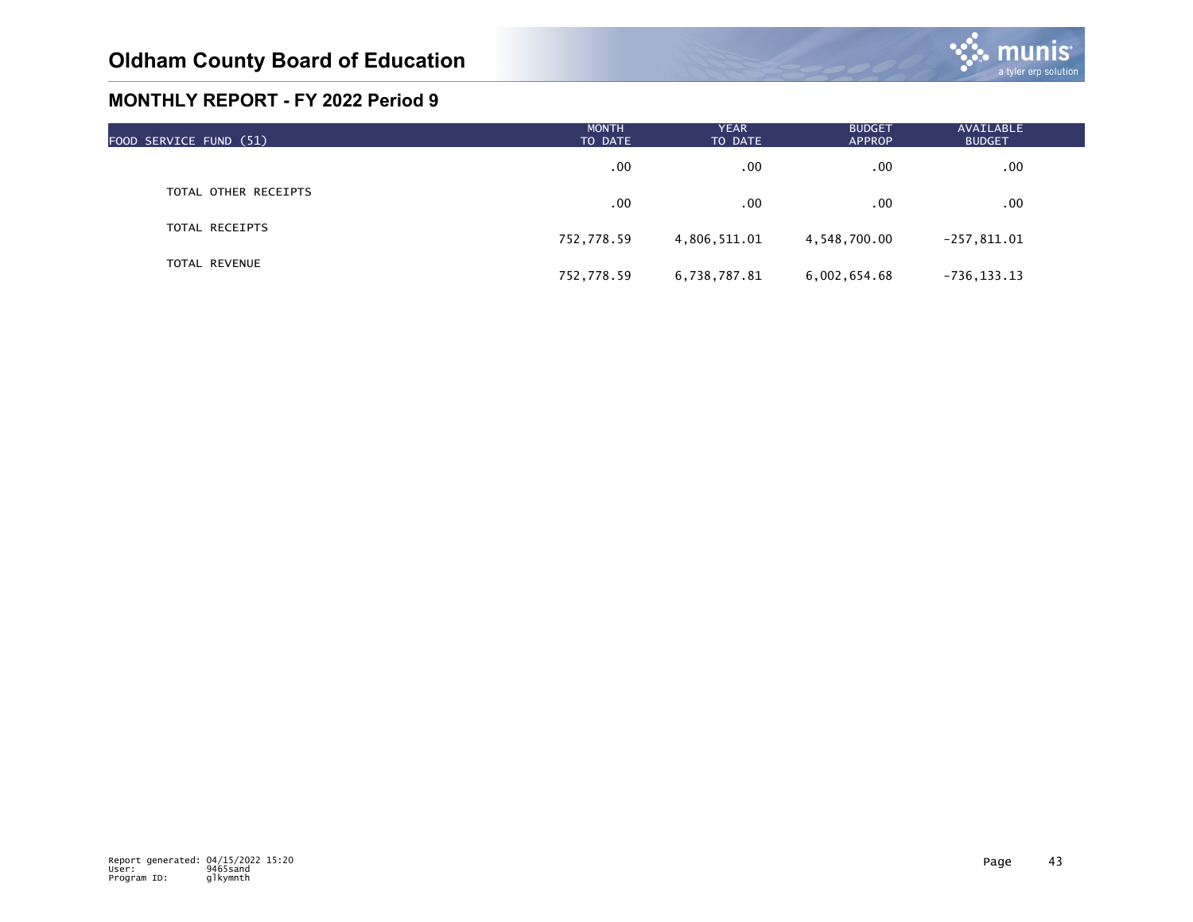## Oldham County Board of Education

### MONTHLY REPORT - FY 2022 Period 9

| FOOD SERVICE FUND (51) | MONTH TO DATE | YEAR TO DATE | BUDGET APPROP | AVAILABLE BUDGET |
|---|---|---|---|---|
| | .00 | .00 | .00 | .00 |
| TOTAL OTHER RECEIPTS | .00 | .00 | .00 | .00 |
| TOTAL RECEIPTS | 752,778.59 | 4,806,511.01 | 4,548,700.00 | -257,811.01 |
| TOTAL REVENUE | 752,778.59 | 6,738,787.81 | 6,002,654.68 | -736,133.13 |

Report generated: 04/15/2022 15:20
User: 9465sand
Program ID: glkymnth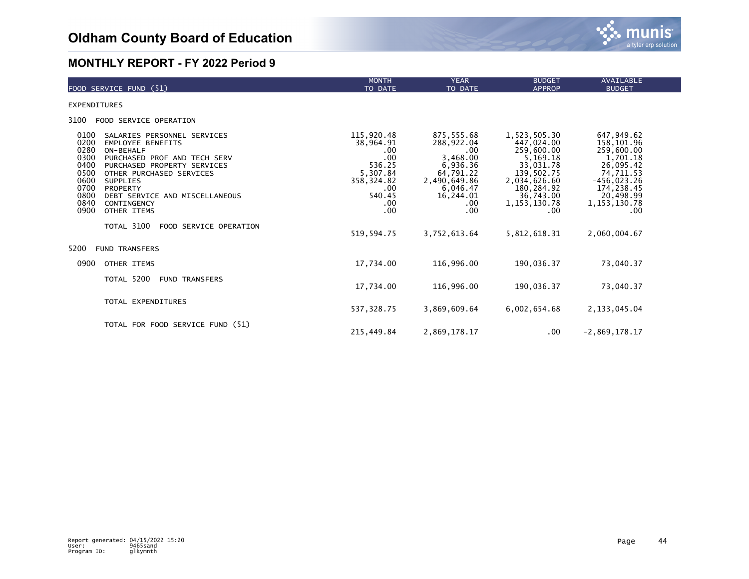# Oldham County Board of Education

## MONTHLY REPORT - FY 2022 Period 9

| FOOD SERVICE FUND (51) | MONTH TO DATE | YEAR TO DATE | BUDGET APPROP | AVAILABLE BUDGET |
|---|---|---|---|---|
| EXPENDITURES | | | | |
| 3100 FOOD SERVICE OPERATION | | | | |
| 0100 SALARIES PERSONNEL SERVICES | 115,920.48 | 875,555.68 | 1,523,505.30 | 647,949.62 |
| 0200 EMPLOYEE BENEFITS | 38,964.91 | 288,922.04 | 447,024.00 | 158,101.96 |
| 0280 ON-BEHALF | .00 | .00 | 259,600.00 | 259,600.00 |
| 0300 PURCHASED PROF AND TECH SERV | .00 | 3,468.00 | 5,169.18 | 1,701.18 |
| 0400 PURCHASED PROPERTY SERVICES | 536.25 | 6,936.36 | 33,031.78 | 26,095.42 |
| 0500 OTHER PURCHASED SERVICES | 5,307.84 | 64,791.22 | 139,502.75 | 74,711.53 |
| 0600 SUPPLIES | 358,324.82 | 2,490,649.86 | 2,034,626.60 | -456,023.26 |
| 0700 PROPERTY | .00 | 6,046.47 | 180,284.92 | 174,238.45 |
| 0800 DEBT SERVICE AND MISCELLANEOUS | 540.45 | 16,244.01 | 36,743.00 | 20,498.99 |
| 0840 CONTINGENCY | .00 | .00 | 1,153,130.78 | 1,153,130.78 |
| 0900 OTHER ITEMS | .00 | .00 | .00 | .00 |
| TOTAL 3100 FOOD SERVICE OPERATION | 519,594.75 | 3,752,613.64 | 5,812,618.31 | 2,060,004.67 |
| 5200 FUND TRANSFERS | | | | |
| 0900 OTHER ITEMS | 17,734.00 | 116,996.00 | 190,036.37 | 73,040.37 |
| TOTAL 5200 FUND TRANSFERS | 17,734.00 | 116,996.00 | 190,036.37 | 73,040.37 |
| TOTAL EXPENDITURES | 537,328.75 | 3,869,609.64 | 6,002,654.68 | 2,133,045.04 |
| TOTAL FOR FOOD SERVICE FUND (51) | 215,449.84 | 2,869,178.17 | .00 | -2,869,178.17 |

Report generated: 04/15/2022 15:20
User: 9465sand
Program ID: glkymnth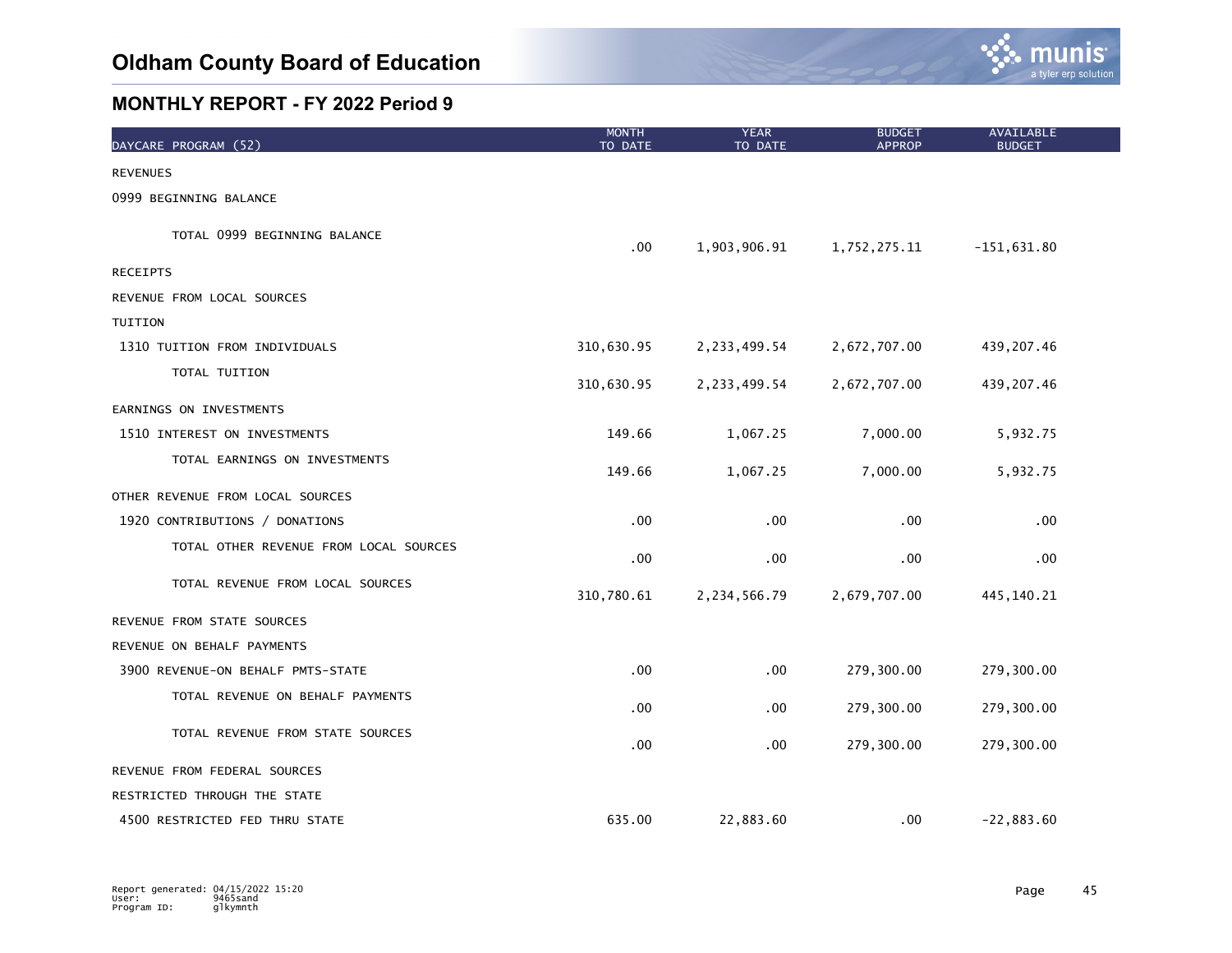# Oldham County Board of Education

## MONTHLY REPORT - FY 2022 Period 9

| DAYCARE PROGRAM (52) | MONTH TO DATE | YEAR TO DATE | BUDGET APPROP | AVAILABLE BUDGET |
|---|---|---|---|---|
| REVENUES | | | | |
| 0999 BEGINNING BALANCE | | | | |
| TOTAL 0999 BEGINNING BALANCE | .00 | 1,903,906.91 | 1,752,275.11 | -151,631.80 |
| RECEIPTS | | | | |
| REVENUE FROM LOCAL SOURCES | | | | |
| TUITION | | | | |
| 1310 TUITION FROM INDIVIDUALS | 310,630.95 | 2,233,499.54 | 2,672,707.00 | 439,207.46 |
| TOTAL TUITION | 310,630.95 | 2,233,499.54 | 2,672,707.00 | 439,207.46 |
| EARNINGS ON INVESTMENTS | | | | |
| 1510 INTEREST ON INVESTMENTS | 149.66 | 1,067.25 | 7,000.00 | 5,932.75 |
| TOTAL EARNINGS ON INVESTMENTS | 149.66 | 1,067.25 | 7,000.00 | 5,932.75 |
| OTHER REVENUE FROM LOCAL SOURCES | | | | |
| 1920 CONTRIBUTIONS / DONATIONS | .00 | .00 | .00 | .00 |
| TOTAL OTHER REVENUE FROM LOCAL SOURCES | .00 | .00 | .00 | .00 |
| TOTAL REVENUE FROM LOCAL SOURCES | 310,780.61 | 2,234,566.79 | 2,679,707.00 | 445,140.21 |
| REVENUE FROM STATE SOURCES | | | | |
| REVENUE ON BEHALF PAYMENTS | | | | |
| 3900 REVENUE-ON BEHALF PMTS-STATE | .00 | .00 | 279,300.00 | 279,300.00 |
| TOTAL REVENUE ON BEHALF PAYMENTS | .00 | .00 | 279,300.00 | 279,300.00 |
| TOTAL REVENUE FROM STATE SOURCES | .00 | .00 | 279,300.00 | 279,300.00 |
| REVENUE FROM FEDERAL SOURCES | | | | |
| RESTRICTED THROUGH THE STATE | | | | |
| 4500 RESTRICTED FED THRU STATE | 635.00 | 22,883.60 | .00 | -22,883.60 |

Report generated: 04/15/2022 15:20
User: 9465sand
Program ID: glkymnth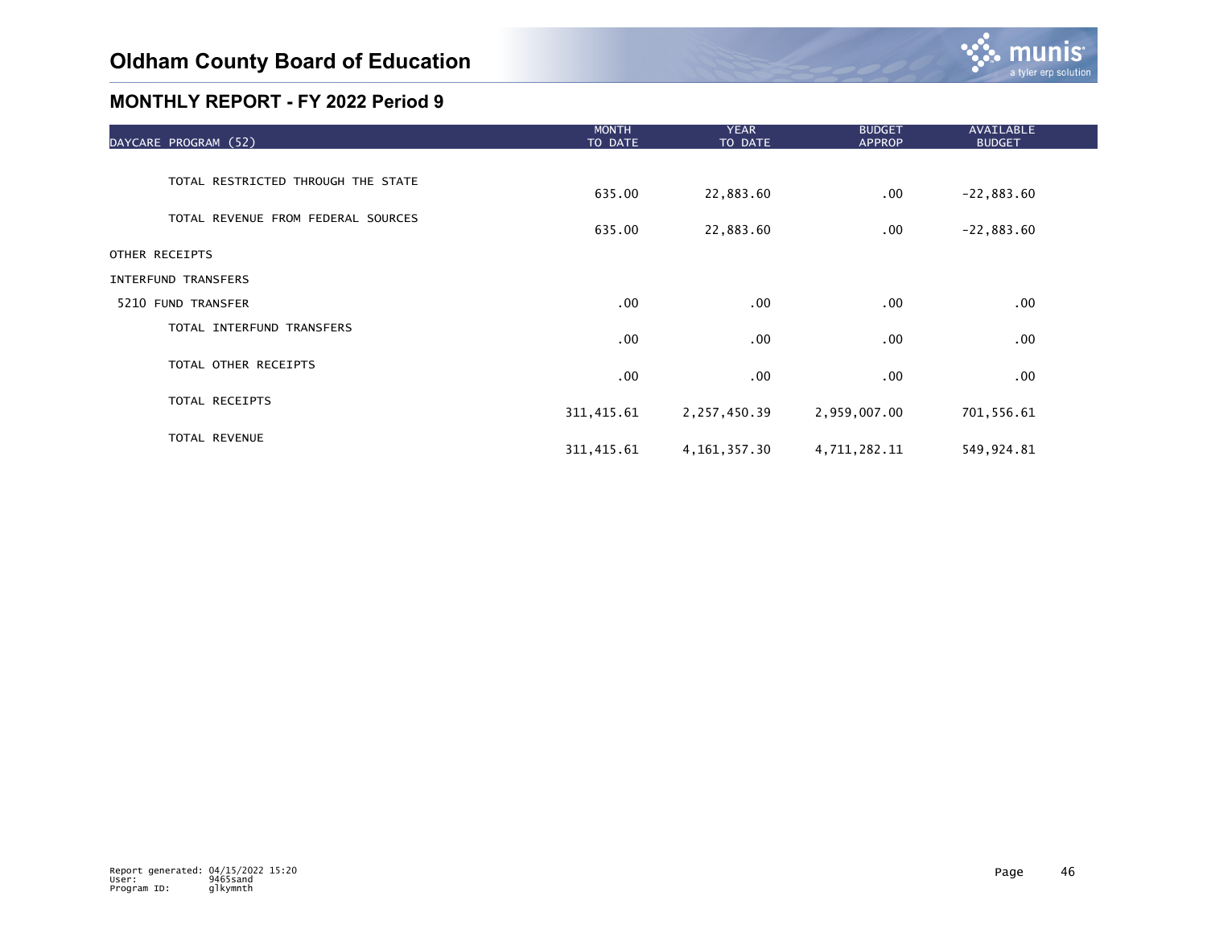# Oldham County Board of Education

## MONTHLY REPORT - FY 2022 Period 9

| DAYCARE PROGRAM (52) | MONTH TO DATE | YEAR TO DATE | BUDGET APPROP | AVAILABLE BUDGET |
|---|---|---|---|---|
| TOTAL RESTRICTED THROUGH THE STATE | 635.00 | 22,883.60 | .00 | -22,883.60 |
| TOTAL REVENUE FROM FEDERAL SOURCES | 635.00 | 22,883.60 | .00 | -22,883.60 |
| OTHER RECEIPTS | | | | |
| INTERFUND TRANSFERS | | | | |
| 5210 FUND TRANSFER | .00 | .00 | .00 | .00 |
| TOTAL INTERFUND TRANSFERS | .00 | .00 | .00 | .00 |
| TOTAL OTHER RECEIPTS | .00 | .00 | .00 | .00 |
| TOTAL RECEIPTS | 311,415.61 | 2,257,450.39 | 2,959,007.00 | 701,556.61 |
| TOTAL REVENUE | 311,415.61 | 4,161,357.30 | 4,711,282.11 | 549,924.81 |

Report generated: 04/15/2022 15:20
User: 9465sand
Program ID: glkymnth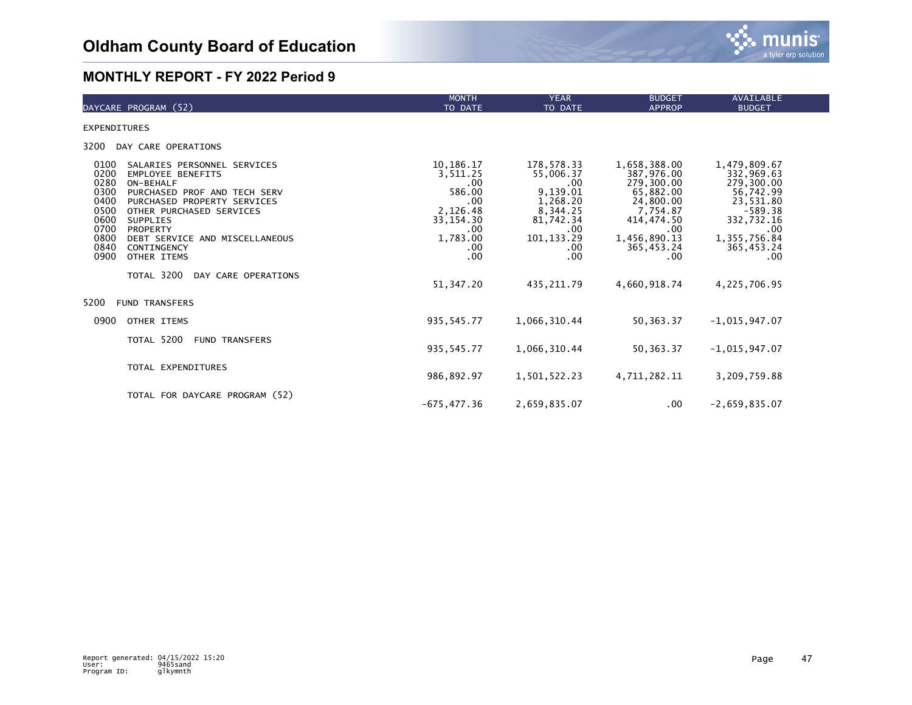# Oldham County Board of Education

## MONTHLY REPORT - FY 2022 Period 9

| DAYCARE PROGRAM (52) | MONTH TO DATE | YEAR TO DATE | BUDGET APPROP | AVAILABLE BUDGET |
|---|---|---|---|---|
| EXPENDITURES | | | | |
| 3200 DAY CARE OPERATIONS | | | | |
| 0100 SALARIES PERSONNEL SERVICES | 10,186.17 | 178,578.33 | 1,658,388.00 | 1,479,809.67 |
| 0200 EMPLOYEE BENEFITS | 3,511.25 | 55,006.37 | 387,976.00 | 332,969.63 |
| 0280 ON-BEHALF | .00 | .00 | 279,300.00 | 279,300.00 |
| 0300 PURCHASED PROF AND TECH SERV | 586.00 | 9,139.01 | 65,882.00 | 56,742.99 |
| 0400 PURCHASED PROPERTY SERVICES | .00 | 1,268.20 | 24,800.00 | 23,531.80 |
| 0500 OTHER PURCHASED SERVICES | 2,126.48 | 8,344.25 | 7,754.87 | -589.38 |
| 0600 SUPPLIES | 33,154.30 | 81,742.34 | 414,474.50 | 332,732.16 |
| 0700 PROPERTY | .00 | .00 | .00 | .00 |
| 0800 DEBT SERVICE AND MISCELLANEOUS | 1,783.00 | 101,133.29 | 1,456,890.13 | 1,355,756.84 |
| 0840 CONTINGENCY | .00 | .00 | 365,453.24 | 365,453.24 |
| 0900 OTHER ITEMS | .00 | .00 | .00 | .00 |
| TOTAL 3200 DAY CARE OPERATIONS | 51,347.20 | 435,211.79 | 4,660,918.74 | 4,225,706.95 |
| 5200 FUND TRANSFERS | | | | |
| 0900 OTHER ITEMS | 935,545.77 | 1,066,310.44 | 50,363.37 | -1,015,947.07 |
| TOTAL 5200 FUND TRANSFERS | 935,545.77 | 1,066,310.44 | 50,363.37 | -1,015,947.07 |
| TOTAL EXPENDITURES | 986,892.97 | 1,501,522.23 | 4,711,282.11 | 3,209,759.88 |
| TOTAL FOR DAYCARE PROGRAM (52) | -675,477.36 | 2,659,835.07 | .00 | -2,659,835.07 |

Report generated: 04/15/2022 15:20
User: 9465sand
Program ID: glkymnth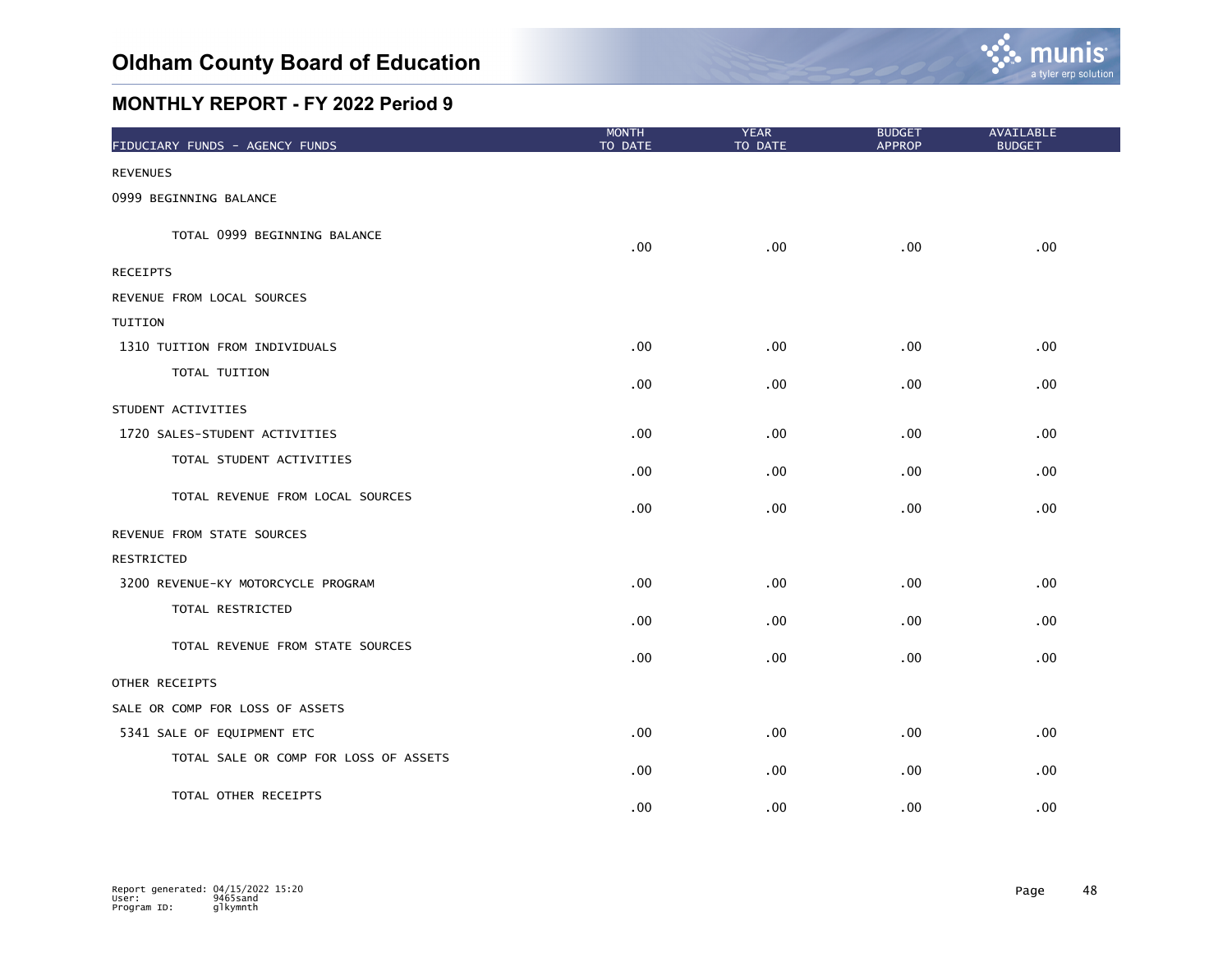# Oldham County Board of Education

## MONTHLY REPORT - FY 2022 Period 9

| FIDUCIARY FUNDS - AGENCY FUNDS | MONTH TO DATE | YEAR TO DATE | BUDGET APPROP | AVAILABLE BUDGET |
|---|---|---|---|---|
| REVENUES | | | | |
| 0999 BEGINNING BALANCE | | | | |
| TOTAL 0999 BEGINNING BALANCE | .00 | .00 | .00 | .00 |
| RECEIPTS | | | | |
| REVENUE FROM LOCAL SOURCES | | | | |
| TUITION | | | | |
| 1310 TUITION FROM INDIVIDUALS | .00 | .00 | .00 | .00 |
| TOTAL TUITION | .00 | .00 | .00 | .00 |
| STUDENT ACTIVITIES | | | | |
| 1720 SALES-STUDENT ACTIVITIES | .00 | .00 | .00 | .00 |
| TOTAL STUDENT ACTIVITIES | .00 | .00 | .00 | .00 |
| TOTAL REVENUE FROM LOCAL SOURCES | .00 | .00 | .00 | .00 |
| REVENUE FROM STATE SOURCES | | | | |
| RESTRICTED | | | | |
| 3200 REVENUE-KY MOTORCYCLE PROGRAM | .00 | .00 | .00 | .00 |
| TOTAL RESTRICTED | .00 | .00 | .00 | .00 |
| TOTAL REVENUE FROM STATE SOURCES | .00 | .00 | .00 | .00 |
| OTHER RECEIPTS | | | | |
| SALE OR COMP FOR LOSS OF ASSETS | | | | |
| 5341 SALE OF EQUIPMENT ETC | .00 | .00 | .00 | .00 |
| TOTAL SALE OR COMP FOR LOSS OF ASSETS | .00 | .00 | .00 | .00 |
| TOTAL OTHER RECEIPTS | .00 | .00 | .00 | .00 |

Report generated: 04/15/2022 15:20
User: 9465sand
Program ID: glkymnth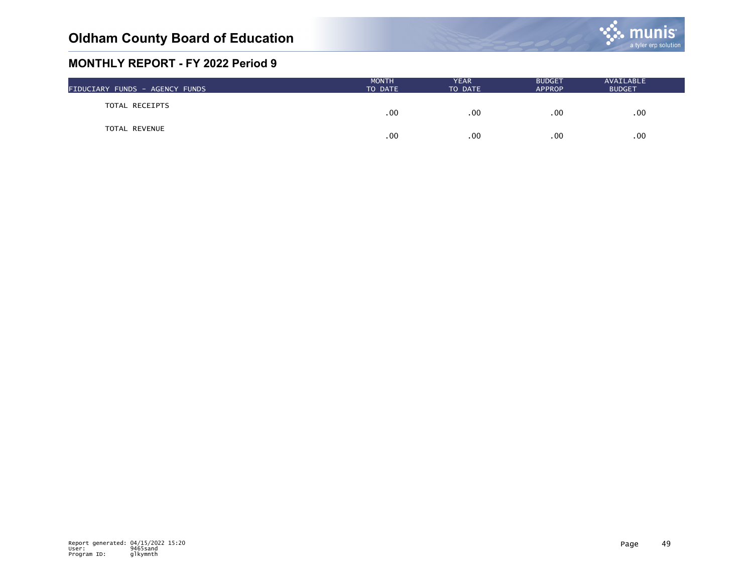# Oldham County Board of Education

## MONTHLY REPORT - FY 2022 Period 9

| FIDUCIARY FUNDS - AGENCY FUNDS | MONTH TO DATE | YEAR TO DATE | BUDGET APPROP | AVAILABLE BUDGET |
|---|---|---|---|---|
| TOTAL RECEIPTS | .00 | .00 | .00 | .00 |
| TOTAL REVENUE | .00 | .00 | .00 | .00 |

Report generated: 04/15/2022 15:20
User: 9465sand
Program ID: glkymnth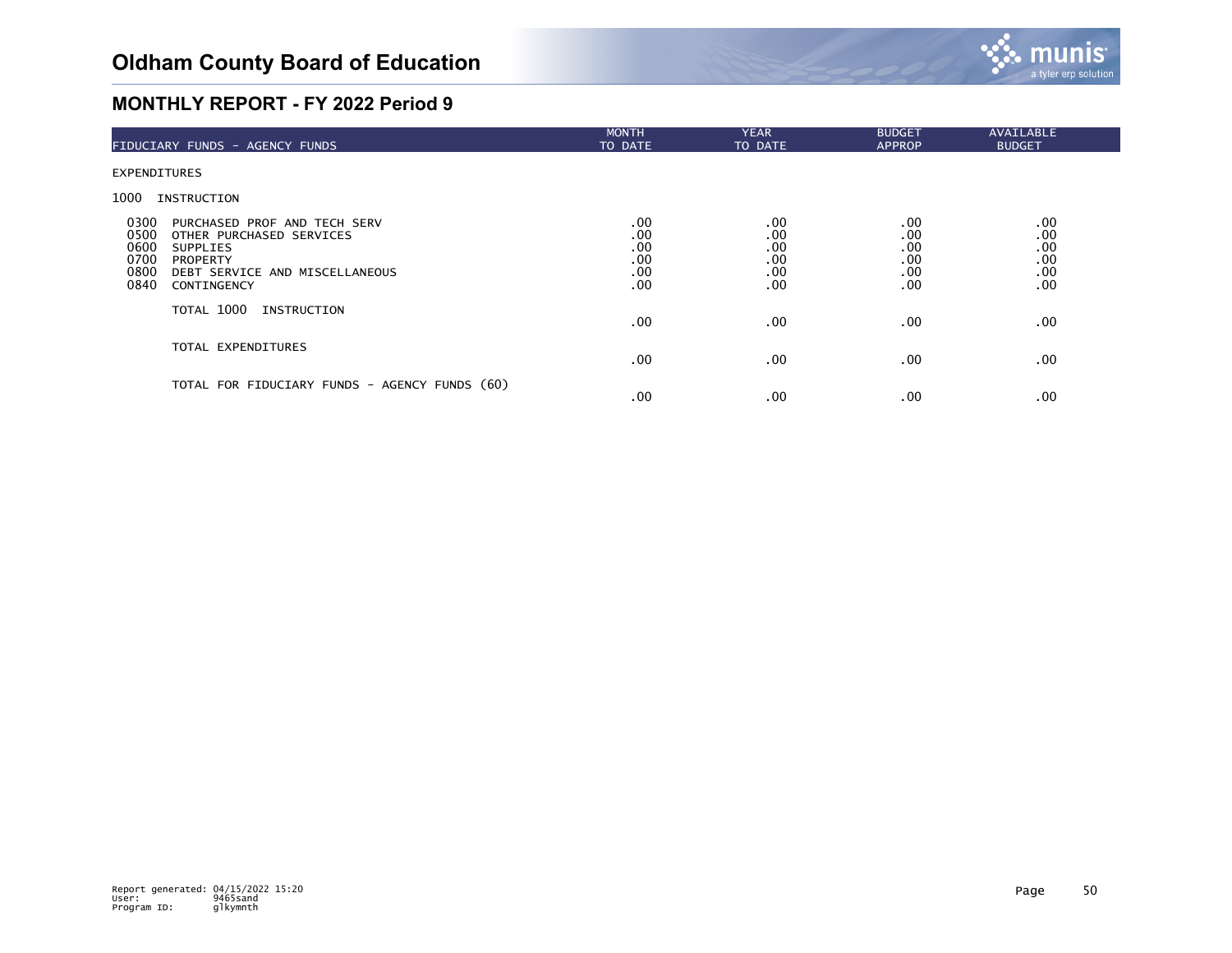# Oldham County Board of Education

## MONTHLY REPORT - FY 2022 Period 9

| FIDUCIARY FUNDS - AGENCY FUNDS | MONTH TO DATE | YEAR TO DATE | BUDGET APPROP | AVAILABLE BUDGET |
|---|---|---|---|---|
| EXPENDITURES | | | | |
| 1000 INSTRUCTION | | | | |
| 0300 PURCHASED PROF AND TECH SERV | .00 | .00 | .00 | .00 |
| 0500 OTHER PURCHASED SERVICES | .00 | .00 | .00 | .00 |
| 0600 SUPPLIES | .00 | .00 | .00 | .00 |
| 0700 PROPERTY | .00 | .00 | .00 | .00 |
| 0800 DEBT SERVICE AND MISCELLANEOUS | .00 | .00 | .00 | .00 |
| 0840 CONTINGENCY | .00 | .00 | .00 | .00 |
| TOTAL 1000 INSTRUCTION | .00 | .00 | .00 | .00 |
| TOTAL EXPENDITURES | .00 | .00 | .00 | .00 |
| TOTAL FOR FIDUCIARY FUNDS - AGENCY FUNDS (60) | .00 | .00 | .00 | .00 |

Report generated: 04/15/2022 15:20
User: 9465sand
Program ID: glkymnth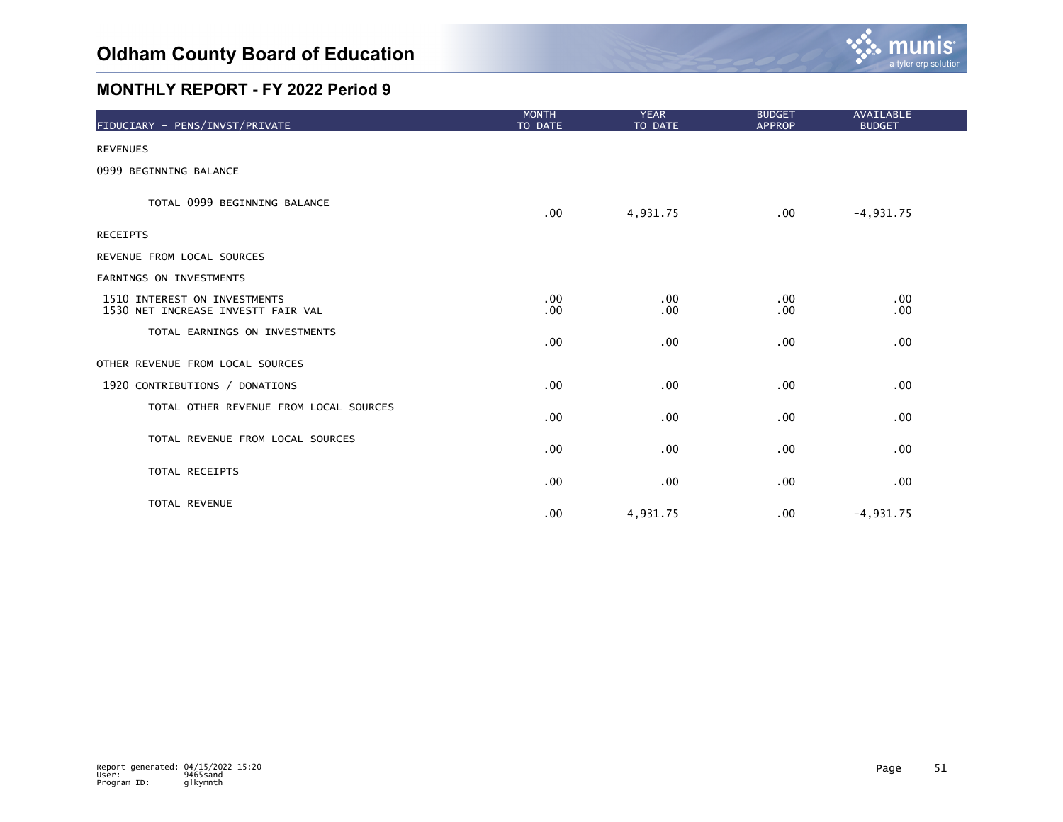# Oldham County Board of Education

## MONTHLY REPORT - FY 2022 Period 9

| FIDUCIARY - PENS/INVST/PRIVATE | MONTH TO DATE | YEAR TO DATE | BUDGET APPROP | AVAILABLE BUDGET |
|---|---|---|---|---|
| REVENUES | | | | |
| 0999 BEGINNING BALANCE | | | | |
| TOTAL 0999 BEGINNING BALANCE | .00 | 4,931.75 | .00 | -4,931.75 |
| RECEIPTS | | | | |
| REVENUE FROM LOCAL SOURCES | | | | |
| EARNINGS ON INVESTMENTS | | | | |
| 1510 INTEREST ON INVESTMENTS | .00 | .00 | .00 | .00 |
| 1530 NET INCREASE INVESTT FAIR VAL | .00 | .00 | .00 | .00 |
| TOTAL EARNINGS ON INVESTMENTS | .00 | .00 | .00 | .00 |
| OTHER REVENUE FROM LOCAL SOURCES | | | | |
| 1920 CONTRIBUTIONS / DONATIONS | .00 | .00 | .00 | .00 |
| TOTAL OTHER REVENUE FROM LOCAL SOURCES | .00 | .00 | .00 | .00 |
| TOTAL REVENUE FROM LOCAL SOURCES | .00 | .00 | .00 | .00 |
| TOTAL RECEIPTS | .00 | .00 | .00 | .00 |
| TOTAL REVENUE | .00 | 4,931.75 | .00 | -4,931.75 |

Report generated: 04/15/2022 15:20
User: 9465sand
Program ID: glkymnth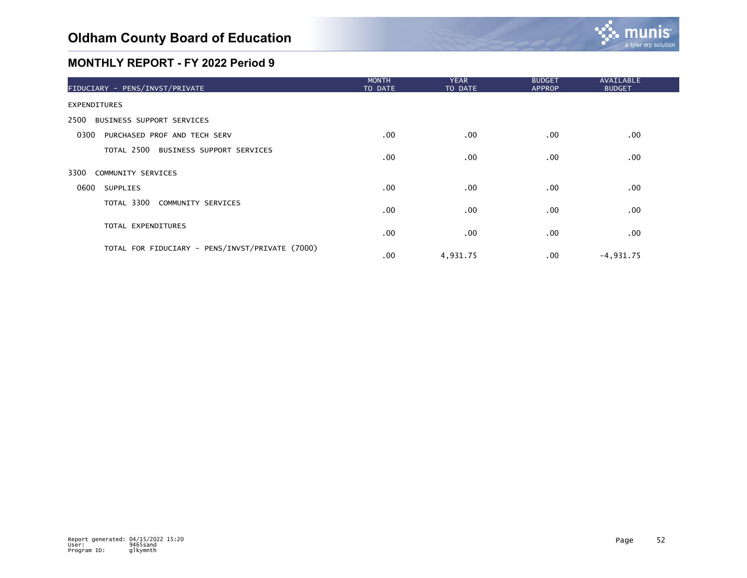# Oldham County Board of Education

## MONTHLY REPORT - FY 2022 Period 9

| FIDUCIARY - PENS/INVST/PRIVATE | MONTH TO DATE | YEAR TO DATE | BUDGET APPROP | AVAILABLE BUDGET |
|---|---|---|---|---|
| EXPENDITURES | | | | |
| 2500 BUSINESS SUPPORT SERVICES | | | | |
| 0300 PURCHASED PROF AND TECH SERV | .00 | .00 | .00 | .00 |
| TOTAL 2500 BUSINESS SUPPORT SERVICES | .00 | .00 | .00 | .00 |
| 3300 COMMUNITY SERVICES | | | | |
| 0600 SUPPLIES | .00 | .00 | .00 | .00 |
| TOTAL 3300 COMMUNITY SERVICES | .00 | .00 | .00 | .00 |
| TOTAL EXPENDITURES | .00 | .00 | .00 | .00 |
| TOTAL FOR FIDUCIARY - PENS/INVST/PRIVATE (7000) | .00 | 4,931.75 | .00 | -4,931.75 |

Report generated: 04/15/2022 15:20
User: 9465sand
Program ID: glkymnth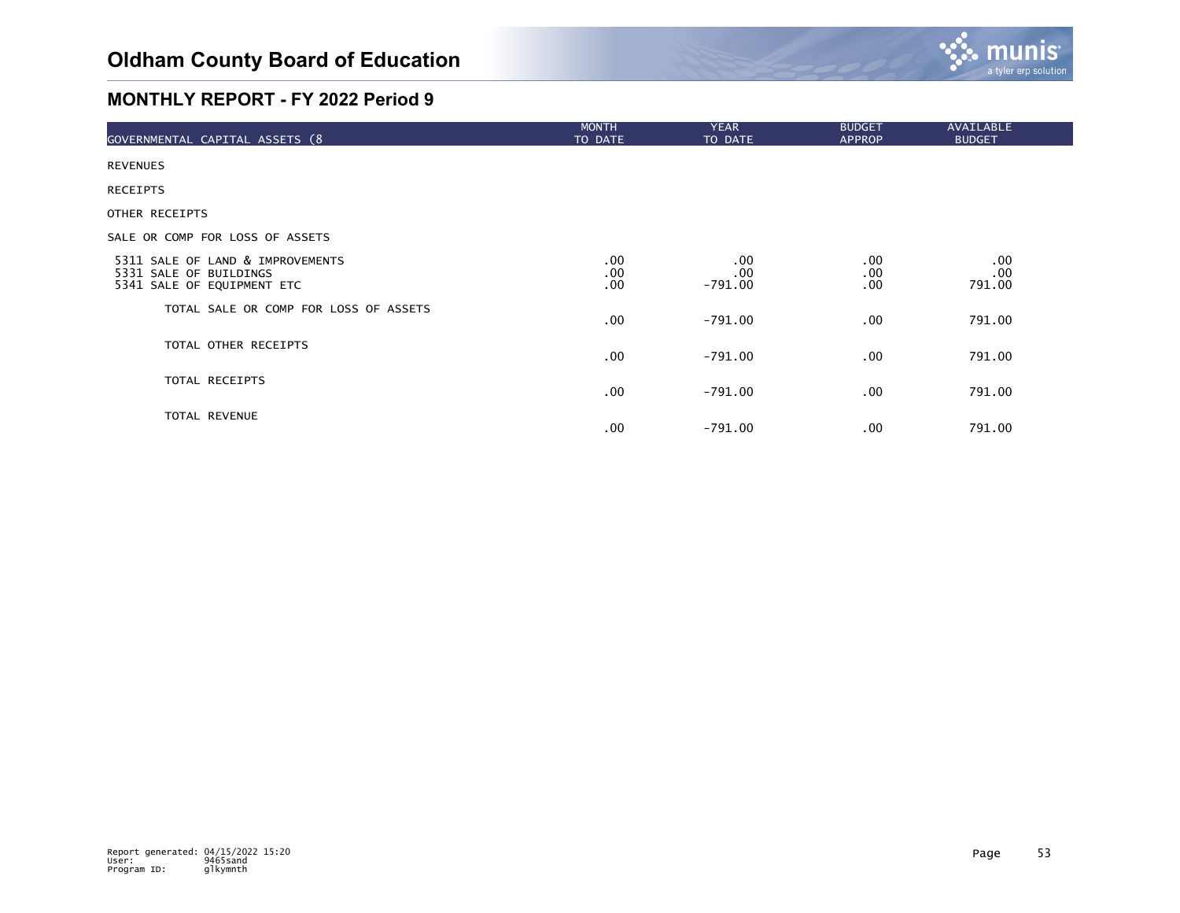# Oldham County Board of Education

## MONTHLY REPORT - FY 2022 Period 9

| GOVERNMENTAL CAPITAL ASSETS (8 | MONTH TO DATE | YEAR TO DATE | BUDGET APPROP | AVAILABLE BUDGET |
|---|---|---|---|---|
| REVENUES | | | | |
| RECEIPTS | | | | |
| OTHER RECEIPTS | | | | |
| SALE OR COMP FOR LOSS OF ASSETS | | | | |
| 5311 SALE OF LAND & IMPROVEMENTS | .00 | .00 | .00 | .00 |
| 5331 SALE OF BUILDINGS | .00 | .00 | .00 | .00 |
| 5341 SALE OF EQUIPMENT ETC | .00 | -791.00 | .00 | 791.00 |
| TOTAL SALE OR COMP FOR LOSS OF ASSETS | .00 | -791.00 | .00 | 791.00 |
| TOTAL OTHER RECEIPTS | .00 | -791.00 | .00 | 791.00 |
| TOTAL RECEIPTS | .00 | -791.00 | .00 | 791.00 |
| TOTAL REVENUE | .00 | -791.00 | .00 | 791.00 |

Report generated: 04/15/2022 15:20
User: 9465sand
Program ID: glkymnth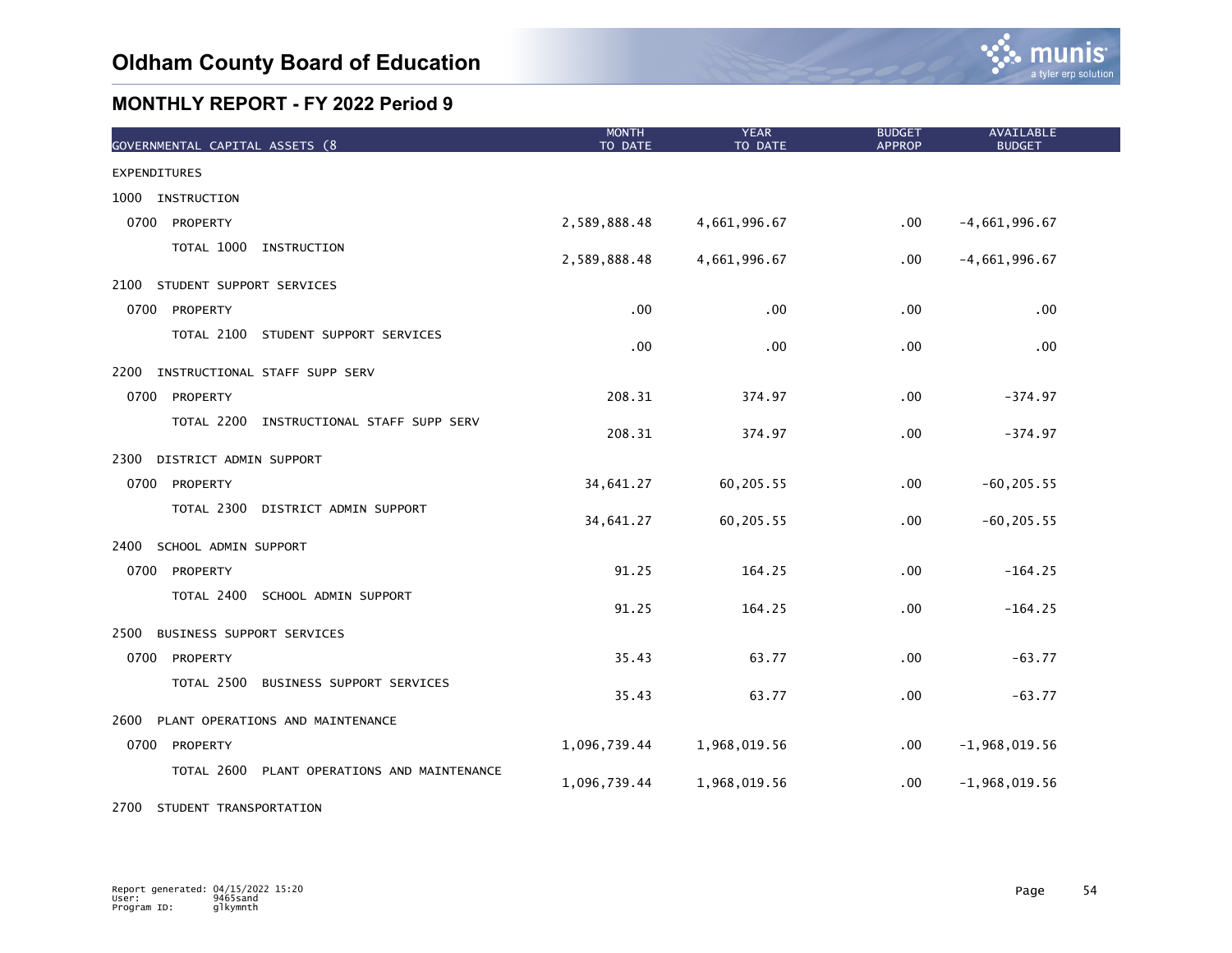# Oldham County Board of Education

## MONTHLY REPORT - FY 2022 Period 9

| GOVERNMENTAL CAPITAL ASSETS (8 | MONTH TO DATE | YEAR TO DATE | BUDGET APPROP | AVAILABLE BUDGET |
|---|---|---|---|---|
| EXPENDITURES | | | | |
| 1000 INSTRUCTION | | | | |
| 0700 PROPERTY | 2,589,888.48 | 4,661,996.67 | .00 | -4,661,996.67 |
| TOTAL 1000 INSTRUCTION | 2,589,888.48 | 4,661,996.67 | .00 | -4,661,996.67 |
| 2100 STUDENT SUPPORT SERVICES | | | | |
| 0700 PROPERTY | .00 | .00 | .00 | .00 |
| TOTAL 2100 STUDENT SUPPORT SERVICES | .00 | .00 | .00 | .00 |
| 2200 INSTRUCTIONAL STAFF SUPP SERV | | | | |
| 0700 PROPERTY | 208.31 | 374.97 | .00 | -374.97 |
| TOTAL 2200 INSTRUCTIONAL STAFF SUPP SERV | 208.31 | 374.97 | .00 | -374.97 |
| 2300 DISTRICT ADMIN SUPPORT | | | | |
| 0700 PROPERTY | 34,641.27 | 60,205.55 | .00 | -60,205.55 |
| TOTAL 2300 DISTRICT ADMIN SUPPORT | 34,641.27 | 60,205.55 | .00 | -60,205.55 |
| 2400 SCHOOL ADMIN SUPPORT | | | | |
| 0700 PROPERTY | 91.25 | 164.25 | .00 | -164.25 |
| TOTAL 2400 SCHOOL ADMIN SUPPORT | 91.25 | 164.25 | .00 | -164.25 |
| 2500 BUSINESS SUPPORT SERVICES | | | | |
| 0700 PROPERTY | 35.43 | 63.77 | .00 | -63.77 |
| TOTAL 2500 BUSINESS SUPPORT SERVICES | 35.43 | 63.77 | .00 | -63.77 |
| 2600 PLANT OPERATIONS AND MAINTENANCE | | | | |
| 0700 PROPERTY | 1,096,739.44 | 1,968,019.56 | .00 | -1,968,019.56 |
| TOTAL 2600 PLANT OPERATIONS AND MAINTENANCE | 1,096,739.44 | 1,968,019.56 | .00 | -1,968,019.56 |
| 2700 STUDENT TRANSPORTATION | | | | |

Report generated: 04/15/2022 15:20
User: 9465sand
Program ID: glkymnth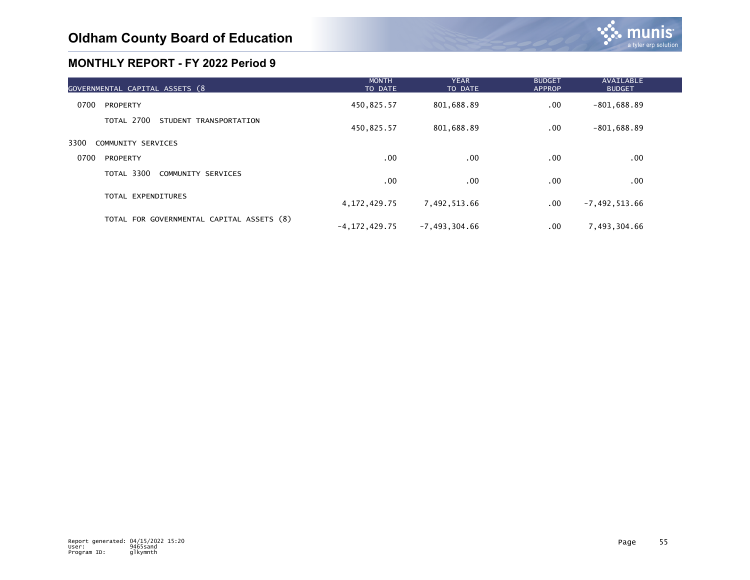# Oldham County Board of Education

## MONTHLY REPORT - FY 2022 Period 9

| GOVERNMENTAL CAPITAL ASSETS (8 | MONTH TO DATE | YEAR TO DATE | BUDGET APPROP | AVAILABLE BUDGET |
|---|---|---|---|---|
| 0700 PROPERTY | 450,825.57 | 801,688.89 | .00 | -801,688.89 |
| TOTAL 2700 STUDENT TRANSPORTATION | 450,825.57 | 801,688.89 | .00 | -801,688.89 |
| 3300 COMMUNITY SERVICES | | | | |
| 0700 PROPERTY | .00 | .00 | .00 | .00 |
| TOTAL 3300 COMMUNITY SERVICES | .00 | .00 | .00 | .00 |
| TOTAL EXPENDITURES | 4,172,429.75 | 7,492,513.66 | .00 | -7,492,513.66 |
| TOTAL FOR GOVERNMENTAL CAPITAL ASSETS (8) | -4,172,429.75 | -7,493,304.66 | .00 | 7,493,304.66 |

Report generated: 04/15/2022 15:20
User: 9465sand
Program ID: glkymnth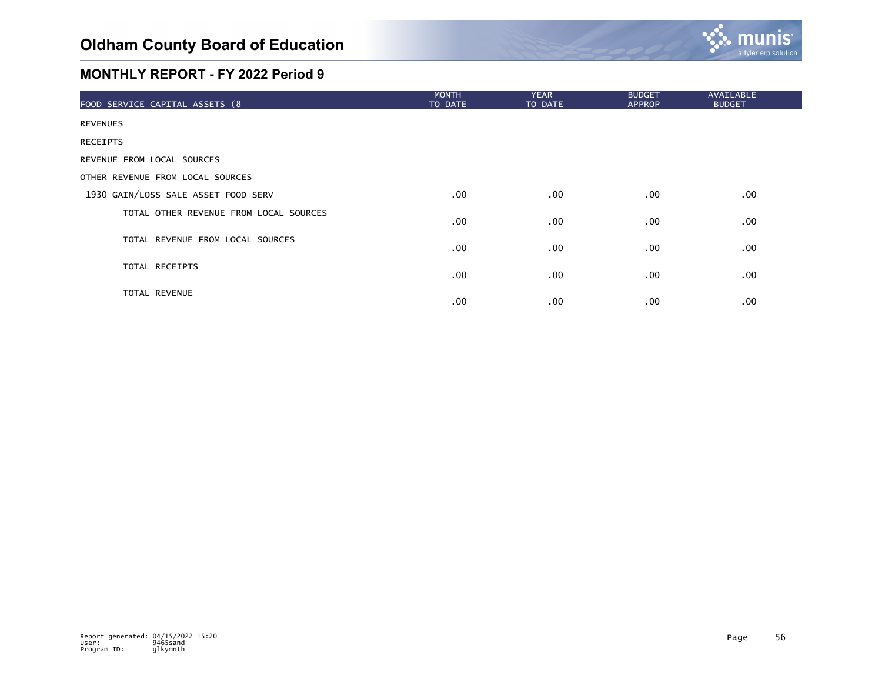## Oldham County Board of Education

### MONTHLY REPORT - FY 2022 Period 9

| FOOD SERVICE CAPITAL ASSETS (8 | MONTH TO DATE | YEAR TO DATE | BUDGET APPROP | AVAILABLE BUDGET |
|---|---|---|---|---|
| REVENUES | | | | |
| RECEIPTS | | | | |
| REVENUE FROM LOCAL SOURCES | | | | |
| OTHER REVENUE FROM LOCAL SOURCES | | | | |
| 1930 GAIN/LOSS SALE ASSET FOOD SERV | .00 | .00 | .00 | .00 |
| TOTAL OTHER REVENUE FROM LOCAL SOURCES | .00 | .00 | .00 | .00 |
| TOTAL REVENUE FROM LOCAL SOURCES | .00 | .00 | .00 | .00 |
| TOTAL RECEIPTS | .00 | .00 | .00 | .00 |
| TOTAL REVENUE | .00 | .00 | .00 | .00 |

Report generated: 04/15/2022 15:20
User: 9465sand
Program ID: glkymnth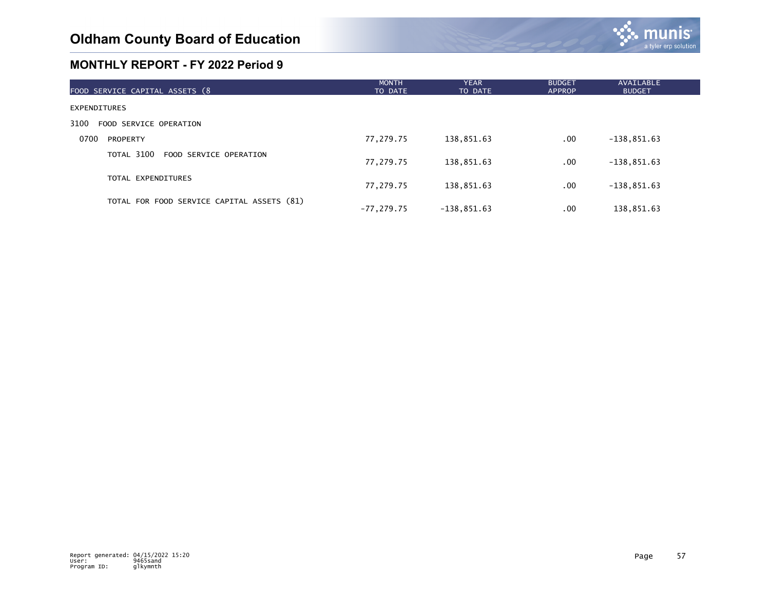# Oldham County Board of Education

## MONTHLY REPORT - FY 2022 Period 9

| FOOD SERVICE CAPITAL ASSETS (8 | MONTH TO DATE | YEAR TO DATE | BUDGET APPROP | AVAILABLE BUDGET |
|---|---|---|---|---|
| EXPENDITURES | | | | |
| 3100 FOOD SERVICE OPERATION | | | | |
| 0700 PROPERTY | 77,279.75 | 138,851.63 | .00 | -138,851.63 |
| TOTAL 3100 FOOD SERVICE OPERATION | 77,279.75 | 138,851.63 | .00 | -138,851.63 |
| TOTAL EXPENDITURES | 77,279.75 | 138,851.63 | .00 | -138,851.63 |
| TOTAL FOR FOOD SERVICE CAPITAL ASSETS (81) | -77,279.75 | -138,851.63 | .00 | 138,851.63 |

Report generated: 04/15/2022 15:20
User: 9465sand
Program ID: glkymnth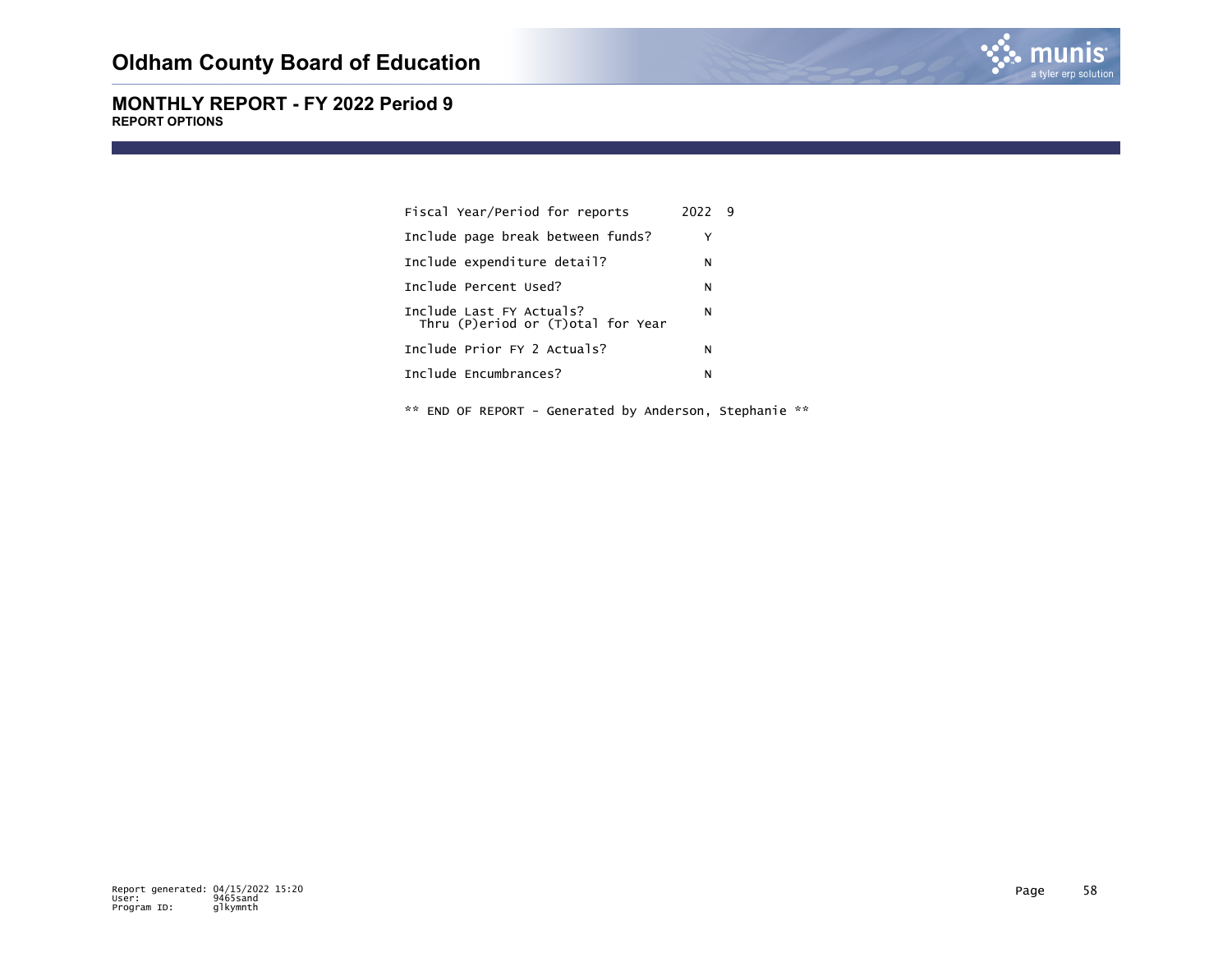# Oldham County Board of Education

## MONTHLY REPORT - FY 2022 Period 9

**REPORT OPTIONS**

| | |
|---|---|
| Fiscal Year/Period for reports | 2022 9 |
| Include page break between funds? | Y |
| Include expenditure detail? | N |
| Include Percent Used? | N |
| Include Last FY Actuals? Thru (P)eriod or (T)otal for Year | N |
| Include Prior FY 2 Actuals? | N |
| Include Encumbrances? | N |

** END OF REPORT - Generated by Anderson, Stephanie **

Report generated: 04/15/2022 15:20
User: 9465sand
Program ID: glkymnth